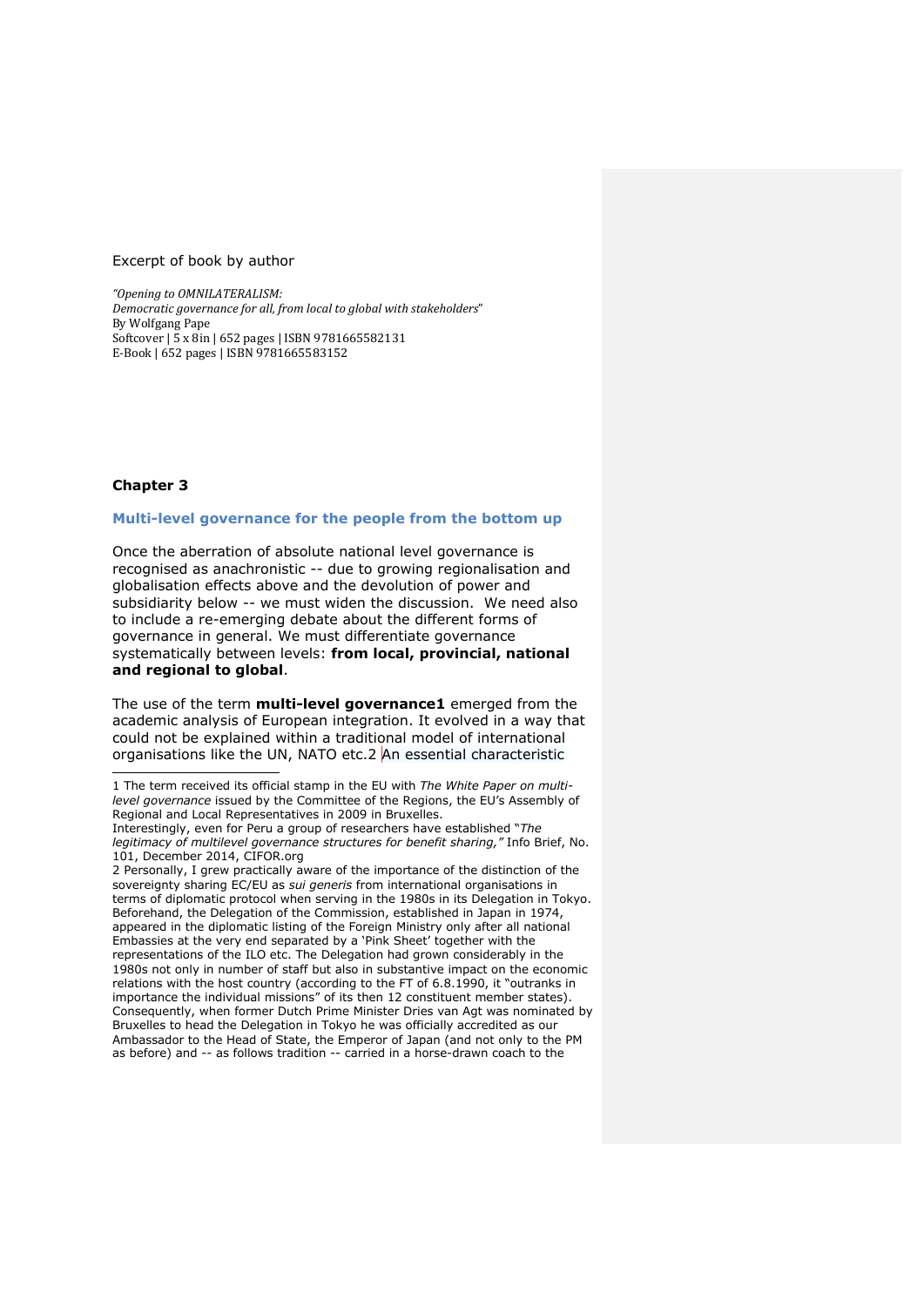Excerpt of book by author

*"Opening to OMNILATERALISM:*
*Democratic governance for all, from local to global with stakeholders"*
By Wolfgang Pape
Softcover | 5 x 8in | 652 pages | ISBN 9781665582131
E-Book | 652 pages | ISBN 9781665583152

## Chapter 3

### Multi-level governance for the people from the bottom up

Once the aberration of absolute national level governance is recognised as anachronistic -- due to growing regionalisation and globalisation effects above and the devolution of power and subsidiarity below -- we must widen the discussion. We need also to include a re-emerging debate about the different forms of governance in general. We must differentiate governance systematically between levels: **from local, provincial, national and regional to global**.

The use of the term **multi-level governance**[1] emerged from the academic analysis of European integration. It evolved in a way that could not be explained within a traditional model of international organisations like the UN, NATO etc.[2] An essential characteristic

---

[1] The term received its official stamp in the EU with *The White Paper on multi-level governance* issued by the Committee of the Regions, the EU's Assembly of Regional and Local Representatives in 2009 in Bruxelles.
Interestingly, even for Peru a group of researchers have established "*The legitimacy of multilevel governance structures for benefit sharing,"* Info Brief, No. 101, December 2014, CIFOR.org

[2] Personally, I grew practically aware of the importance of the distinction of the sovereignty sharing EC/EU as *sui generis* from international organisations in terms of diplomatic protocol when serving in the 1980s in its Delegation in Tokyo. Beforehand, the Delegation of the Commission, established in Japan in 1974, appeared in the diplomatic listing of the Foreign Ministry only after all national Embassies at the very end separated by a 'Pink Sheet' together with the representations of the ILO etc. The Delegation had grown considerably in the 1980s not only in number of staff but also in substantive impact on the economic relations with the host country (according to the FT of 6.8.1990, it "outranks in importance the individual missions" of its then 12 constituent member states). Consequently, when former Dutch Prime Minister Dries van Agt was nominated by Bruxelles to head the Delegation in Tokyo he was officially accredited as our Ambassador to the Head of State, the Emperor of Japan (and not only to the PM as before) and -- as follows tradition -- carried in a horse-drawn coach to the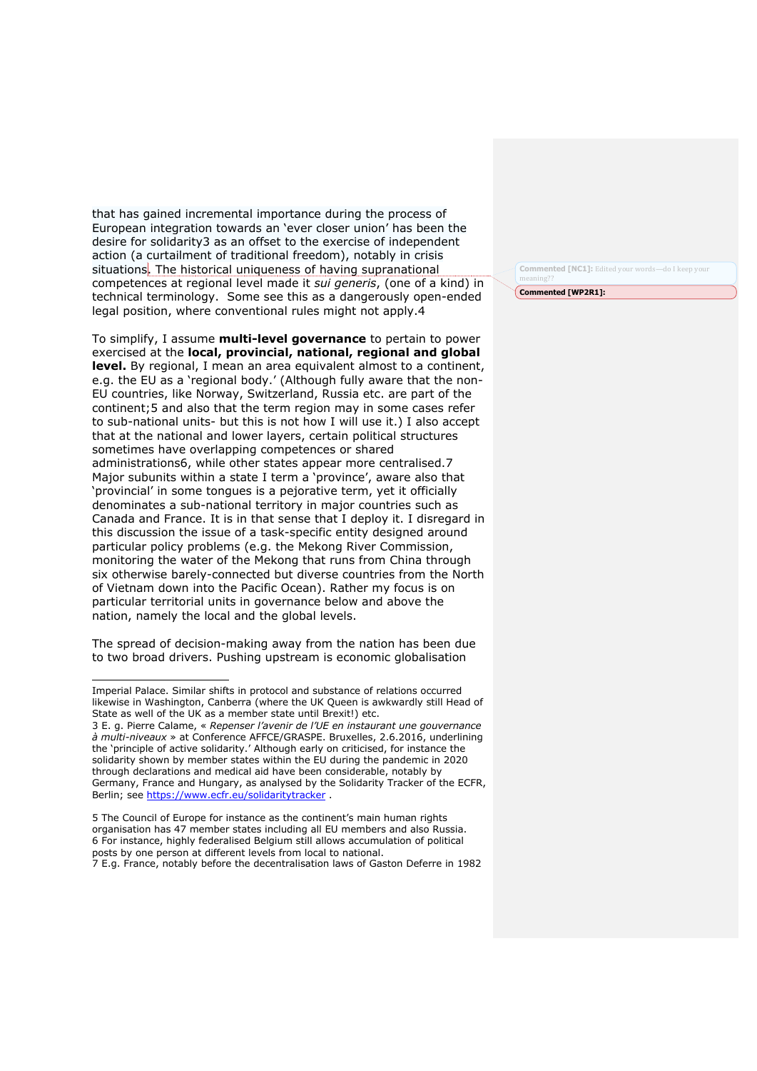that has gained incremental importance during the process of European integration towards an 'ever closer union' has been the desire for solidarity[3] as an offset to the exercise of independent action (a curtailment of traditional freedom), notably in crisis situations. The historical uniqueness of having supranational competences at regional level made it *sui generis*, (one of a kind) in technical terminology. Some see this as a dangerously open-ended legal position, where conventional rules might not apply.[4]

To simplify, I assume **multi-level governance** to pertain to power exercised at the **local, provincial, national, regional and global level.** By regional, I mean an area equivalent almost to a continent, e.g. the EU as a 'regional body.' (Although fully aware that the non-EU countries, like Norway, Switzerland, Russia etc. are part of the continent;[5] and also that the term region may in some cases refer to sub-national units- but this is not how I will use it.) I also accept that at the national and lower layers, certain political structures sometimes have overlapping competences or shared administrations[6], while other states appear more centralised.[7] Major subunits within a state I term a 'province', aware also that 'provincial' in some tongues is a pejorative term, yet it officially denominates a sub-national territory in major countries such as Canada and France. It is in that sense that I deploy it. I disregard in this discussion the issue of a task-specific entity designed around particular policy problems (e.g. the Mekong River Commission, monitoring the water of the Mekong that runs from China through six otherwise barely-connected but diverse countries from the North of Vietnam down into the Pacific Ocean). Rather my focus is on particular territorial units in governance below and above the nation, namely the local and the global levels.

The spread of decision-making away from the nation has been due to two broad drivers. Pushing upstream is economic globalisation

---

Imperial Palace. Similar shifts in protocol and substance of relations occurred likewise in Washington, Canberra (where the UK Queen is awkwardly still Head of State as well of the UK as a member state until Brexit!) etc.

3 E. g. Pierre Calame, « *Repenser l'avenir de l'UE en instaurant une gouvernance à multi-niveaux* » at Conference AFFCE/GRASPE. Bruxelles, 2.6.2016, underlining the 'principle of active solidarity.' Although early on criticised, for instance the solidarity shown by member states within the EU during the pandemic in 2020 through declarations and medical aid have been considerable, notably by Germany, France and Hungary, as analysed by the Solidarity Tracker of the ECFR, Berlin; see https://www.ecfr.eu/solidaritytracker .

5 The Council of Europe for instance as the continent's main human rights organisation has 47 member states including all EU members and also Russia.

6 For instance, highly federalised Belgium still allows accumulation of political posts by one person at different levels from local to national.

7 E.g. France, notably before the decentralisation laws of Gaston Deferre in 1982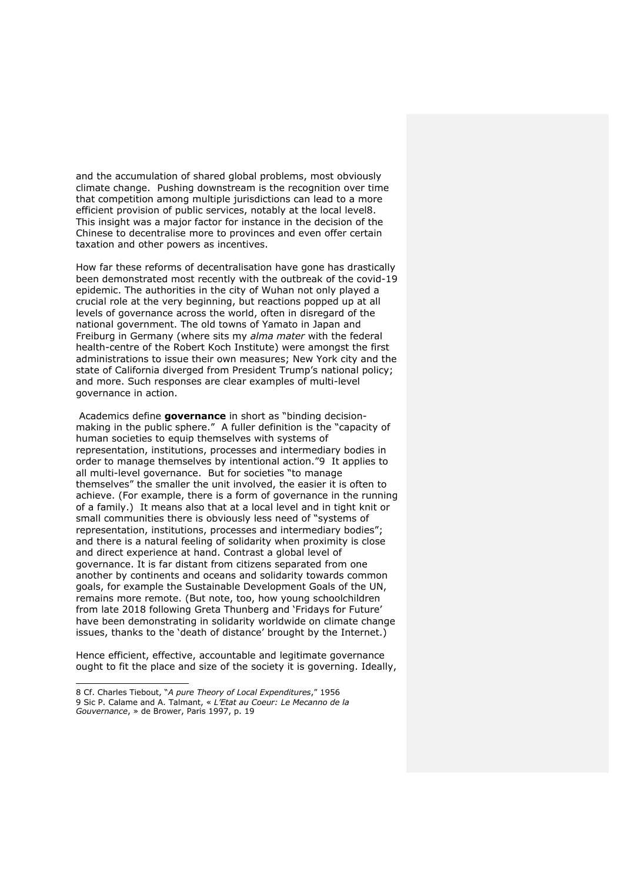and the accumulation of shared global problems, most obviously climate change. Pushing downstream is the recognition over time that competition among multiple jurisdictions can lead to a more efficient provision of public services, notably at the local level[8]. This insight was a major factor for instance in the decision of the Chinese to decentralise more to provinces and even offer certain taxation and other powers as incentives.

How far these reforms of decentralisation have gone has drastically been demonstrated most recently with the outbreak of the covid-19 epidemic. The authorities in the city of Wuhan not only played a crucial role at the very beginning, but reactions popped up at all levels of governance across the world, often in disregard of the national government. The old towns of Yamato in Japan and Freiburg in Germany (where sits my *alma mater* with the federal health-centre of the Robert Koch Institute) were amongst the first administrations to issue their own measures; New York city and the state of California diverged from President Trump's national policy; and more. Such responses are clear examples of multi-level governance in action.

Academics define **governance** in short as "binding decision-making in the public sphere." A fuller definition is the "capacity of human societies to equip themselves with systems of representation, institutions, processes and intermediary bodies in order to manage themselves by intentional action."[9] It applies to all multi-level governance. But for societies "to manage themselves" the smaller the unit involved, the easier it is often to achieve. (For example, there is a form of governance in the running of a family.) It means also that at a local level and in tight knit or small communities there is obviously less need of "systems of representation, institutions, processes and intermediary bodies"; and there is a natural feeling of solidarity when proximity is close and direct experience at hand. Contrast a global level of governance. It is far distant from citizens separated from one another by continents and oceans and solidarity towards common goals, for example the Sustainable Development Goals of the UN, remains more remote. (But note, too, how young schoolchildren from late 2018 following Greta Thunberg and 'Fridays for Future' have been demonstrating in solidarity worldwide on climate change issues, thanks to the 'death of distance' brought by the Internet.)

Hence efficient, effective, accountable and legitimate governance ought to fit the place and size of the society it is governing. Ideally,

---

8 Cf. Charles Tiebout, "*A pure Theory of Local Expenditures*," 1956

9 Sic P. Calame and A. Talmant, « *L'Etat au Coeur: Le Mecanno de la Gouvernance*, » de Brower, Paris 1997, p. 19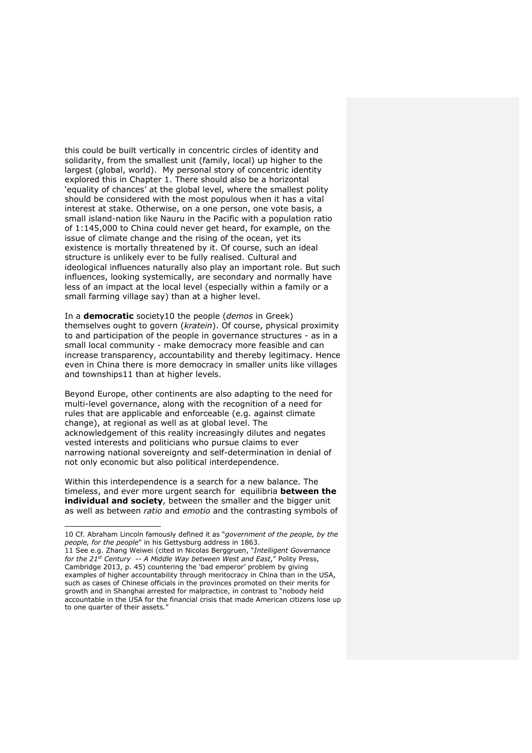this could be built vertically in concentric circles of identity and solidarity, from the smallest unit (family, local) up higher to the largest (global, world). My personal story of concentric identity explored this in Chapter 1. There should also be a horizontal 'equality of chances' at the global level, where the smallest polity should be considered with the most populous when it has a vital interest at stake. Otherwise, on a one person, one vote basis, a small island-nation like Nauru in the Pacific with a population ratio of 1:145,000 to China could never get heard, for example, on the issue of climate change and the rising of the ocean, yet its existence is mortally threatened by it. Of course, such an ideal structure is unlikely ever to be fully realised. Cultural and ideological influences naturally also play an important role. But such influences, looking systemically, are secondary and normally have less of an impact at the local level (especially within a family or a small farming village say) than at a higher level.

In a **democratic** society[10] the people (*demos* in Greek) themselves ought to govern (*kratein*). Of course, physical proximity to and participation of the people in governance structures - as in a small local community - make democracy more feasible and can increase transparency, accountability and thereby legitimacy. Hence even in China there is more democracy in smaller units like villages and townships[11] than at higher levels.

Beyond Europe, other continents are also adapting to the need for multi-level governance, along with the recognition of a need for rules that are applicable and enforceable (e.g. against climate change), at regional as well as at global level. The acknowledgement of this reality increasingly dilutes and negates vested interests and politicians who pursue claims to ever narrowing national sovereignty and self-determination in denial of not only economic but also political interdependence.

Within this interdependence is a search for a new balance. The timeless, and ever more urgent search for equilibria **between the individual and society**, between the smaller and the bigger unit as well as between *ratio* and *emotio* and the contrasting symbols of

---

10 Cf. Abraham Lincoln famously defined it as "*government of the people, by the people, for the people*" in his Gettysburg address in 1863.

11 See e.g. Zhang Weiwei (cited in Nicolas Berggruen, "*Intelligent Governance for the 21st Century -- A Middle Way between West and East*," Polity Press, Cambridge 2013, p. 45) countering the 'bad emperor' problem by giving examples of higher accountability through meritocracy in China than in the USA, such as cases of Chinese officials in the provinces promoted on their merits for growth and in Shanghai arrested for malpractice, in contrast to "nobody held accountable in the USA for the financial crisis that made American citizens lose up to one quarter of their assets."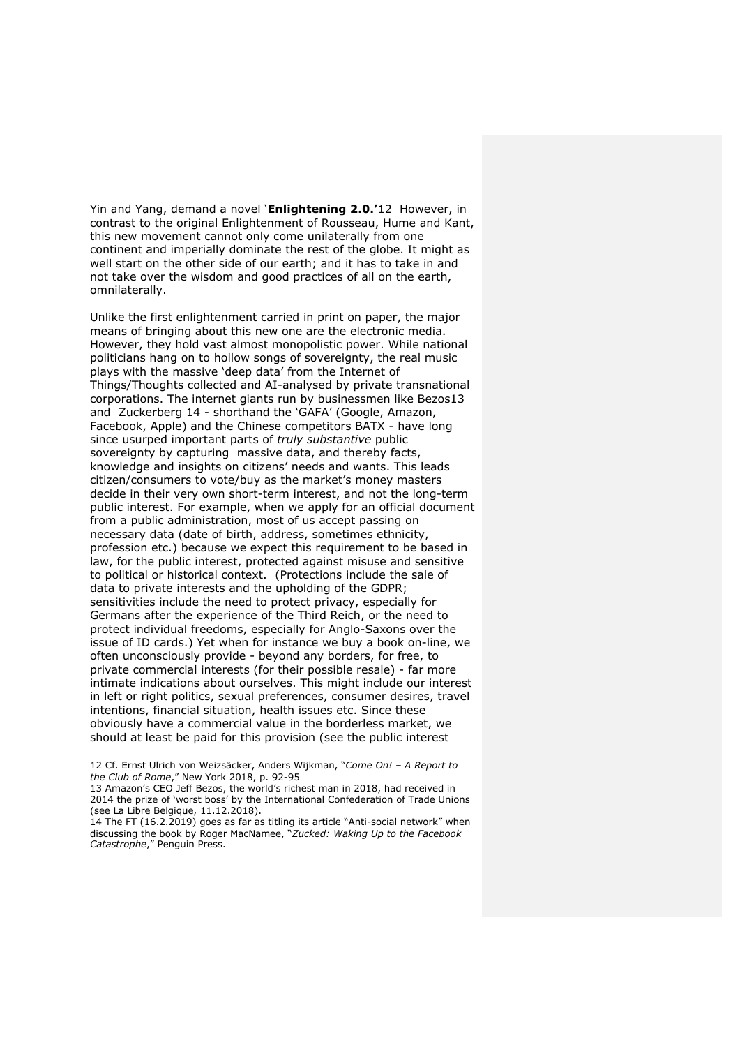Yin and Yang, demand a novel '**Enlightening 2.0.**'[12] However, in contrast to the original Enlightenment of Rousseau, Hume and Kant, this new movement cannot only come unilaterally from one continent and imperially dominate the rest of the globe. It might as well start on the other side of our earth; and it has to take in and not take over the wisdom and good practices of all on the earth, omnilaterally.

Unlike the first enlightenment carried in print on paper, the major means of bringing about this new one are the electronic media. However, they hold vast almost monopolistic power. While national politicians hang on to hollow songs of sovereignty, the real music plays with the massive 'deep data' from the Internet of Things/Thoughts collected and AI-analysed by private transnational corporations. The internet giants run by businessmen like Bezos[13] and Zuckerberg [14] - shorthand the 'GAFA' (Google, Amazon, Facebook, Apple) and the Chinese competitors BATX - have long since usurped important parts of *truly substantive* public sovereignty by capturing massive data, and thereby facts, knowledge and insights on citizens' needs and wants. This leads citizen/consumers to vote/buy as the market's money masters decide in their very own short-term interest, and not the long-term public interest. For example, when we apply for an official document from a public administration, most of us accept passing on necessary data (date of birth, address, sometimes ethnicity, profession etc.) because we expect this requirement to be based in law, for the public interest, protected against misuse and sensitive to political or historical context. (Protections include the sale of data to private interests and the upholding of the GDPR; sensitivities include the need to protect privacy, especially for Germans after the experience of the Third Reich, or the need to protect individual freedoms, especially for Anglo-Saxons over the issue of ID cards.) Yet when for instance we buy a book on-line, we often unconsciously provide - beyond any borders, for free, to private commercial interests (for their possible resale) - far more intimate indications about ourselves. This might include our interest in left or right politics, sexual preferences, consumer desires, travel intentions, financial situation, health issues etc. Since these obviously have a commercial value in the borderless market, we should at least be paid for this provision (see the public interest

---

12 Cf. Ernst Ulrich von Weizsäcker, Anders Wijkman, "*Come On! – A Report to the Club of Rome*," New York 2018, p. 92-95

13 Amazon's CEO Jeff Bezos, the world's richest man in 2018, had received in 2014 the prize of 'worst boss' by the International Confederation of Trade Unions (see La Libre Belgique, 11.12.2018).

14 The FT (16.2.2019) goes as far as titling its article "Anti-social network" when discussing the book by Roger MacNamee, "*Zucked: Waking Up to the Facebook Catastrophe*," Penguin Press.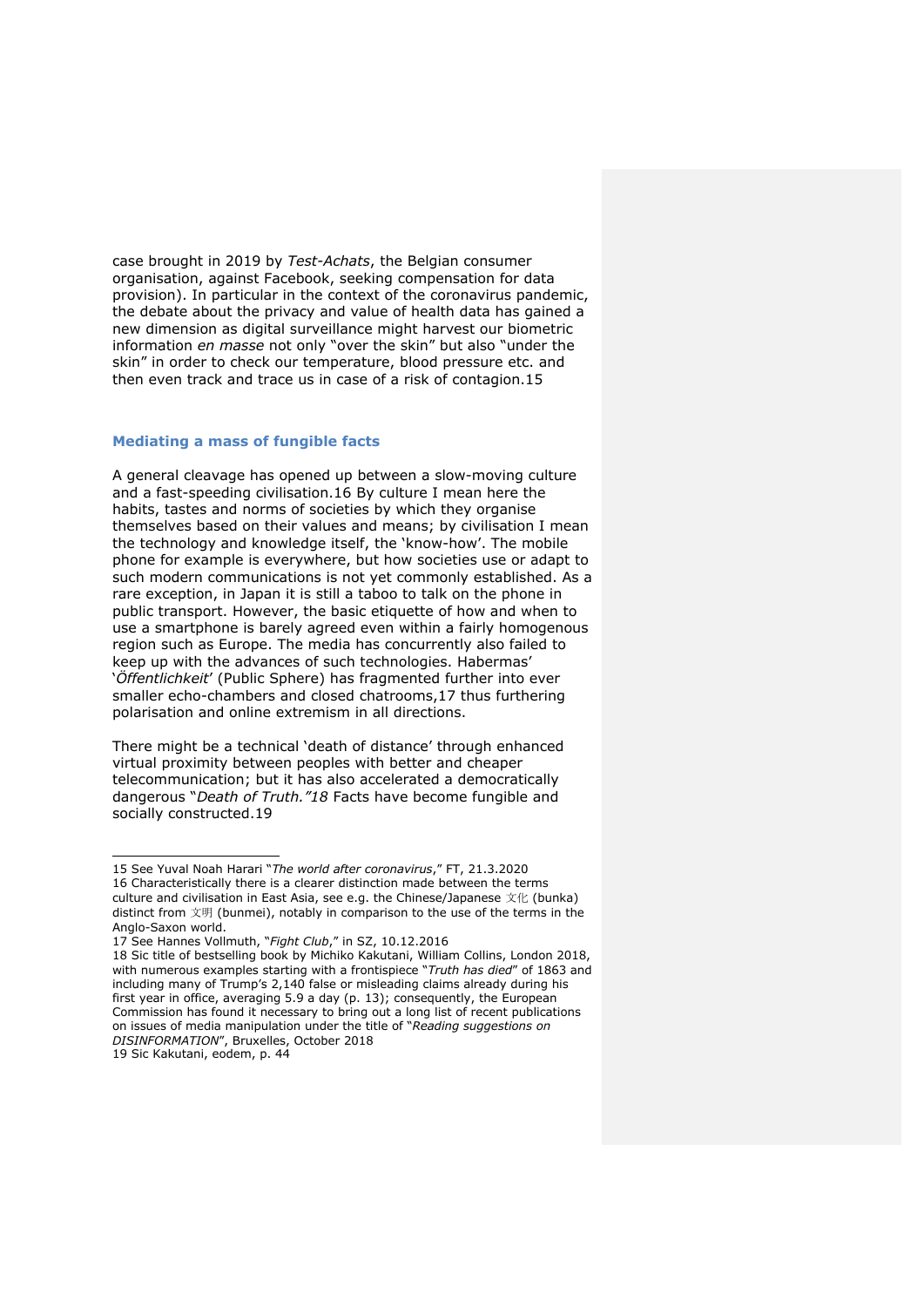case brought in 2019 by *Test-Achats*, the Belgian consumer organisation, against Facebook, seeking compensation for data provision). In particular in the context of the coronavirus pandemic, the debate about the privacy and value of health data has gained a new dimension as digital surveillance might harvest our biometric information *en masse* not only "over the skin" but also "under the skin" in order to check our temperature, blood pressure etc. and then even track and trace us in case of a risk of contagion.[15]

## Mediating a mass of fungible facts

A general cleavage has opened up between a slow-moving culture and a fast-speeding civilisation.[16] By culture I mean here the habits, tastes and norms of societies by which they organise themselves based on their values and means; by civilisation I mean the technology and knowledge itself, the 'know-how'. The mobile phone for example is everywhere, but how societies use or adapt to such modern communications is not yet commonly established. As a rare exception, in Japan it is still a taboo to talk on the phone in public transport. However, the basic etiquette of how and when to use a smartphone is barely agreed even within a fairly homogenous region such as Europe. The media has concurrently also failed to keep up with the advances of such technologies. Habermas' '*Öffentlichkeit*' (Public Sphere) has fragmented further into ever smaller echo-chambers and closed chatrooms,[17] thus furthering polarisation and online extremism in all directions.

There might be a technical 'death of distance' through enhanced virtual proximity between peoples with better and cheaper telecommunication; but it has also accelerated a democratically dangerous "*Death of Truth.*"[18] Facts have become fungible and socially constructed.[19]

---

15 See Yuval Noah Harari "*The world after coronavirus*," FT, 21.3.2020

16 Characteristically there is a clearer distinction made between the terms culture and civilisation in East Asia, see e.g. the Chinese/Japanese 文化 (bunka) distinct from 文明 (bunmei), notably in comparison to the use of the terms in the Anglo-Saxon world.

17 See Hannes Vollmuth, "*Fight Club*," in SZ, 10.12.2016

18 Sic title of bestselling book by Michiko Kakutani, William Collins, London 2018, with numerous examples starting with a frontispiece "*Truth has died*" of 1863 and including many of Trump's 2,140 false or misleading claims already during his first year in office, averaging 5.9 a day (p. 13); consequently, the European Commission has found it necessary to bring out a long list of recent publications on issues of media manipulation under the title of "*Reading suggestions on DISINFORMATION*", Bruxelles, October 2018

19 Sic Kakutani, eodem, p. 44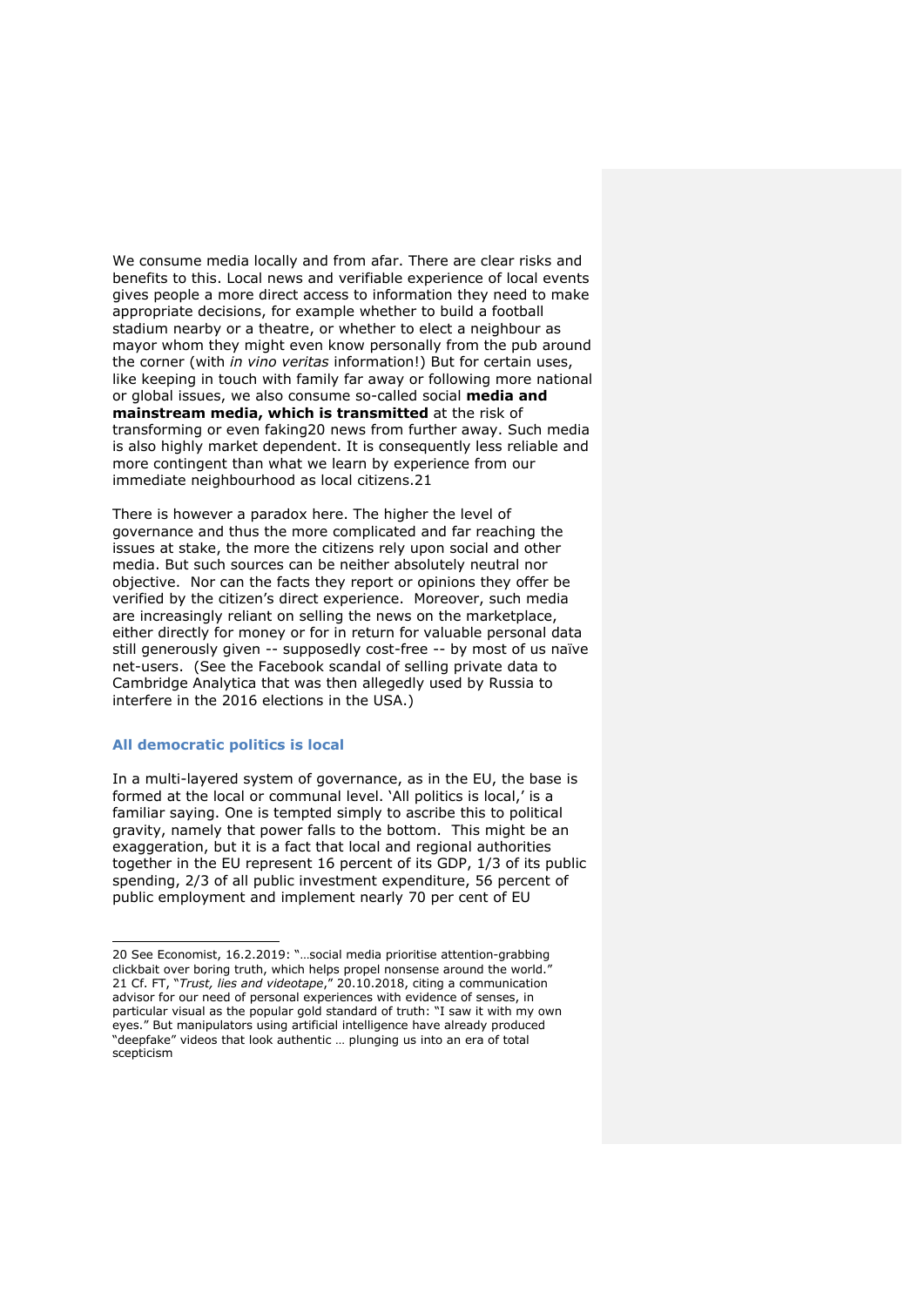We consume media locally and from afar. There are clear risks and benefits to this. Local news and verifiable experience of local events gives people a more direct access to information they need to make appropriate decisions, for example whether to build a football stadium nearby or a theatre, or whether to elect a neighbour as mayor whom they might even know personally from the pub around the corner (with *in vino veritas* information!) But for certain uses, like keeping in touch with family far away or following more national or global issues, we also consume so-called social **media and mainstream media, which is transmitted** at the risk of transforming or even faking[20] news from further away. Such media is also highly market dependent. It is consequently less reliable and more contingent than what we learn by experience from our immediate neighbourhood as local citizens.[21]

There is however a paradox here. The higher the level of governance and thus the more complicated and far reaching the issues at stake, the more the citizens rely upon social and other media. But such sources can be neither absolutely neutral nor objective. Nor can the facts they report or opinions they offer be verified by the citizen's direct experience. Moreover, such media are increasingly reliant on selling the news on the marketplace, either directly for money or for in return for valuable personal data still generously given -- supposedly cost-free -- by most of us naïve net-users. (See the Facebook scandal of selling private data to Cambridge Analytica that was then allegedly used by Russia to interfere in the 2016 elections in the USA.)

### All democratic politics is local

In a multi-layered system of governance, as in the EU, the base is formed at the local or communal level. 'All politics is local,' is a familiar saying. One is tempted simply to ascribe this to political gravity, namely that power falls to the bottom. This might be an exaggeration, but it is a fact that local and regional authorities together in the EU represent 16 percent of its GDP, 1/3 of its public spending, 2/3 of all public investment expenditure, 56 percent of public employment and implement nearly 70 per cent of EU

---

20 See Economist, 16.2.2019: "…social media prioritise attention-grabbing clickbait over boring truth, which helps propel nonsense around the world."

21 Cf. FT, "*Trust, lies and videotape*," 20.10.2018, citing a communication advisor for our need of personal experiences with evidence of senses, in particular visual as the popular gold standard of truth: "I saw it with my own eyes." But manipulators using artificial intelligence have already produced "deepfake" videos that look authentic … plunging us into an era of total scepticism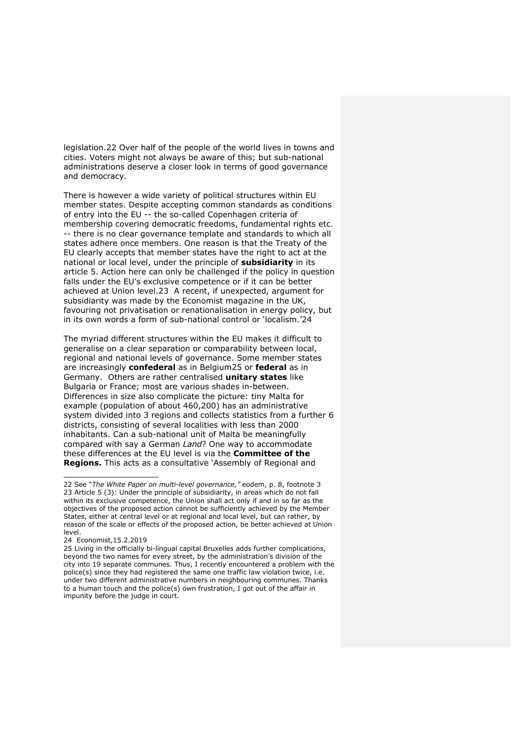legislation.[22] Over half of the people of the world lives in towns and cities. Voters might not always be aware of this; but sub-national administrations deserve a closer look in terms of good governance and democracy.

There is however a wide variety of political structures within EU member states. Despite accepting common standards as conditions of entry into the EU -- the so-called Copenhagen criteria of membership covering democratic freedoms, fundamental rights etc. -- there is no clear governance template and standards to which all states adhere once members. One reason is that the Treaty of the EU clearly accepts that member states have the right to act at the national or local level, under the principle of **subsidiarity** in its article 5. Action here can only be challenged if the policy in question falls under the EU's exclusive competence or if it can be better achieved at Union level.[23] A recent, if unexpected, argument for subsidiarity was made by the Economist magazine in the UK, favouring not privatisation or renationalisation in energy policy, but in its own words a form of sub-national control or 'localism.'[24]

The myriad different structures within the EU makes it difficult to generalise on a clear separation or comparability between local, regional and national levels of governance. Some member states are increasingly **confederal** as in Belgium[25] or **federal** as in Germany. Others are rather centralised **unitary states** like Bulgaria or France; most are various shades in-between. Differences in size also complicate the picture: tiny Malta for example (population of about 460,200) has an administrative system divided into 3 regions and collects statistics from a further 6 districts, consisting of several localities with less than 2000 inhabitants. Can a sub-national unit of Malta be meaningfully compared with say a German *Land*? One way to accommodate these differences at the EU level is via the **Committee of the Regions.** This acts as a consultative 'Assembly of Regional and

---

22 See "*The White Paper on multi-level governance,"* eodem, p. 8, footnote 3

23 Article 5 (3): Under the principle of subsidiarity, in areas which do not fall within its exclusive competence, the Union shall act only if and in so far as the objectives of the proposed action cannot be sufficiently achieved by the Member States, either at central level or at regional and local level, but can rather, by reason of the scale or effects of the proposed action, be better achieved at Union level.

24 Economist,15.2.2019

25 Living in the officially bi-lingual capital Bruxelles adds further complications, beyond the two names for every street, by the administration's division of the city into 19 separate communes. Thus, I recently encountered a problem with the police(s) since they had registered the same one traffic law violation twice, i.e. under two different administrative numbers in neighbouring communes. Thanks to a human touch and the police(s) own frustration, I got out of the affair in impunity before the judge in court.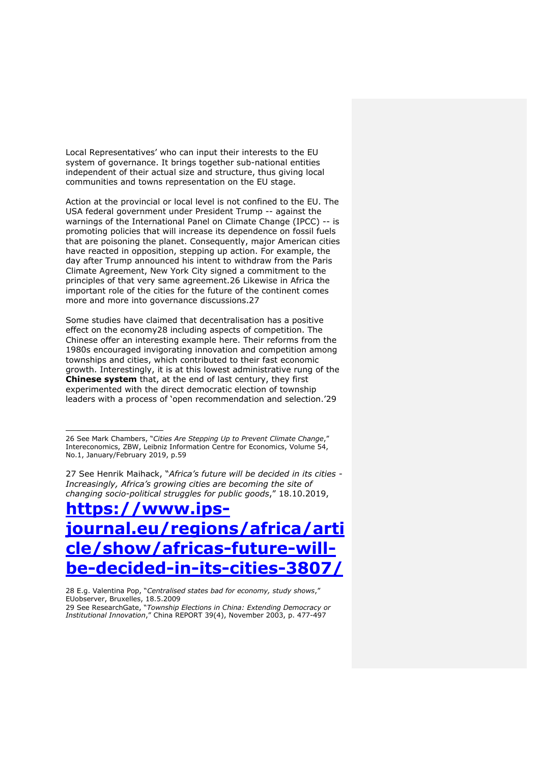Local Representatives' who can input their interests to the EU system of governance. It brings together sub-national entities independent of their actual size and structure, thus giving local communities and towns representation on the EU stage.

Action at the provincial or local level is not confined to the EU. The USA federal government under President Trump -- against the warnings of the International Panel on Climate Change (IPCC) -- is promoting policies that will increase its dependence on fossil fuels that are poisoning the planet. Consequently, major American cities have reacted in opposition, stepping up action. For example, the day after Trump announced his intent to withdraw from the Paris Climate Agreement, New York City signed a commitment to the principles of that very same agreement.[26] Likewise in Africa the important role of the cities for the future of the continent comes more and more into governance discussions.[27]

Some studies have claimed that decentralisation has a positive effect on the economy[28] including aspects of competition. The Chinese offer an interesting example here. Their reforms from the 1980s encouraged invigorating innovation and competition among townships and cities, which contributed to their fast economic growth. Interestingly, it is at this lowest administrative rung of the **Chinese system** that, at the end of last century, they first experimented with the direct democratic election of township leaders with a process of 'open recommendation and selection.'[29]

---

26 See Mark Chambers, "*Cities Are Stepping Up to Prevent Climate Change*," Intereconomics, ZBW, Leibniz Information Centre for Economics, Volume 54, No.1, January/February 2019, p.59

27 See Henrik Maihack, "*Africa's future will be decided in its cities - Increasingly, Africa's growing cities are becoming the site of changing socio-political struggles for public goods*," 18.10.2019, **https://www.ips-journal.eu/regions/africa/article/show/africas-future-will-be-decided-in-its-cities-3807/**

28 E.g. Valentina Pop, "*Centralised states bad for economy, study shows*," EUobserver, Bruxelles, 18.5.2009

29 See ResearchGate, "*Township Elections in China: Extending Democracy or Institutional Innovation*," China REPORT 39(4), November 2003, p. 477-497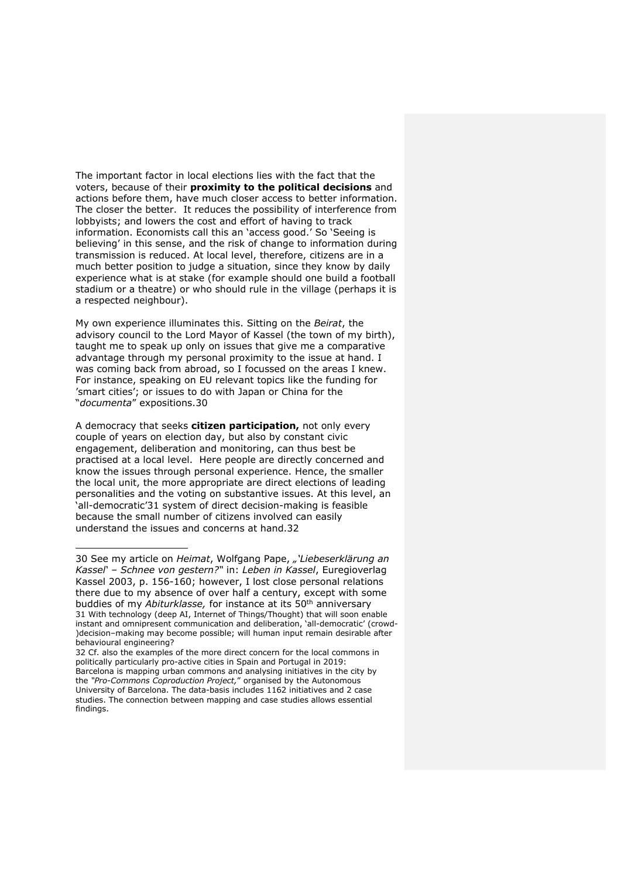The important factor in local elections lies with the fact that the voters, because of their **proximity to the political decisions** and actions before them, have much closer access to better information. The closer the better. It reduces the possibility of interference from lobbyists; and lowers the cost and effort of having to track information. Economists call this an 'access good.' So 'Seeing is believing' in this sense, and the risk of change to information during transmission is reduced. At local level, therefore, citizens are in a much better position to judge a situation, since they know by daily experience what is at stake (for example should one build a football stadium or a theatre) or who should rule in the village (perhaps it is a respected neighbour).

My own experience illuminates this. Sitting on the *Beirat*, the advisory council to the Lord Mayor of Kassel (the town of my birth), taught me to speak up only on issues that give me a comparative advantage through my personal proximity to the issue at hand. I was coming back from abroad, so I focussed on the areas I knew. For instance, speaking on EU relevant topics like the funding for 'smart cities'; or issues to do with Japan or China for the "*documenta*" expositions.30

A democracy that seeks **citizen participation,** not only every couple of years on election day, but also by constant civic engagement, deliberation and monitoring, can thus best be practised at a local level. Here people are directly concerned and know the issues through personal experience. Hence, the smaller the local unit, the more appropriate are direct elections of leading personalities and the voting on substantive issues. At this level, an 'all-democratic'31 system of direct decision-making is feasible because the small number of citizens involved can easily understand the issues and concerns at hand.32

---

30 See my article on *Heimat*, Wolfgang Pape, *„'Liebeserklärung an Kassel' – Schnee von gestern?"* in: *Leben in Kassel*, Euregioverlag Kassel 2003, p. 156-160; however, I lost close personal relations there due to my absence of over half a century, except with some buddies of my *Abiturklasse,* for instance at its 50th anniversary

31 With technology (deep AI, Internet of Things/Thought) that will soon enable instant and omnipresent communication and deliberation, 'all-democratic' (crowd-)decision–making may become possible; will human input remain desirable after behavioural engineering?

32 Cf. also the examples of the more direct concern for the local commons in politically particularly pro-active cities in Spain and Portugal in 2019: Barcelona is mapping urban commons and analysing initiatives in the city by the *"Pro-Commons Coproduction Project,"* organised by the Autonomous University of Barcelona. The data-basis includes 1162 initiatives and 2 case studies. The connection between mapping and case studies allows essential findings.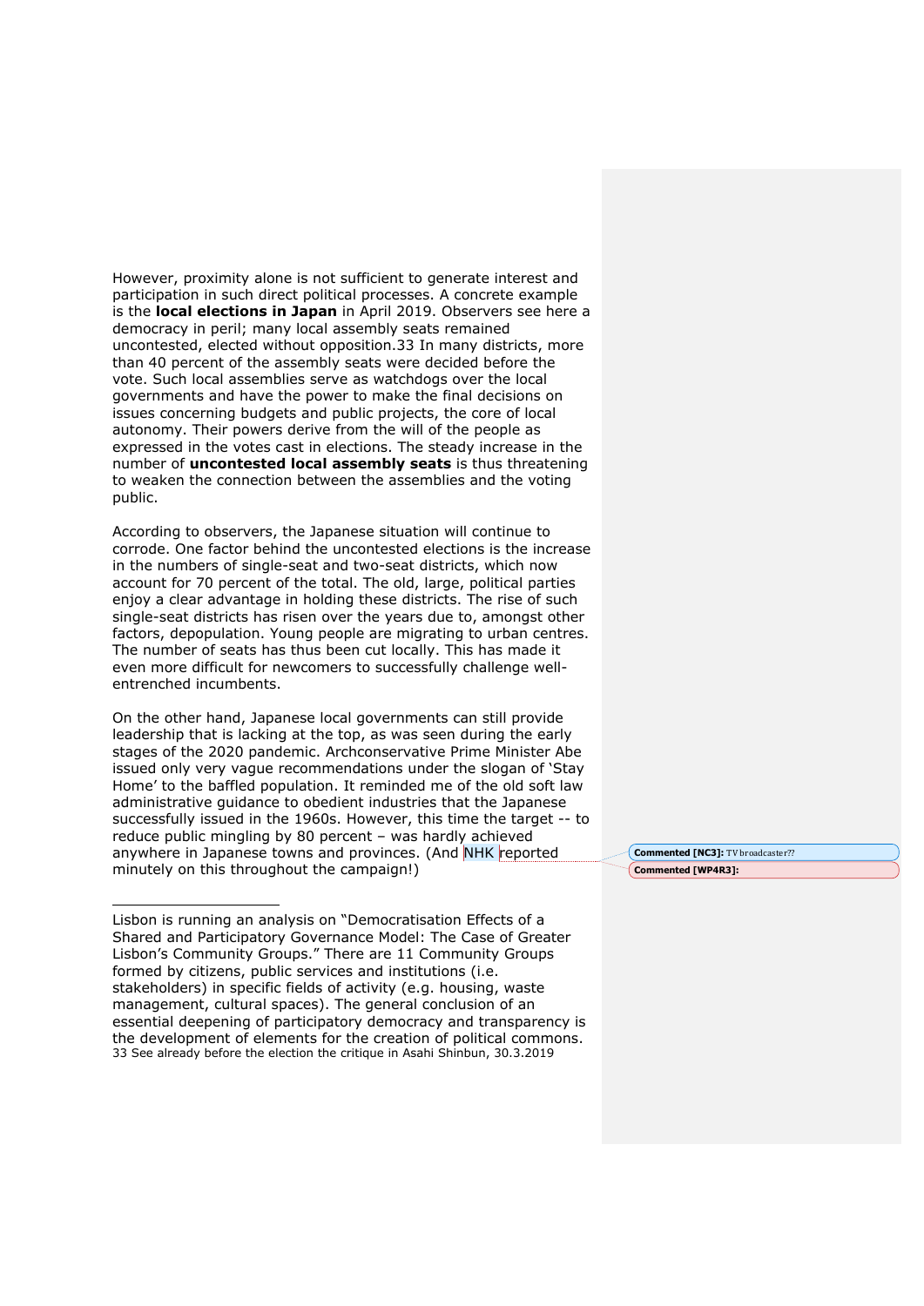However, proximity alone is not sufficient to generate interest and participation in such direct political processes. A concrete example is the **local elections in Japan** in April 2019. Observers see here a democracy in peril; many local assembly seats remained uncontested, elected without opposition.33 In many districts, more than 40 percent of the assembly seats were decided before the vote. Such local assemblies serve as watchdogs over the local governments and have the power to make the final decisions on issues concerning budgets and public projects, the core of local autonomy. Their powers derive from the will of the people as expressed in the votes cast in elections. The steady increase in the number of **uncontested local assembly seats** is thus threatening to weaken the connection between the assemblies and the voting public.

According to observers, the Japanese situation will continue to corrode. One factor behind the uncontested elections is the increase in the numbers of single-seat and two-seat districts, which now account for 70 percent of the total. The old, large, political parties enjoy a clear advantage in holding these districts. The rise of such single-seat districts has risen over the years due to, amongst other factors, depopulation. Young people are migrating to urban centres. The number of seats has thus been cut locally. This has made it even more difficult for newcomers to successfully challenge well-entrenched incumbents.

On the other hand, Japanese local governments can still provide leadership that is lacking at the top, as was seen during the early stages of the 2020 pandemic. Archconservative Prime Minister Abe issued only very vague recommendations under the slogan of 'Stay Home' to the baffled population. It reminded me of the old soft law administrative guidance to obedient industries that the Japanese successfully issued in the 1960s. However, this time the target -- to reduce public mingling by 80 percent – was hardly achieved anywhere in Japanese towns and provinces. (And NHK reported minutely on this throughout the campaign!)

**Commented [NC3]:** TV broadcaster??

**Commented [WP4R3]:**

---

Lisbon is running an analysis on "Democratisation Effects of a Shared and Participatory Governance Model: The Case of Greater Lisbon's Community Groups." There are 11 Community Groups formed by citizens, public services and institutions (i.e. stakeholders) in specific fields of activity (e.g. housing, waste management, cultural spaces). The general conclusion of an essential deepening of participatory democracy and transparency is the development of elements for the creation of political commons.

33 See already before the election the critique in Asahi Shinbun, 30.3.2019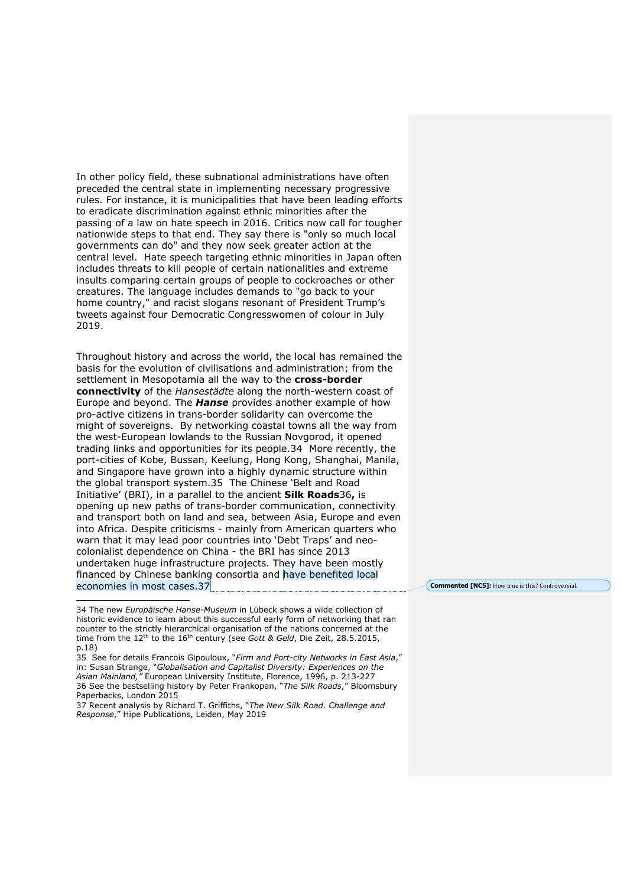In other policy field, these subnational administrations have often preceded the central state in implementing necessary progressive rules. For instance, it is municipalities that have been leading efforts to eradicate discrimination against ethnic minorities after the passing of a law on hate speech in 2016. Critics now call for tougher nationwide steps to that end. They say there is "only so much local governments can do" and they now seek greater action at the central level. Hate speech targeting ethnic minorities in Japan often includes threats to kill people of certain nationalities and extreme insults comparing certain groups of people to cockroaches or other creatures. The language includes demands to "go back to your home country," and racist slogans resonant of President Trump's tweets against four Democratic Congresswomen of colour in July 2019.

Throughout history and across the world, the local has remained the basis for the evolution of civilisations and administration; from the settlement in Mesopotamia all the way to the **cross-border connectivity** of the *Hansestädte* along the north-western coast of Europe and beyond. The ***Hanse*** provides another example of how pro-active citizens in trans-border solidarity can overcome the might of sovereigns. By networking coastal towns all the way from the west-European lowlands to the Russian Novgorod, it opened trading links and opportunities for its people.34 More recently, the port-cities of Kobe, Bussan, Keelung, Hong Kong, Shanghai, Manila, and Singapore have grown into a highly dynamic structure within the global transport system.35 The Chinese 'Belt and Road Initiative' (BRI), in a parallel to the ancient **Silk Roads**36**,** is opening up new paths of trans-border communication, connectivity and transport both on land and sea, between Asia, Europe and even into Africa. Despite criticisms - mainly from American quarters who warn that it may lead poor countries into 'Debt Traps' and neo-colonialist dependence on China - the BRI has since 2013 undertaken huge infrastructure projects. They have been mostly financed by Chinese banking consortia and have benefited local economies in most cases.37

**Commented [NC5]:** How true is this? Controversial.

---

34 The new *Europäische Hanse-Museum* in Lübeck shows a wide collection of historic evidence to learn about this successful early form of networking that ran counter to the strictly hierarchical organisation of the nations concerned at the time from the 12th to the 16th century (see *Gott & Geld*, Die Zeit, 28.5.2015, p.18)

35 See for details Francois Gipouloux, "*Firm and Port-city Networks in East Asia*," in: Susan Strange, "*Globalisation and Capitalist Diversity: Experiences on the Asian Mainland,"* European University Institute, Florence, 1996, p. 213-227

36 See the bestselling history by Peter Frankopan, "*The Silk Roads*," Bloomsbury Paperbacks, London 2015

37 Recent analysis by Richard T. Griffiths, "*The New Silk Road. Challenge and Response*," Hipe Publications, Leiden, May 2019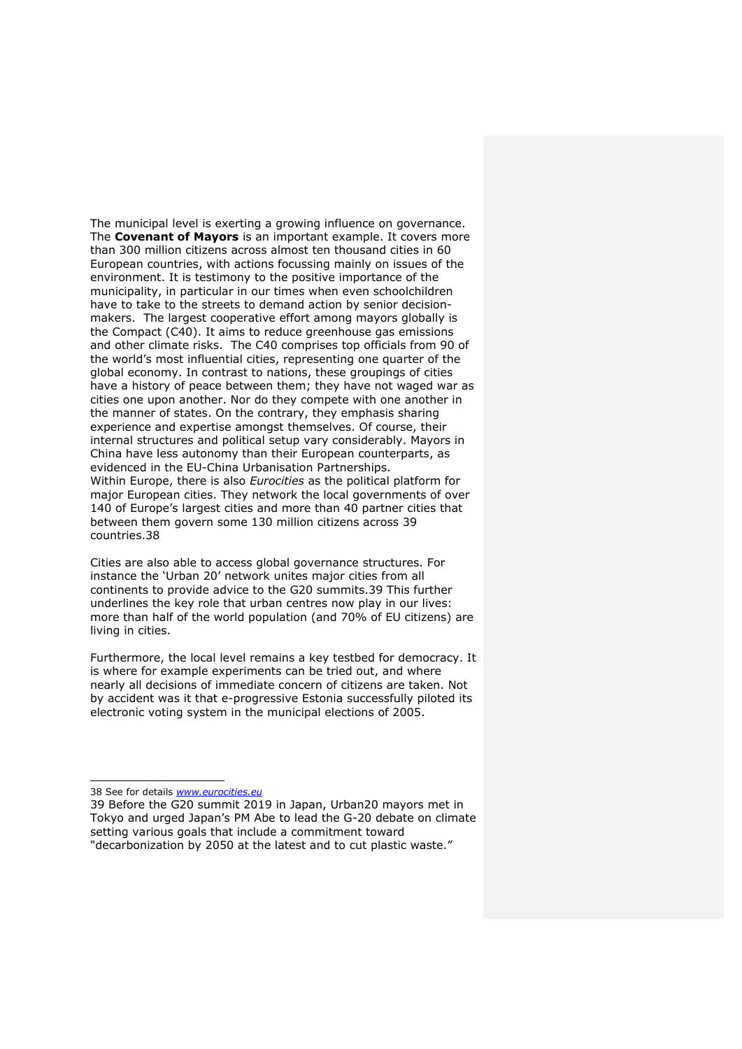The municipal level is exerting a growing influence on governance. The **Covenant of Mayors** is an important example. It covers more than 300 million citizens across almost ten thousand cities in 60 European countries, with actions focussing mainly on issues of the environment. It is testimony to the positive importance of the municipality, in particular in our times when even schoolchildren have to take to the streets to demand action by senior decision-makers.  The largest cooperative effort among mayors globally is the Compact (C40). It aims to reduce greenhouse gas emissions and other climate risks.  The C40 comprises top officials from 90 of the world's most influential cities, representing one quarter of the global economy. In contrast to nations, these groupings of cities have a history of peace between them; they have not waged war as cities one upon another. Nor do they compete with one another in the manner of states. On the contrary, they emphasis sharing experience and expertise amongst themselves. Of course, their internal structures and political setup vary considerably. Mayors in China have less autonomy than their European counterparts, as evidenced in the EU-China Urbanisation Partnerships.
Within Europe, there is also *Eurocities* as the political platform for major European cities. They network the local governments of over 140 of Europe's largest cities and more than 40 partner cities that between them govern some 130 million citizens across 39 countries.[38]

Cities are also able to access global governance structures. For instance the 'Urban 20' network unites major cities from all continents to provide advice to the G20 summits.[39] This further underlines the key role that urban centres now play in our lives: more than half of the world population (and 70% of EU citizens) are living in cities.

Furthermore, the local level remains a key testbed for democracy. It is where for example experiments can be tried out, and where nearly all decisions of immediate concern of citizens are taken. Not by accident was it that e-progressive Estonia successfully piloted its electronic voting system in the municipal elections of 2005.

---

38 See for details [www.eurocities.eu](www.eurocities.eu)

39 Before the G20 summit 2019 in Japan, Urban20 mayors met in Tokyo and urged Japan's PM Abe to lead the G-20 debate on climate setting various goals that include a commitment toward "decarbonization by 2050 at the latest and to cut plastic waste."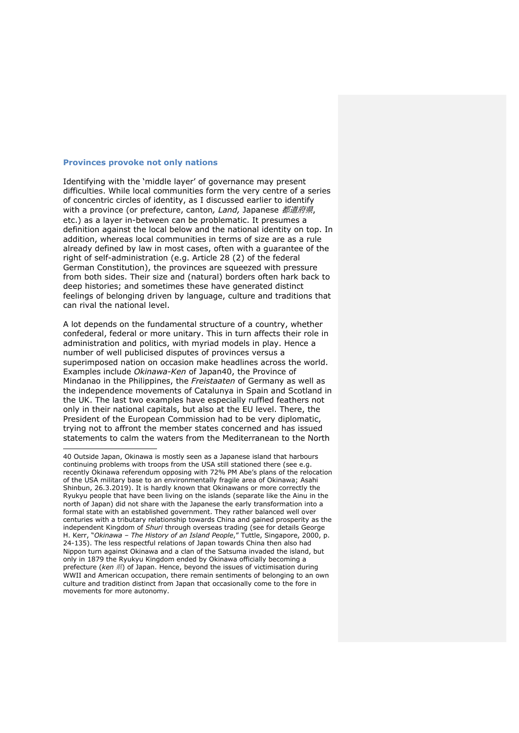### Provinces provoke not only nations

Identifying with the 'middle layer' of governance may present difficulties. While local communities form the very centre of a series of concentric circles of identity, as I discussed earlier to identify with a province (or prefecture, canton, *Land,* Japanese *都道府県*, etc.) as a layer in-between can be problematic. It presumes a definition against the local below and the national identity on top. In addition, whereas local communities in terms of size are as a rule already defined by law in most cases, often with a guarantee of the right of self-administration (e.g. Article 28 (2) of the federal German Constitution), the provinces are squeezed with pressure from both sides. Their size and (natural) borders often hark back to deep histories; and sometimes these have generated distinct feelings of belonging driven by language, culture and traditions that can rival the national level.

A lot depends on the fundamental structure of a country, whether confederal, federal or more unitary. This in turn affects their role in administration and politics, with myriad models in play. Hence a number of well publicised disputes of provinces versus a superimposed nation on occasion make headlines across the world. Examples include *Okinawa-Ken* of Japan[40], the Province of Mindanao in the Philippines, the *Freistaaten* of Germany as well as the independence movements of Catalunya in Spain and Scotland in the UK. The last two examples have especially ruffled feathers not only in their national capitals, but also at the EU level. There, the President of the European Commission had to be very diplomatic, trying not to affront the member states concerned and has issued statements to calm the waters from the Mediterranean to the North

---

40 Outside Japan, Okinawa is mostly seen as a Japanese island that harbours continuing problems with troops from the USA still stationed there (see e.g. recently Okinawa referendum opposing with 72% PM Abe's plans of the relocation of the USA military base to an environmentally fragile area of Okinawa; Asahi Shinbun, 26.3.2019). It is hardly known that Okinawans or more correctly the Ryukyu people that have been living on the islands (separate like the Ainu in the north of Japan) did not share with the Japanese the early transformation into a formal state with an established government. They rather balanced well over centuries with a tributary relationship towards China and gained prosperity as the independent Kingdom of *Shuri* through overseas trading (see for details George H. Kerr, "*Okinawa – The History of an Island People*," Tuttle, Singapore, 2000, p. 24-135). The less respectful relations of Japan towards China then also had Nippon turn against Okinawa and a clan of the Satsuma invaded the island, but only in 1879 the Ryukyu Kingdom ended by Okinawa officially becoming a prefecture (*ken 県*) of Japan. Hence, beyond the issues of victimisation during WWII and American occupation, there remain sentiments of belonging to an own culture and tradition distinct from Japan that occasionally come to the fore in movements for more autonomy.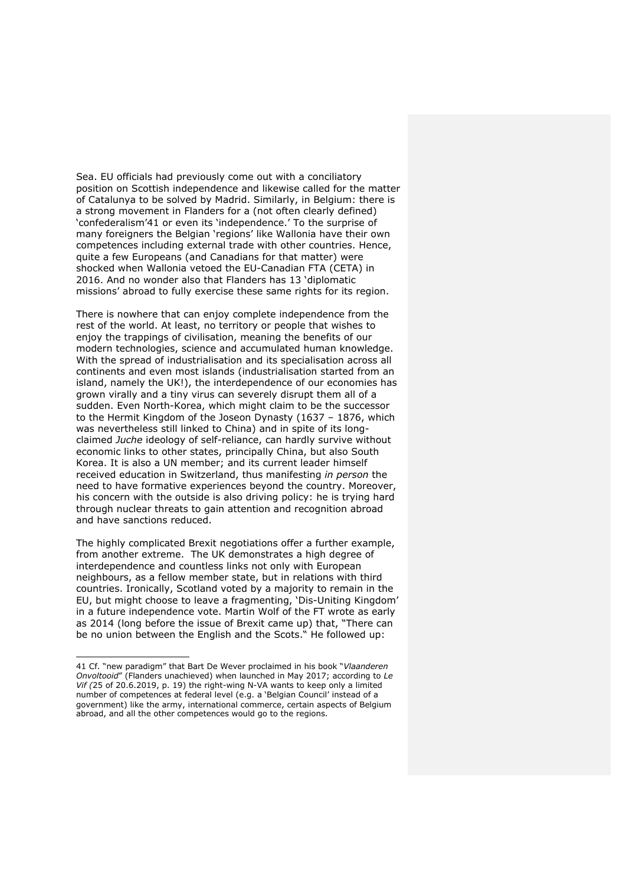Sea. EU officials had previously come out with a conciliatory position on Scottish independence and likewise called for the matter of Catalunya to be solved by Madrid. Similarly, in Belgium: there is a strong movement in Flanders for a (not often clearly defined) 'confederalism'[41] or even its 'independence.' To the surprise of many foreigners the Belgian 'regions' like Wallonia have their own competences including external trade with other countries. Hence, quite a few Europeans (and Canadians for that matter) were shocked when Wallonia vetoed the EU-Canadian FTA (CETA) in 2016. And no wonder also that Flanders has 13 'diplomatic missions' abroad to fully exercise these same rights for its region.

There is nowhere that can enjoy complete independence from the rest of the world. At least, no territory or people that wishes to enjoy the trappings of civilisation, meaning the benefits of our modern technologies, science and accumulated human knowledge. With the spread of industrialisation and its specialisation across all continents and even most islands (industrialisation started from an island, namely the UK!), the interdependence of our economies has grown virally and a tiny virus can severely disrupt them all of a sudden. Even North-Korea, which might claim to be the successor to the Hermit Kingdom of the Joseon Dynasty (1637 – 1876, which was nevertheless still linked to China) and in spite of its long-claimed *Juche* ideology of self-reliance, can hardly survive without economic links to other states, principally China, but also South Korea. It is also a UN member; and its current leader himself received education in Switzerland, thus manifesting *in person* the need to have formative experiences beyond the country. Moreover, his concern with the outside is also driving policy: he is trying hard through nuclear threats to gain attention and recognition abroad and have sanctions reduced.

The highly complicated Brexit negotiations offer a further example, from another extreme. The UK demonstrates a high degree of interdependence and countless links not only with European neighbours, as a fellow member state, but in relations with third countries. Ironically, Scotland voted by a majority to remain in the EU, but might choose to leave a fragmenting, 'Dis-Uniting Kingdom' in a future independence vote. Martin Wolf of the FT wrote as early as 2014 (long before the issue of Brexit came up) that, "There can be no union between the English and the Scots." He followed up:

---

41 Cf. "new paradigm" that Bart De Wever proclaimed in his book "*Vlaanderen Onvoltooid*" (Flanders unachieved) when launched in May 2017; according to *Le Vif (*25 of 20.6.2019, p. 19) the right-wing N-VA wants to keep only a limited number of competences at federal level (e.g. a 'Belgian Council' instead of a government) like the army, international commerce, certain aspects of Belgium abroad, and all the other competences would go to the regions.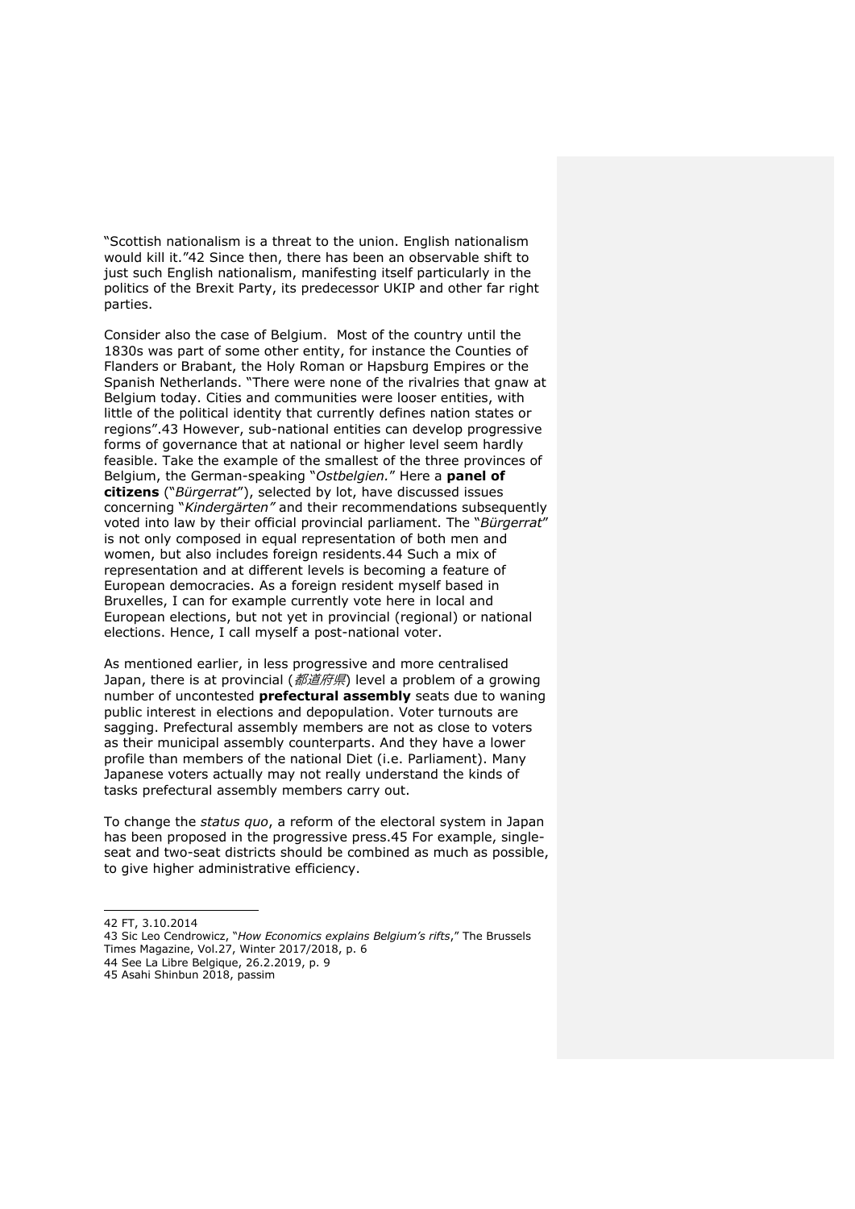"Scottish nationalism is a threat to the union. English nationalism would kill it."42 Since then, there has been an observable shift to just such English nationalism, manifesting itself particularly in the politics of the Brexit Party, its predecessor UKIP and other far right parties.

Consider also the case of Belgium. Most of the country until the 1830s was part of some other entity, for instance the Counties of Flanders or Brabant, the Holy Roman or Hapsburg Empires or the Spanish Netherlands. "There were none of the rivalries that gnaw at Belgium today. Cities and communities were looser entities, with little of the political identity that currently defines nation states or regions".43 However, sub-national entities can develop progressive forms of governance that at national or higher level seem hardly feasible. Take the example of the smallest of the three provinces of Belgium, the German-speaking "*Ostbelgien*." Here a **panel of citizens** ("*Bürgerrat*"), selected by lot, have discussed issues concerning "*Kindergärten*" and their recommendations subsequently voted into law by their official provincial parliament. The "*Bürgerrat*" is not only composed in equal representation of both men and women, but also includes foreign residents.44 Such a mix of representation and at different levels is becoming a feature of European democracies. As a foreign resident myself based in Bruxelles, I can for example currently vote here in local and European elections, but not yet in provincial (regional) or national elections. Hence, I call myself a post-national voter.

As mentioned earlier, in less progressive and more centralised Japan, there is at provincial (*都道府県*) level a problem of a growing number of uncontested **prefectural assembly** seats due to waning public interest in elections and depopulation. Voter turnouts are sagging. Prefectural assembly members are not as close to voters as their municipal assembly counterparts. And they have a lower profile than members of the national Diet (i.e. Parliament). Many Japanese voters actually may not really understand the kinds of tasks prefectural assembly members carry out.

To change the *status quo*, a reform of the electoral system in Japan has been proposed in the progressive press.45 For example, single-seat and two-seat districts should be combined as much as possible, to give higher administrative efficiency.

---

42 FT, 3.10.2014

43 Sic Leo Cendrowicz, "*How Economics explains Belgium's rifts*," The Brussels Times Magazine, Vol.27, Winter 2017/2018, p. 6

44 See La Libre Belgique, 26.2.2019, p. 9

45 Asahi Shinbun 2018, passim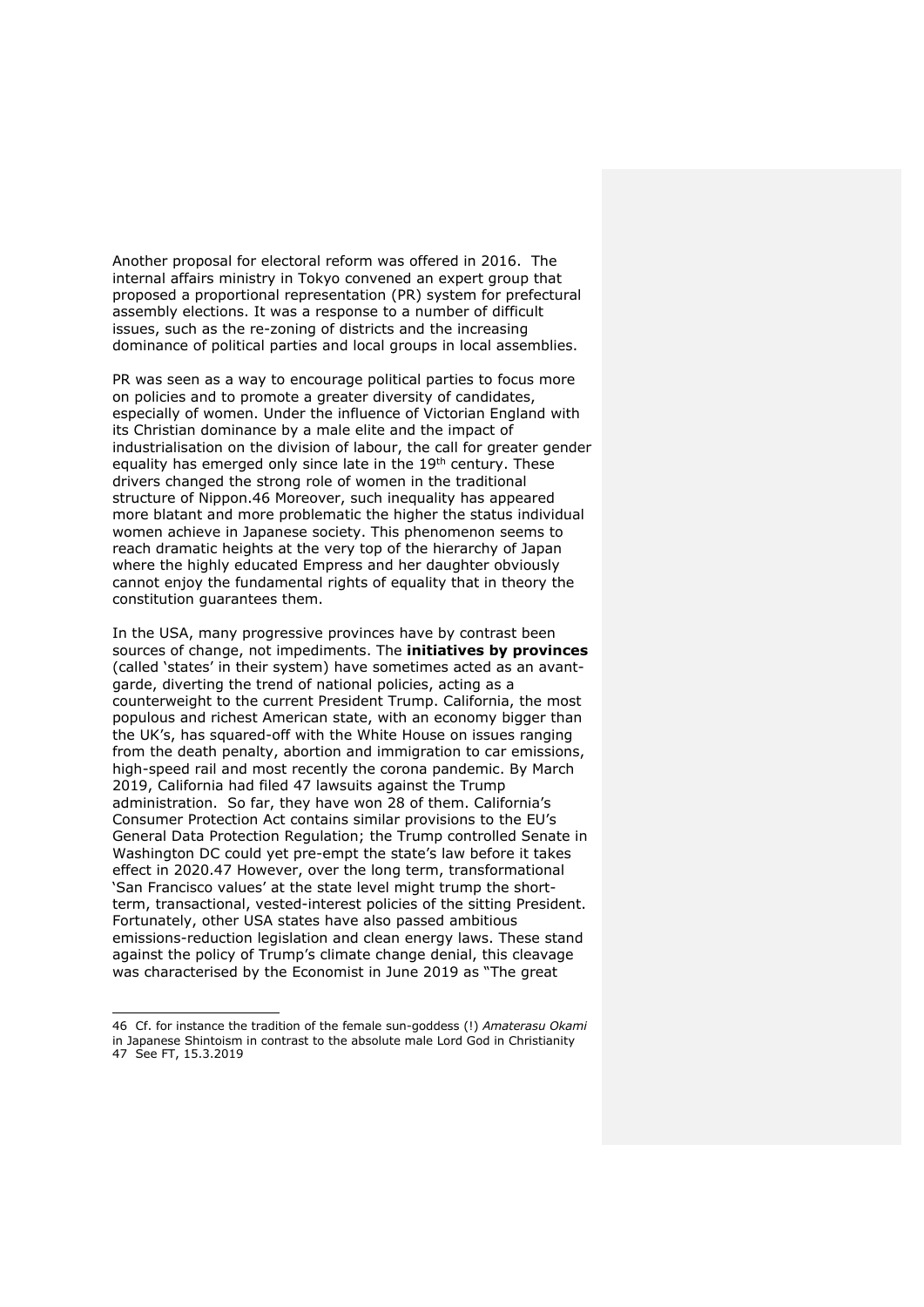Another proposal for electoral reform was offered in 2016. The internal affairs ministry in Tokyo convened an expert group that proposed a proportional representation (PR) system for prefectural assembly elections. It was a response to a number of difficult issues, such as the re-zoning of districts and the increasing dominance of political parties and local groups in local assemblies.

PR was seen as a way to encourage political parties to focus more on policies and to promote a greater diversity of candidates, especially of women. Under the influence of Victorian England with its Christian dominance by a male elite and the impact of industrialisation on the division of labour, the call for greater gender equality has emerged only since late in the 19th century. These drivers changed the strong role of women in the traditional structure of Nippon.46 Moreover, such inequality has appeared more blatant and more problematic the higher the status individual women achieve in Japanese society. This phenomenon seems to reach dramatic heights at the very top of the hierarchy of Japan where the highly educated Empress and her daughter obviously cannot enjoy the fundamental rights of equality that in theory the constitution guarantees them.

In the USA, many progressive provinces have by contrast been sources of change, not impediments. The **initiatives by provinces** (called 'states' in their system) have sometimes acted as an avant-garde, diverting the trend of national policies, acting as a counterweight to the current President Trump. California, the most populous and richest American state, with an economy bigger than the UK's, has squared-off with the White House on issues ranging from the death penalty, abortion and immigration to car emissions, high-speed rail and most recently the corona pandemic. By March 2019, California had filed 47 lawsuits against the Trump administration. So far, they have won 28 of them. California's Consumer Protection Act contains similar provisions to the EU's General Data Protection Regulation; the Trump controlled Senate in Washington DC could yet pre-empt the state's law before it takes effect in 2020.47 However, over the long term, transformational 'San Francisco values' at the state level might trump the short-term, transactional, vested-interest policies of the sitting President. Fortunately, other USA states have also passed ambitious emissions-reduction legislation and clean energy laws. These stand against the policy of Trump's climate change denial, this cleavage was characterised by the Economist in June 2019 as "The great

---

46 Cf. for instance the tradition of the female sun-goddess (!) *Amaterasu Okami* in Japanese Shintoism in contrast to the absolute male Lord God in Christianity

47 See FT, 15.3.2019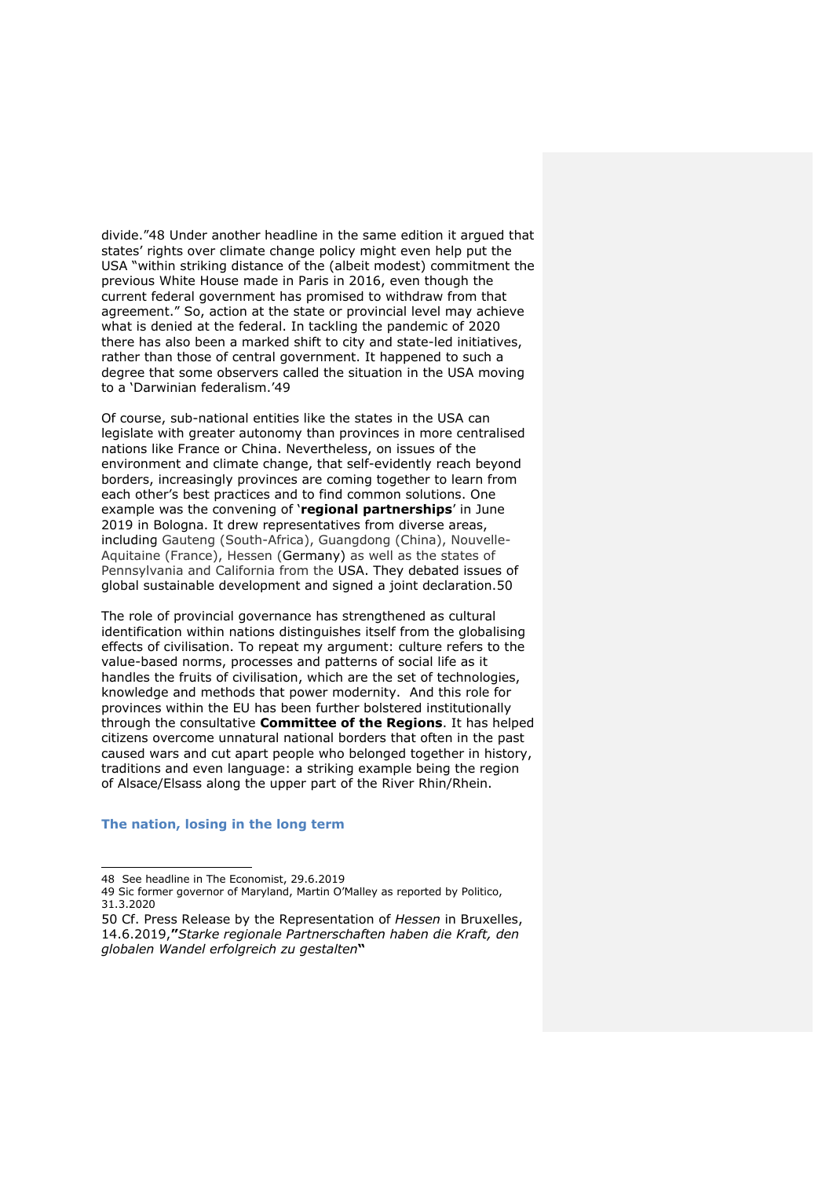divide."48 Under another headline in the same edition it argued that states' rights over climate change policy might even help put the USA "within striking distance of the (albeit modest) commitment the previous White House made in Paris in 2016, even though the current federal government has promised to withdraw from that agreement." So, action at the state or provincial level may achieve what is denied at the federal. In tackling the pandemic of 2020 there has also been a marked shift to city and state-led initiatives, rather than those of central government. It happened to such a degree that some observers called the situation in the USA moving to a 'Darwinian federalism.'49

Of course, sub-national entities like the states in the USA can legislate with greater autonomy than provinces in more centralised nations like France or China. Nevertheless, on issues of the environment and climate change, that self-evidently reach beyond borders, increasingly provinces are coming together to learn from each other's best practices and to find common solutions. One example was the convening of '**regional partnerships**' in June 2019 in Bologna. It drew representatives from diverse areas, including Gauteng (South-Africa), Guangdong (China), Nouvelle-Aquitaine (France), Hessen (Germany) as well as the states of Pennsylvania and California from the USA. They debated issues of global sustainable development and signed a joint declaration.50

The role of provincial governance has strengthened as cultural identification within nations distinguishes itself from the globalising effects of civilisation. To repeat my argument: culture refers to the value-based norms, processes and patterns of social life as it handles the fruits of civilisation, which are the set of technologies, knowledge and methods that power modernity. And this role for provinces within the EU has been further bolstered institutionally through the consultative **Committee of the Regions**. It has helped citizens overcome unnatural national borders that often in the past caused wars and cut apart people who belonged together in history, traditions and even language: a striking example being the region of Alsace/Elsass along the upper part of the River Rhin/Rhein.

## The nation, losing in the long term

---

48 See headline in The Economist, 29.6.2019

49 Sic former governor of Maryland, Martin O'Malley as reported by Politico, 31.3.2020

50 Cf. Press Release by the Representation of *Hessen* in Bruxelles, 14.6.2019,**"***Starke regionale Partnerschaften haben die Kraft, den globalen Wandel erfolgreich zu gestalten***"**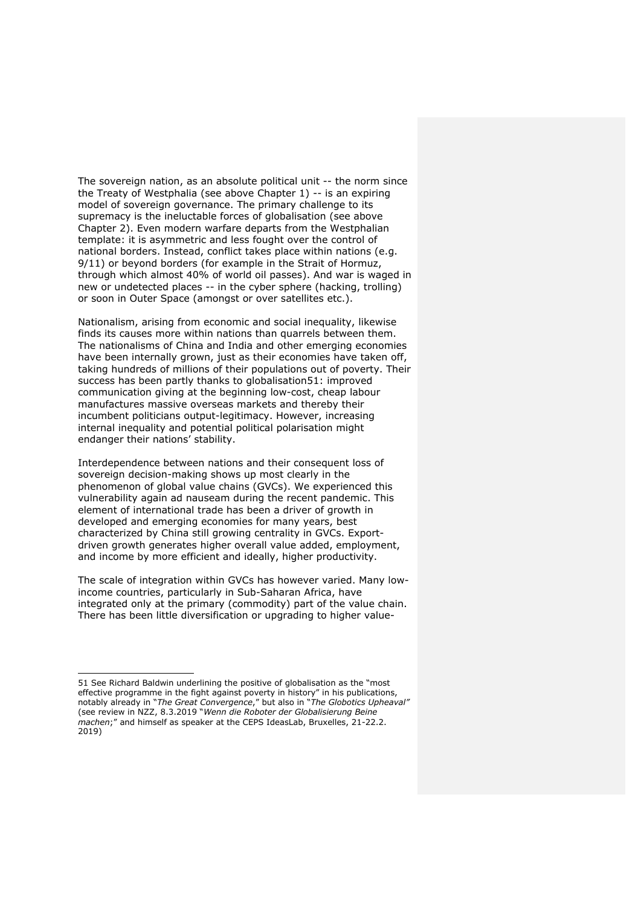The sovereign nation, as an absolute political unit -- the norm since the Treaty of Westphalia (see above Chapter 1) -- is an expiring model of sovereign governance. The primary challenge to its supremacy is the ineluctable forces of globalisation (see above Chapter 2). Even modern warfare departs from the Westphalian template: it is asymmetric and less fought over the control of national borders. Instead, conflict takes place within nations (e.g. 9/11) or beyond borders (for example in the Strait of Hormuz, through which almost 40% of world oil passes). And war is waged in new or undetected places -- in the cyber sphere (hacking, trolling) or soon in Outer Space (amongst or over satellites etc.).

Nationalism, arising from economic and social inequality, likewise finds its causes more within nations than quarrels between them. The nationalisms of China and India and other emerging economies have been internally grown, just as their economies have taken off, taking hundreds of millions of their populations out of poverty. Their success has been partly thanks to globalisation[51]: improved communication giving at the beginning low-cost, cheap labour manufactures massive overseas markets and thereby their incumbent politicians output-legitimacy. However, increasing internal inequality and potential political polarisation might endanger their nations' stability.

Interdependence between nations and their consequent loss of sovereign decision-making shows up most clearly in the phenomenon of global value chains (GVCs). We experienced this vulnerability again ad nauseam during the recent pandemic. This element of international trade has been a driver of growth in developed and emerging economies for many years, best characterized by China still growing centrality in GVCs. Export-driven growth generates higher overall value added, employment, and income by more efficient and ideally, higher productivity.

The scale of integration within GVCs has however varied. Many low-income countries, particularly in Sub-Saharan Africa, have integrated only at the primary (commodity) part of the value chain. There has been little diversification or upgrading to higher value-

---

[51] See Richard Baldwin underlining the positive of globalisation as the "most effective programme in the fight against poverty in history" in his publications, notably already in "*The Great Convergence*," but also in "*The Globotics Upheaval"* (see review in NZZ, 8.3.2019 "*Wenn die Roboter der Globalisierung Beine machen*;" and himself as speaker at the CEPS IdeasLab, Bruxelles, 21-22.2. 2019)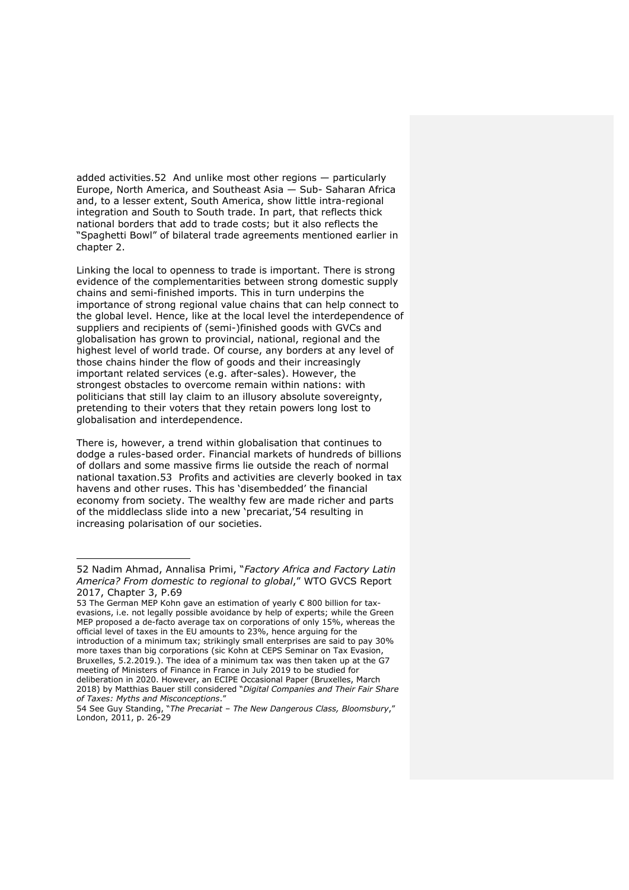added activities.[52] And unlike most other regions — particularly Europe, North America, and Southeast Asia — Sub- Saharan Africa and, to a lesser extent, South America, show little intra-regional integration and South to South trade. In part, that reflects thick national borders that add to trade costs; but it also reflects the "Spaghetti Bowl" of bilateral trade agreements mentioned earlier in chapter 2.

Linking the local to openness to trade is important. There is strong evidence of the complementarities between strong domestic supply chains and semi-finished imports. This in turn underpins the importance of strong regional value chains that can help connect to the global level. Hence, like at the local level the interdependence of suppliers and recipients of (semi-)finished goods with GVCs and globalisation has grown to provincial, national, regional and the highest level of world trade. Of course, any borders at any level of those chains hinder the flow of goods and their increasingly important related services (e.g. after-sales). However, the strongest obstacles to overcome remain within nations: with politicians that still lay claim to an illusory absolute sovereignty, pretending to their voters that they retain powers long lost to globalisation and interdependence.

There is, however, a trend within globalisation that continues to dodge a rules-based order. Financial markets of hundreds of billions of dollars and some massive firms lie outside the reach of normal national taxation.[53] Profits and activities are cleverly booked in tax havens and other ruses. This has 'disembedded' the financial economy from society. The wealthy few are made richer and parts of the middleclass slide into a new 'precariat,'[54] resulting in increasing polarisation of our societies.

---

52 Nadim Ahmad, Annalisa Primi, "*Factory Africa and Factory Latin America? From domestic to regional to global*," WTO GVCS Report 2017, Chapter 3, P.69

53 The German MEP Kohn gave an estimation of yearly € 800 billion for tax-evasions, i.e. not legally possible avoidance by help of experts; while the Green MEP proposed a de-facto average tax on corporations of only 15%, whereas the official level of taxes in the EU amounts to 23%, hence arguing for the introduction of a minimum tax; strikingly small enterprises are said to pay 30% more taxes than big corporations (sic Kohn at CEPS Seminar on Tax Evasion, Bruxelles, 5.2.2019.). The idea of a minimum tax was then taken up at the G7 meeting of Ministers of Finance in France in July 2019 to be studied for deliberation in 2020. However, an ECIPE Occasional Paper (Bruxelles, March 2018) by Matthias Bauer still considered "*Digital Companies and Their Fair Share of Taxes: Myths and Misconceptions*."

54 See Guy Standing, "*The Precariat – The New Dangerous Class, Bloomsbury*," London, 2011, p. 26-29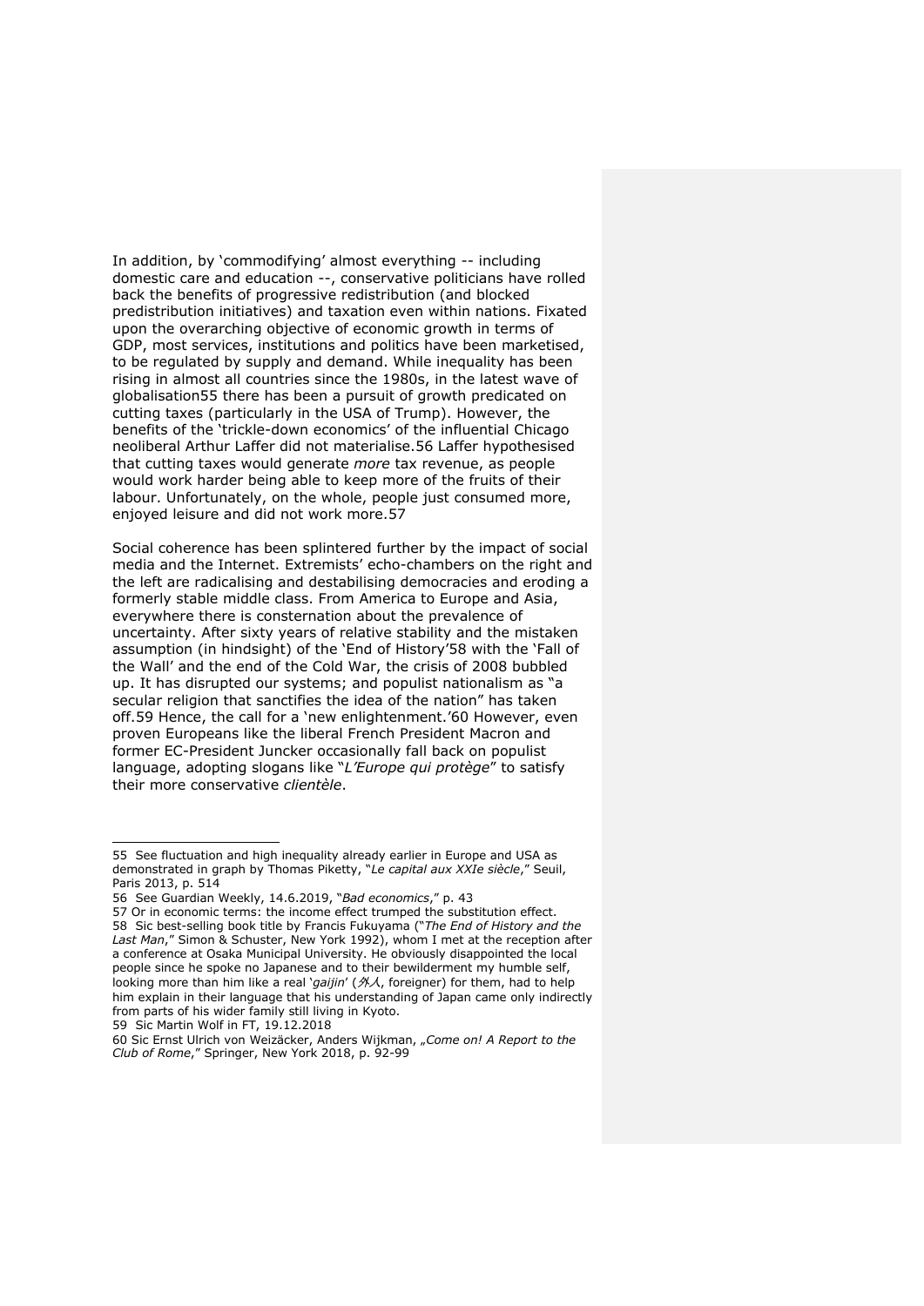In addition, by 'commodifying' almost everything -- including domestic care and education --, conservative politicians have rolled back the benefits of progressive redistribution (and blocked predistribution initiatives) and taxation even within nations. Fixated upon the overarching objective of economic growth in terms of GDP, most services, institutions and politics have been marketised, to be regulated by supply and demand. While inequality has been rising in almost all countries since the 1980s, in the latest wave of globalisation[55] there has been a pursuit of growth predicated on cutting taxes (particularly in the USA of Trump). However, the benefits of the 'trickle-down economics' of the influential Chicago neoliberal Arthur Laffer did not materialise.[56] Laffer hypothesised that cutting taxes would generate *more* tax revenue, as people would work harder being able to keep more of the fruits of their labour. Unfortunately, on the whole, people just consumed more, enjoyed leisure and did not work more.[57]

Social coherence has been splintered further by the impact of social media and the Internet. Extremists' echo-chambers on the right and the left are radicalising and destabilising democracies and eroding a formerly stable middle class. From America to Europe and Asia, everywhere there is consternation about the prevalence of uncertainty. After sixty years of relative stability and the mistaken assumption (in hindsight) of the 'End of History'[58] with the 'Fall of the Wall' and the end of the Cold War, the crisis of 2008 bubbled up. It has disrupted our systems; and populist nationalism as "a secular religion that sanctifies the idea of the nation" has taken off.[59] Hence, the call for a 'new enlightenment.'[60] However, even proven Europeans like the liberal French President Macron and former EC-President Juncker occasionally fall back on populist language, adopting slogans like "*L'Europe qui protège*" to satisfy their more conservative *clientèle*.

---

55 See fluctuation and high inequality already earlier in Europe and USA as demonstrated in graph by Thomas Piketty, "*Le capital aux XXIe siècle*," Seuil, Paris 2013, p. 514

56 See Guardian Weekly, 14.6.2019, "*Bad economics*," p. 43

57 Or in economic terms: the income effect trumped the substitution effect.

58 Sic best-selling book title by Francis Fukuyama ("*The End of History and the Last Man*," Simon & Schuster, New York 1992), whom I met at the reception after a conference at Osaka Municipal University. He obviously disappointed the local people since he spoke no Japanese and to their bewilderment my humble self, looking more than him like a real '*gaijin*' (外人, foreigner) for them, had to help him explain in their language that his understanding of Japan came only indirectly from parts of his wider family still living in Kyoto.

59 Sic Martin Wolf in FT, 19.12.2018

60 Sic Ernst Ulrich von Weizäcker, Anders Wijkman, „*Come on! A Report to the Club of Rome*," Springer, New York 2018, p. 92-99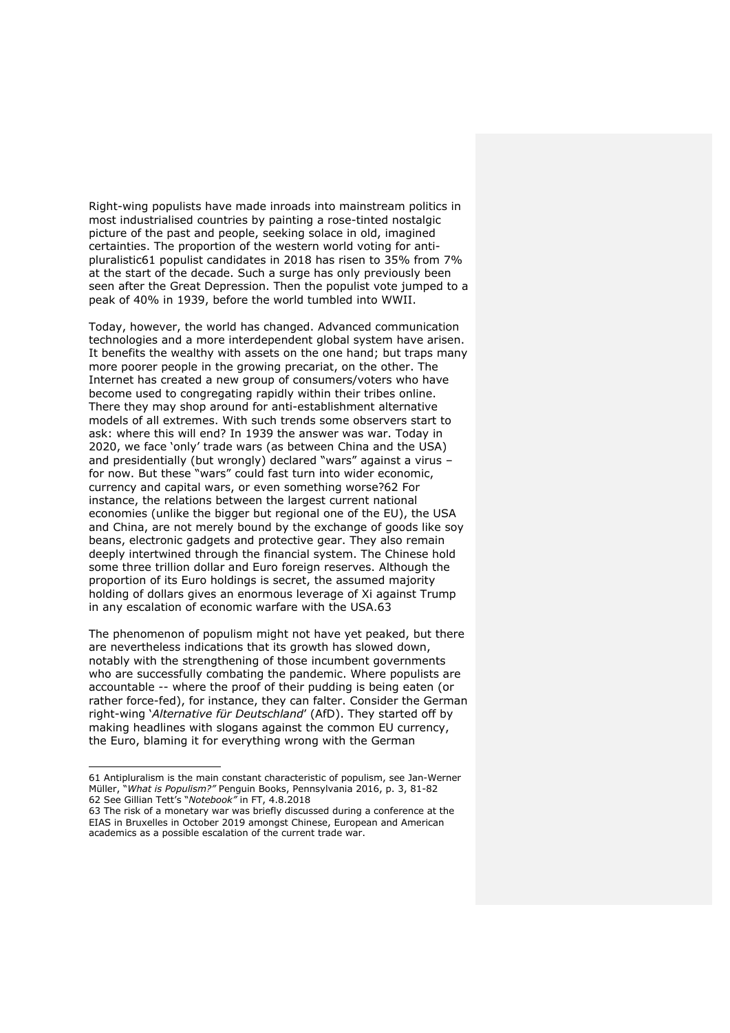Right-wing populists have made inroads into mainstream politics in most industrialised countries by painting a rose-tinted nostalgic picture of the past and people, seeking solace in old, imagined certainties. The proportion of the western world voting for anti-pluralistic[61] populist candidates in 2018 has risen to 35% from 7% at the start of the decade. Such a surge has only previously been seen after the Great Depression. Then the populist vote jumped to a peak of 40% in 1939, before the world tumbled into WWII.

Today, however, the world has changed. Advanced communication technologies and a more interdependent global system have arisen. It benefits the wealthy with assets on the one hand; but traps many more poorer people in the growing precariat, on the other. The Internet has created a new group of consumers/voters who have become used to congregating rapidly within their tribes online. There they may shop around for anti-establishment alternative models of all extremes. With such trends some observers start to ask: where this will end? In 1939 the answer was war. Today in 2020, we face 'only' trade wars (as between China and the USA) and presidentially (but wrongly) declared "wars" against a virus – for now. But these "wars" could fast turn into wider economic, currency and capital wars, or even something worse?[62] For instance, the relations between the largest current national economies (unlike the bigger but regional one of the EU), the USA and China, are not merely bound by the exchange of goods like soy beans, electronic gadgets and protective gear. They also remain deeply intertwined through the financial system. The Chinese hold some three trillion dollar and Euro foreign reserves. Although the proportion of its Euro holdings is secret, the assumed majority holding of dollars gives an enormous leverage of Xi against Trump in any escalation of economic warfare with the USA.[63]

The phenomenon of populism might not have yet peaked, but there are nevertheless indications that its growth has slowed down, notably with the strengthening of those incumbent governments who are successfully combating the pandemic. Where populists are accountable -- where the proof of their pudding is being eaten (or rather force-fed), for instance, they can falter. Consider the German right-wing '*Alternative für Deutschland*' (AfD). They started off by making headlines with slogans against the common EU currency, the Euro, blaming it for everything wrong with the German

---

61 Antipluralism is the main constant characteristic of populism, see Jan-Werner Müller, "*What is Populism?"* Penguin Books, Pennsylvania 2016, p. 3, 81-82

62 See Gillian Tett's "*Notebook"* in FT, 4.8.2018

63 The risk of a monetary war was briefly discussed during a conference at the EIAS in Bruxelles in October 2019 amongst Chinese, European and American academics as a possible escalation of the current trade war.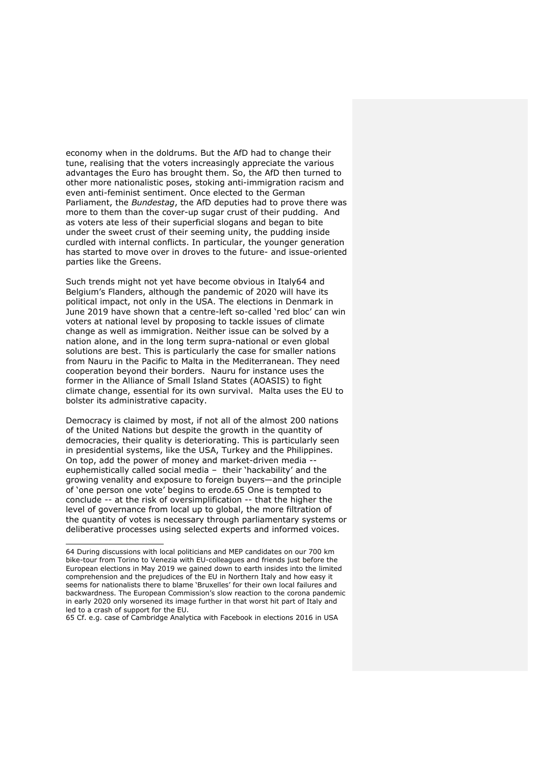economy when in the doldrums. But the AfD had to change their tune, realising that the voters increasingly appreciate the various advantages the Euro has brought them. So, the AfD then turned to other more nationalistic poses, stoking anti-immigration racism and even anti-feminist sentiment. Once elected to the German Parliament, the *Bundestag*, the AfD deputies had to prove there was more to them than the cover-up sugar crust of their pudding. And as voters ate less of their superficial slogans and began to bite under the sweet crust of their seeming unity, the pudding inside curdled with internal conflicts. In particular, the younger generation has started to move over in droves to the future- and issue-oriented parties like the Greens.

Such trends might not yet have become obvious in Italy[64] and Belgium's Flanders, although the pandemic of 2020 will have its political impact, not only in the USA. The elections in Denmark in June 2019 have shown that a centre-left so-called 'red bloc' can win voters at national level by proposing to tackle issues of climate change as well as immigration. Neither issue can be solved by a nation alone, and in the long term supra-national or even global solutions are best. This is particularly the case for smaller nations from Nauru in the Pacific to Malta in the Mediterranean. They need cooperation beyond their borders. Nauru for instance uses the former in the Alliance of Small Island States (AOASIS) to fight climate change, essential for its own survival. Malta uses the EU to bolster its administrative capacity.

Democracy is claimed by most, if not all of the almost 200 nations of the United Nations but despite the growth in the quantity of democracies, their quality is deteriorating. This is particularly seen in presidential systems, like the USA, Turkey and the Philippines. On top, add the power of money and market-driven media -- euphemistically called social media – their 'hackability' and the growing venality and exposure to foreign buyers—and the principle of 'one person one vote' begins to erode.[65] One is tempted to conclude -- at the risk of oversimplification -- that the higher the level of governance from local up to global, the more filtration of the quantity of votes is necessary through parliamentary systems or deliberative processes using selected experts and informed voices.

---

64 During discussions with local politicians and MEP candidates on our 700 km bike-tour from Torino to Venezia with EU-colleagues and friends just before the European elections in May 2019 we gained down to earth insides into the limited comprehension and the prejudices of the EU in Northern Italy and how easy it seems for nationalists there to blame 'Bruxelles' for their own local failures and backwardness. The European Commission's slow reaction to the corona pandemic in early 2020 only worsened its image further in that worst hit part of Italy and led to a crash of support for the EU.

65 Cf. e.g. case of Cambridge Analytica with Facebook in elections 2016 in USA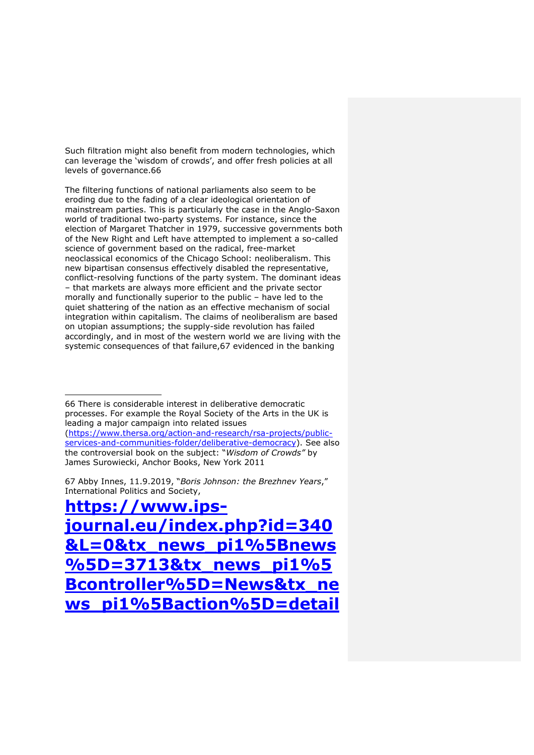Such filtration might also benefit from modern technologies, which can leverage the 'wisdom of crowds', and offer fresh policies at all levels of governance.[66]

The filtering functions of national parliaments also seem to be eroding due to the fading of a clear ideological orientation of mainstream parties. This is particularly the case in the Anglo-Saxon world of traditional two-party systems. For instance, since the election of Margaret Thatcher in 1979, successive governments both of the New Right and Left have attempted to implement a so-called science of government based on the radical, free-market neoclassical economics of the Chicago School: neoliberalism. This new bipartisan consensus effectively disabled the representative, conflict-resolving functions of the party system. The dominant ideas – that markets are always more efficient and the private sector morally and functionally superior to the public – have led to the quiet shattering of the nation as an effective mechanism of social integration within capitalism. The claims of neoliberalism are based on utopian assumptions; the supply-side revolution has failed accordingly, and in most of the western world we are living with the systemic consequences of that failure,[67] evidenced in the banking

---

66 There is considerable interest in deliberative democratic processes. For example the Royal Society of the Arts in the UK is leading a major campaign into related issues (https://www.thersa.org/action-and-research/rsa-projects/public-services-and-communities-folder/deliberative-democracy). See also the controversial book on the subject: "*Wisdom of Crowds"* by James Surowiecki, Anchor Books, New York 2011

67 Abby Innes, 11.9.2019, "*Boris Johnson: the Brezhnev Years*," International Politics and Society, **https://www.ips-journal.eu/index.php?id=340&L=0&tx_news_pi1%5Bnews%5D=3713&tx_news_pi1%5Bcontroller%5D=News&tx_news_pi1%5Baction%5D=detail**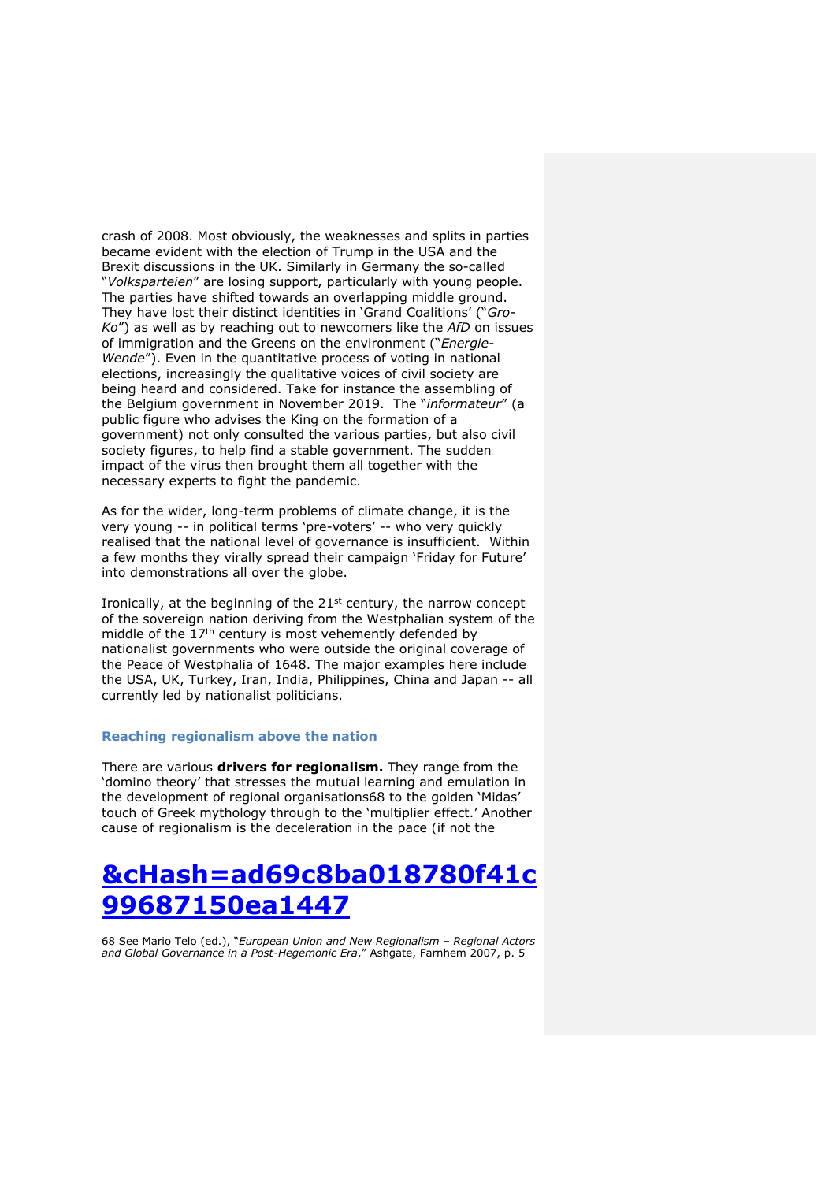crash of 2008. Most obviously, the weaknesses and splits in parties became evident with the election of Trump in the USA and the Brexit discussions in the UK. Similarly in Germany the so-called "*Volksparteien*" are losing support, particularly with young people. The parties have shifted towards an overlapping middle ground. They have lost their distinct identities in 'Grand Coalitions' ("*Gro-Ko*") as well as by reaching out to newcomers like the *AfD* on issues of immigration and the Greens on the environment ("*Energie-Wende*"). Even in the quantitative process of voting in national elections, increasingly the qualitative voices of civil society are being heard and considered. Take for instance the assembling of the Belgium government in November 2019. The "*informateur*" (a public figure who advises the King on the formation of a government) not only consulted the various parties, but also civil society figures, to help find a stable government. The sudden impact of the virus then brought them all together with the necessary experts to fight the pandemic.

As for the wider, long-term problems of climate change, it is the very young -- in political terms 'pre-voters' -- who very quickly realised that the national level of governance is insufficient. Within a few months they virally spread their campaign 'Friday for Future' into demonstrations all over the globe.

Ironically, at the beginning of the 21st century, the narrow concept of the sovereign nation deriving from the Westphalian system of the middle of the 17th century is most vehemently defended by nationalist governments who were outside the original coverage of the Peace of Westphalia of 1648. The major examples here include the USA, UK, Turkey, Iran, India, Philippines, China and Japan -- all currently led by nationalist politicians.

### Reaching regionalism above the nation

There are various **drivers for regionalism.** They range from the 'domino theory' that stresses the mutual learning and emulation in the development of regional organisations[68] to the golden 'Midas' touch of Greek mythology through to the 'multiplier effect.' Another cause of regionalism is the deceleration in the pace (if not the

---

&cHash=ad69c8ba018780f41c99687150ea1447

68 See Mario Telo (ed.), "*European Union and New Regionalism – Regional Actors and Global Governance in a Post-Hegemonic Era*," Ashgate, Farnhem 2007, p. 5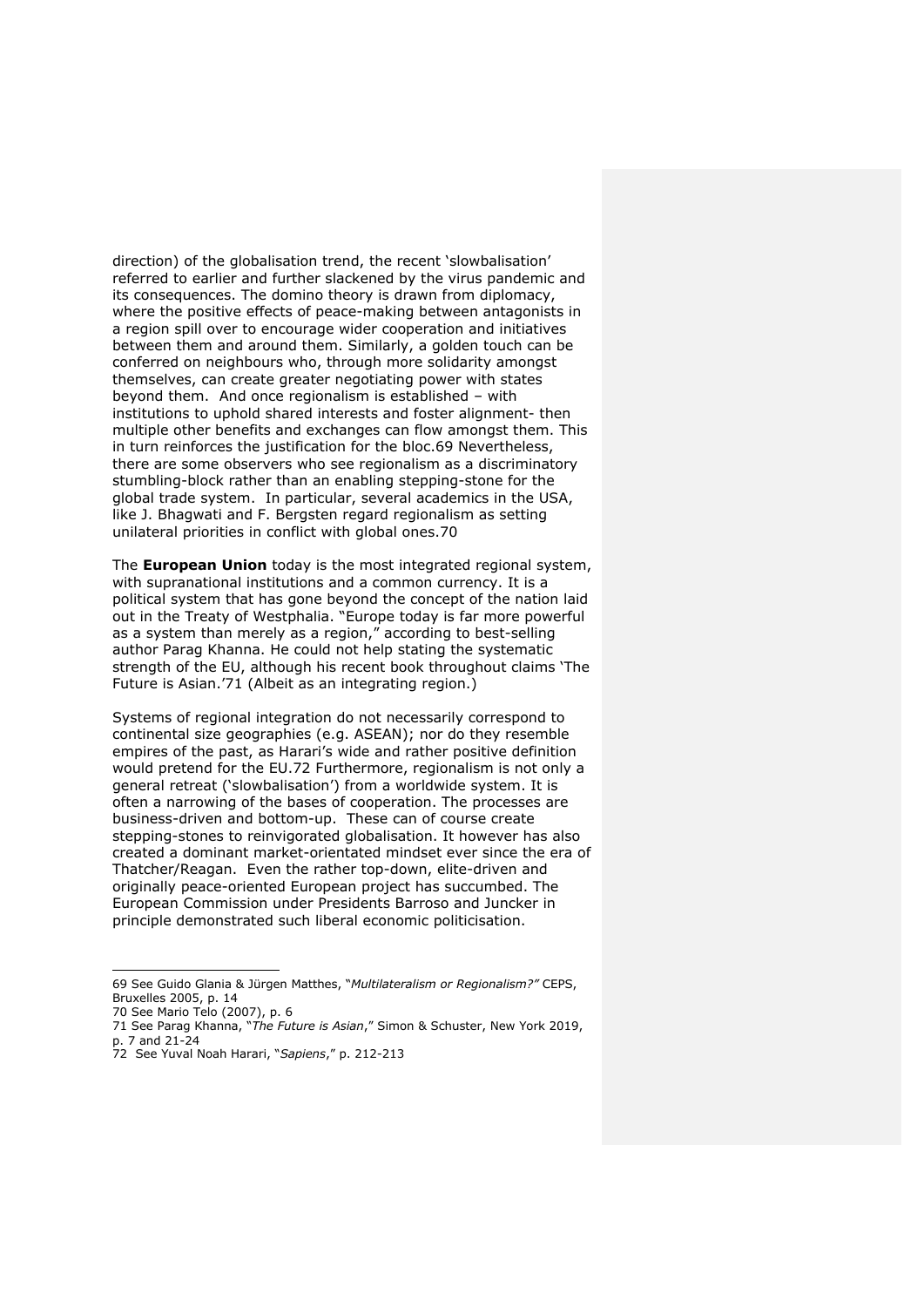direction) of the globalisation trend, the recent 'slowbalisation' referred to earlier and further slackened by the virus pandemic and its consequences. The domino theory is drawn from diplomacy, where the positive effects of peace-making between antagonists in a region spill over to encourage wider cooperation and initiatives between them and around them. Similarly, a golden touch can be conferred on neighbours who, through more solidarity amongst themselves, can create greater negotiating power with states beyond them. And once regionalism is established – with institutions to uphold shared interests and foster alignment- then multiple other benefits and exchanges can flow amongst them. This in turn reinforces the justification for the bloc.[69] Nevertheless, there are some observers who see regionalism as a discriminatory stumbling-block rather than an enabling stepping-stone for the global trade system. In particular, several academics in the USA, like J. Bhagwati and F. Bergsten regard regionalism as setting unilateral priorities in conflict with global ones.[70]

The **European Union** today is the most integrated regional system, with supranational institutions and a common currency. It is a political system that has gone beyond the concept of the nation laid out in the Treaty of Westphalia. "Europe today is far more powerful as a system than merely as a region," according to best-selling author Parag Khanna. He could not help stating the systematic strength of the EU, although his recent book throughout claims 'The Future is Asian.'[71] (Albeit as an integrating region.)

Systems of regional integration do not necessarily correspond to continental size geographies (e.g. ASEAN); nor do they resemble empires of the past, as Harari's wide and rather positive definition would pretend for the EU.[72] Furthermore, regionalism is not only a general retreat ('slowbalisation') from a worldwide system. It is often a narrowing of the bases of cooperation. The processes are business-driven and bottom-up. These can of course create stepping-stones to reinvigorated globalisation. It however has also created a dominant market-orientated mindset ever since the era of Thatcher/Reagan. Even the rather top-down, elite-driven and originally peace-oriented European project has succumbed. The European Commission under Presidents Barroso and Juncker in principle demonstrated such liberal economic politicisation.

---

69 See Guido Glania & Jürgen Matthes, "*Multilateralism or Regionalism?"* CEPS, Bruxelles 2005, p. 14

70 See Mario Telo (2007), p. 6

71 See Parag Khanna, "*The Future is Asian*," Simon & Schuster, New York 2019, p. 7 and 21-24

72 See Yuval Noah Harari, "*Sapiens*," p. 212-213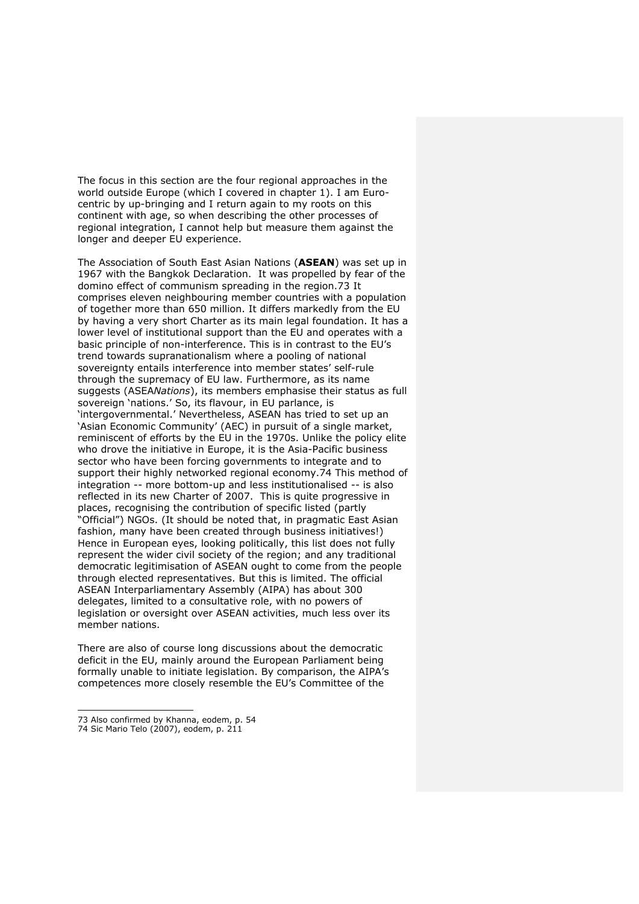The focus in this section are the four regional approaches in the world outside Europe (which I covered in chapter 1). I am Euro-centric by up-bringing and I return again to my roots on this continent with age, so when describing the other processes of regional integration, I cannot help but measure them against the longer and deeper EU experience.

The Association of South East Asian Nations (**ASEAN**) was set up in 1967 with the Bangkok Declaration. It was propelled by fear of the domino effect of communism spreading in the region.[73] It comprises eleven neighbouring member countries with a population of together more than 650 million. It differs markedly from the EU by having a very short Charter as its main legal foundation. It has a lower level of institutional support than the EU and operates with a basic principle of non-interference. This is in contrast to the EU's trend towards supranationalism where a pooling of national sovereignty entails interference into member states' self-rule through the supremacy of EU law. Furthermore, as its name suggests (ASEA*Nations*), its members emphasise their status as full sovereign 'nations.' So, its flavour, in EU parlance, is 'intergovernmental.' Nevertheless, ASEAN has tried to set up an 'Asian Economic Community' (AEC) in pursuit of a single market, reminiscent of efforts by the EU in the 1970s. Unlike the policy elite who drove the initiative in Europe, it is the Asia-Pacific business sector who have been forcing governments to integrate and to support their highly networked regional economy.[74] This method of integration -- more bottom-up and less institutionalised -- is also reflected in its new Charter of 2007. This is quite progressive in places, recognising the contribution of specific listed (partly "Official") NGOs. (It should be noted that, in pragmatic East Asian fashion, many have been created through business initiatives!) Hence in European eyes, looking politically, this list does not fully represent the wider civil society of the region; and any traditional democratic legitimisation of ASEAN ought to come from the people through elected representatives. But this is limited. The official ASEAN Interparliamentary Assembly (AIPA) has about 300 delegates, limited to a consultative role, with no powers of legislation or oversight over ASEAN activities, much less over its member nations.

There are also of course long discussions about the democratic deficit in the EU, mainly around the European Parliament being formally unable to initiate legislation. By comparison, the AIPA's competences more closely resemble the EU's Committee of the

---

73 Also confirmed by Khanna, eodem, p. 54

74 Sic Mario Telo (2007), eodem, p. 211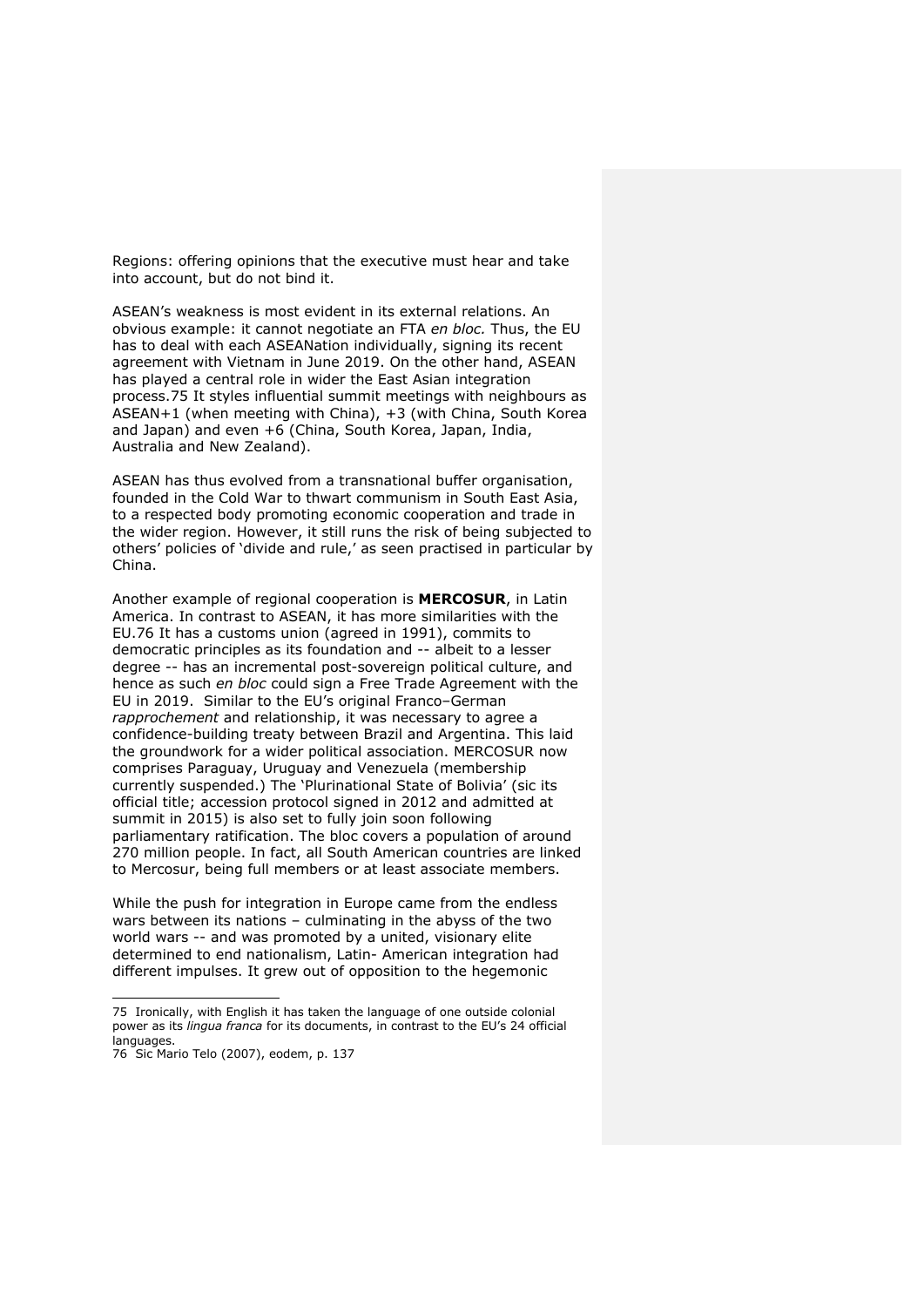Regions: offering opinions that the executive must hear and take into account, but do not bind it.

ASEAN's weakness is most evident in its external relations. An obvious example: it cannot negotiate an FTA *en bloc.* Thus, the EU has to deal with each ASEANation individually, signing its recent agreement with Vietnam in June 2019. On the other hand, ASEAN has played a central role in wider the East Asian integration process.75 It styles influential summit meetings with neighbours as ASEAN+1 (when meeting with China), +3 (with China, South Korea and Japan) and even +6 (China, South Korea, Japan, India, Australia and New Zealand).

ASEAN has thus evolved from a transnational buffer organisation, founded in the Cold War to thwart communism in South East Asia, to a respected body promoting economic cooperation and trade in the wider region. However, it still runs the risk of being subjected to others' policies of 'divide and rule,' as seen practised in particular by China.

Another example of regional cooperation is **MERCOSUR**, in Latin America. In contrast to ASEAN, it has more similarities with the EU.76 It has a customs union (agreed in 1991), commits to democratic principles as its foundation and -- albeit to a lesser degree -- has an incremental post-sovereign political culture, and hence as such *en bloc* could sign a Free Trade Agreement with the EU in 2019. Similar to the EU's original Franco–German *rapprochement* and relationship, it was necessary to agree a confidence-building treaty between Brazil and Argentina. This laid the groundwork for a wider political association. MERCOSUR now comprises Paraguay, Uruguay and Venezuela (membership currently suspended.) The 'Plurinational State of Bolivia' (sic its official title; accession protocol signed in 2012 and admitted at summit in 2015) is also set to fully join soon following parliamentary ratification. The bloc covers a population of around 270 million people. In fact, all South American countries are linked to Mercosur, being full members or at least associate members.

While the push for integration in Europe came from the endless wars between its nations – culminating in the abyss of the two world wars -- and was promoted by a united, visionary elite determined to end nationalism, Latin- American integration had different impulses. It grew out of opposition to the hegemonic

---

75 Ironically, with English it has taken the language of one outside colonial power as its *lingua franca* for its documents, in contrast to the EU's 24 official languages.

76 Sic Mario Telo (2007), eodem, p. 137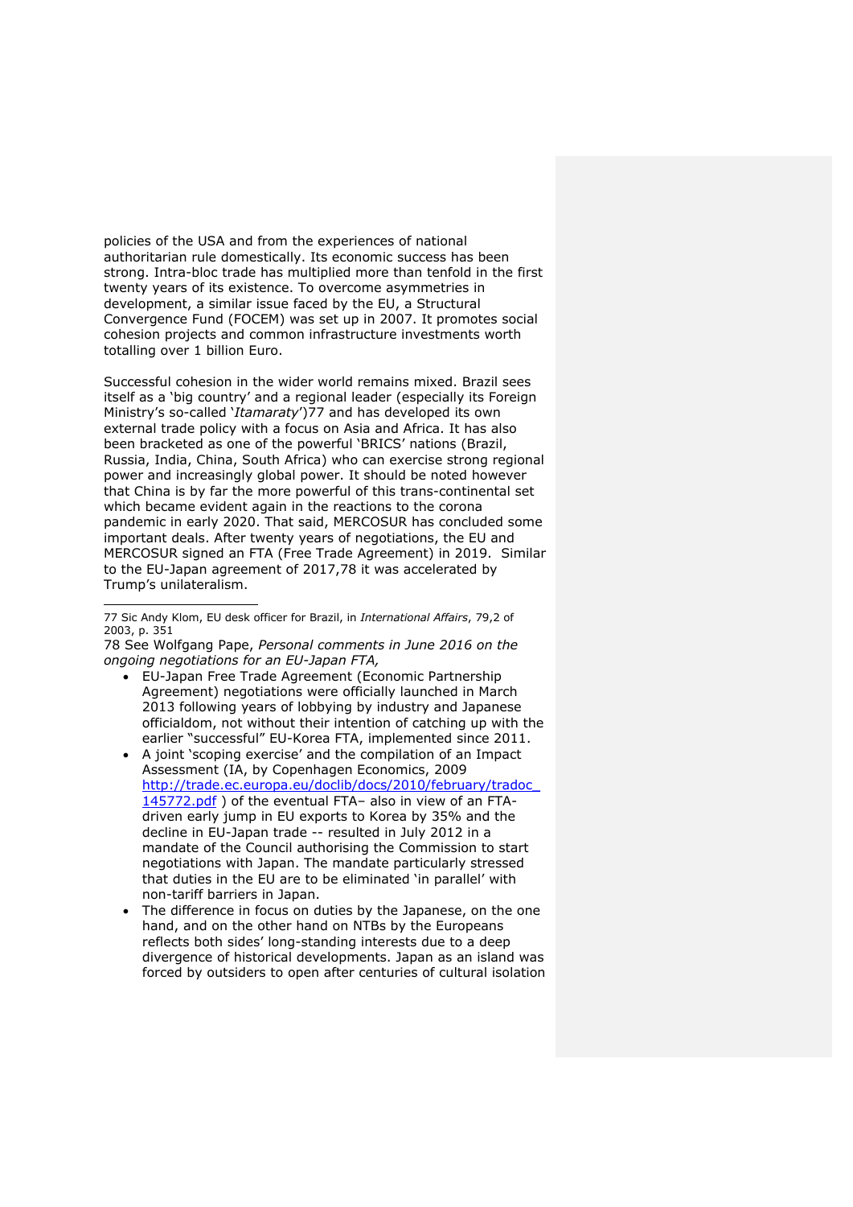policies of the USA and from the experiences of national authoritarian rule domestically. Its economic success has been strong. Intra-bloc trade has multiplied more than tenfold in the first twenty years of its existence. To overcome asymmetries in development, a similar issue faced by the EU, a Structural Convergence Fund (FOCEM) was set up in 2007. It promotes social cohesion projects and common infrastructure investments worth totalling over 1 billion Euro.

Successful cohesion in the wider world remains mixed. Brazil sees itself as a 'big country' and a regional leader (especially its Foreign Ministry's so-called '*Itamaraty*')77 and has developed its own external trade policy with a focus on Asia and Africa. It has also been bracketed as one of the powerful 'BRICS' nations (Brazil, Russia, India, China, South Africa) who can exercise strong regional power and increasingly global power. It should be noted however that China is by far the more powerful of this trans-continental set which became evident again in the reactions to the corona pandemic in early 2020. That said, MERCOSUR has concluded some important deals. After twenty years of negotiations, the EU and MERCOSUR signed an FTA (Free Trade Agreement) in 2019. Similar to the EU-Japan agreement of 2017,78 it was accelerated by Trump's unilateralism.

---

77 Sic Andy Klom, EU desk officer for Brazil, in *International Affairs*, 79,2 of 2003, p. 351

78 See Wolfgang Pape, *Personal comments in June 2016 on the ongoing negotiations for an EU-Japan FTA,*

- EU-Japan Free Trade Agreement (Economic Partnership Agreement) negotiations were officially launched in March 2013 following years of lobbying by industry and Japanese officialdom, not without their intention of catching up with the earlier "successful" EU-Korea FTA, implemented since 2011.
- A joint 'scoping exercise' and the compilation of an Impact Assessment (IA, by Copenhagen Economics, 2009 http://trade.ec.europa.eu/doclib/docs/2010/february/tradoc_145772.pdf ) of the eventual FTA– also in view of an FTA-driven early jump in EU exports to Korea by 35% and the decline in EU-Japan trade -- resulted in July 2012 in a mandate of the Council authorising the Commission to start negotiations with Japan. The mandate particularly stressed that duties in the EU are to be eliminated 'in parallel' with non-tariff barriers in Japan.
- The difference in focus on duties by the Japanese, on the one hand, and on the other hand on NTBs by the Europeans reflects both sides' long-standing interests due to a deep divergence of historical developments. Japan as an island was forced by outsiders to open after centuries of cultural isolation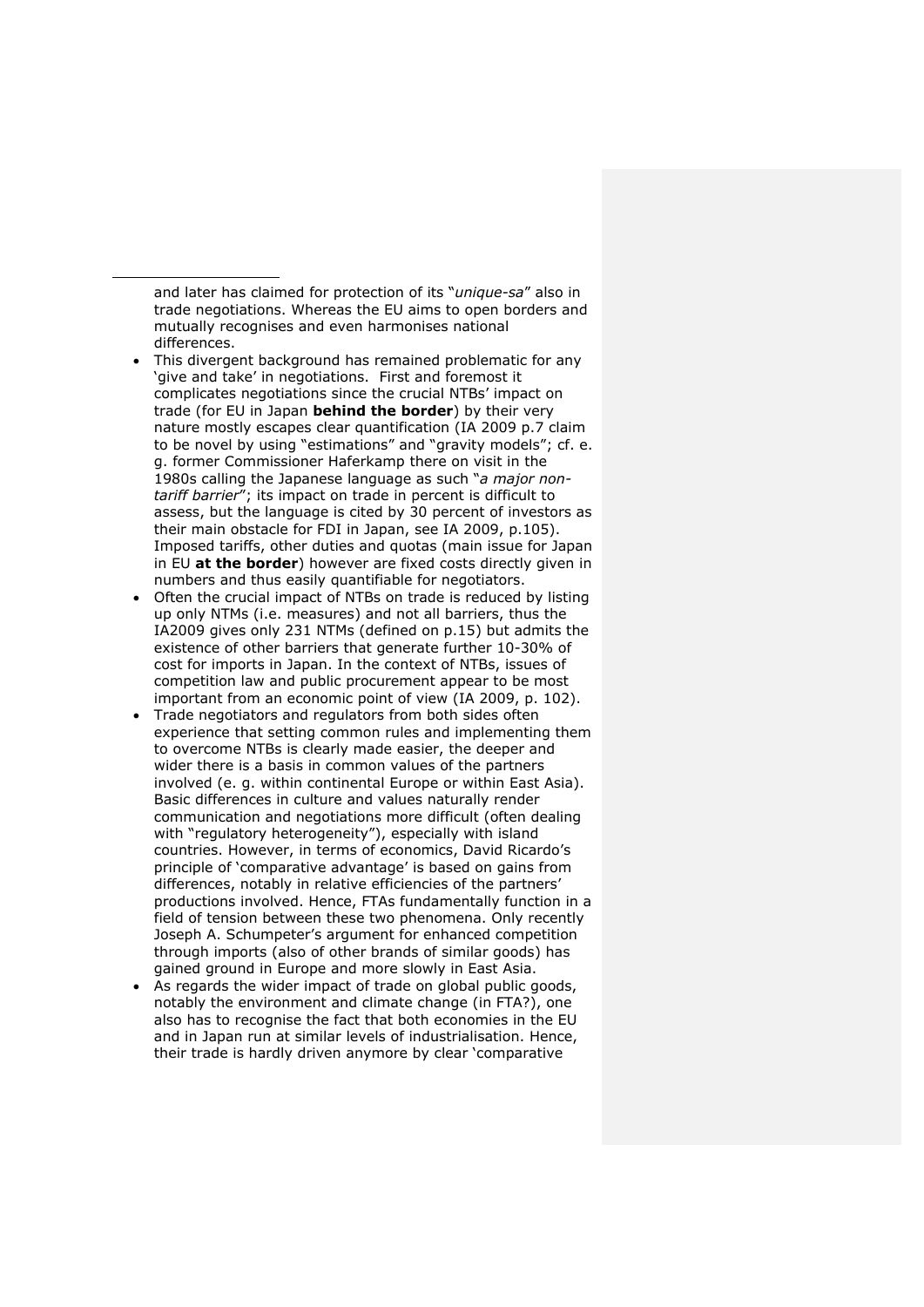and later has claimed for protection of its "*unique-sa*" also in trade negotiations. Whereas the EU aims to open borders and mutually recognises and even harmonises national differences.

- This divergent background has remained problematic for any 'give and take' in negotiations. First and foremost it complicates negotiations since the crucial NTBs' impact on trade (for EU in Japan **behind the border**) by their very nature mostly escapes clear quantification (IA 2009 p.7 claim to be novel by using "estimations" and "gravity models"; cf. e. g. former Commissioner Haferkamp there on visit in the 1980s calling the Japanese language as such "*a major non-tariff barrier*"; its impact on trade in percent is difficult to assess, but the language is cited by 30 percent of investors as their main obstacle for FDI in Japan, see IA 2009, p.105). Imposed tariffs, other duties and quotas (main issue for Japan in EU **at the border**) however are fixed costs directly given in numbers and thus easily quantifiable for negotiators.
- Often the crucial impact of NTBs on trade is reduced by listing up only NTMs (i.e. measures) and not all barriers, thus the IA2009 gives only 231 NTMs (defined on p.15) but admits the existence of other barriers that generate further 10-30% of cost for imports in Japan. In the context of NTBs, issues of competition law and public procurement appear to be most important from an economic point of view (IA 2009, p. 102).
- Trade negotiators and regulators from both sides often experience that setting common rules and implementing them to overcome NTBs is clearly made easier, the deeper and wider there is a basis in common values of the partners involved (e. g. within continental Europe or within East Asia). Basic differences in culture and values naturally render communication and negotiations more difficult (often dealing with "regulatory heterogeneity"), especially with island countries. However, in terms of economics, David Ricardo's principle of 'comparative advantage' is based on gains from differences, notably in relative efficiencies of the partners' productions involved. Hence, FTAs fundamentally function in a field of tension between these two phenomena. Only recently Joseph A. Schumpeter's argument for enhanced competition through imports (also of other brands of similar goods) has gained ground in Europe and more slowly in East Asia.
- As regards the wider impact of trade on global public goods, notably the environment and climate change (in FTA?), one also has to recognise the fact that both economies in the EU and in Japan run at similar levels of industrialisation. Hence, their trade is hardly driven anymore by clear 'comparative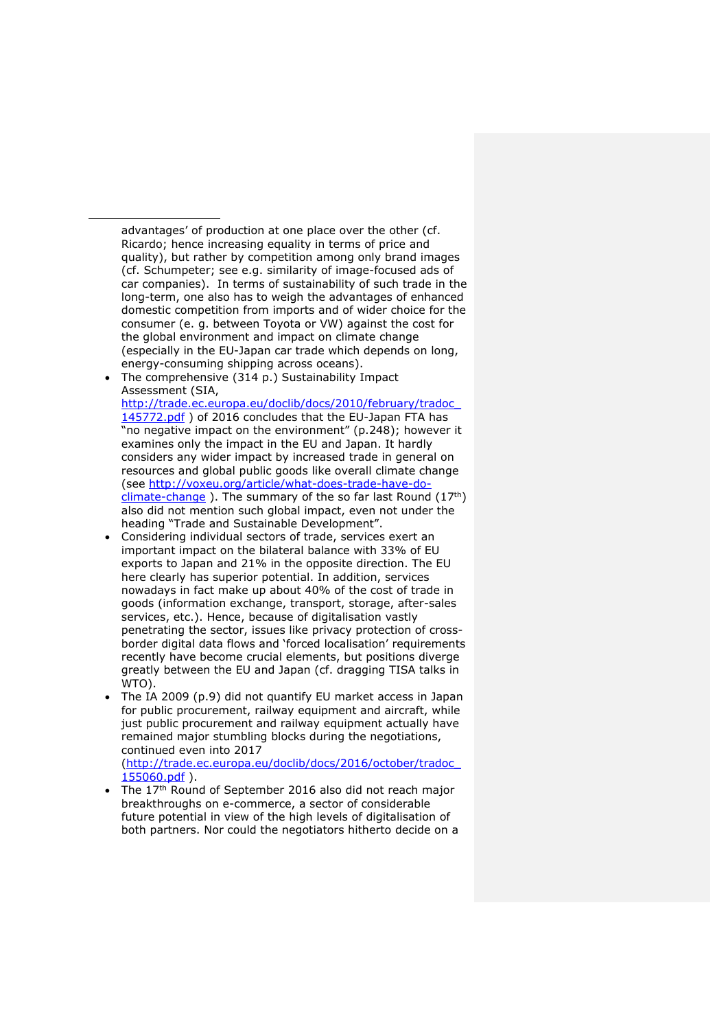advantages' of production at one place over the other (cf. Ricardo; hence increasing equality in terms of price and quality), but rather by competition among only brand images (cf. Schumpeter; see e.g. similarity of image-focused ads of car companies). In terms of sustainability of such trade in the long-term, one also has to weigh the advantages of enhanced domestic competition from imports and of wider choice for the consumer (e. g. between Toyota or VW) against the cost for the global environment and impact on climate change (especially in the EU-Japan car trade which depends on long, energy-consuming shipping across oceans).

- The comprehensive (314 p.) Sustainability Impact Assessment (SIA, http://trade.ec.europa.eu/doclib/docs/2010/february/tradoc_145772.pdf ) of 2016 concludes that the EU-Japan FTA has "no negative impact on the environment" (p.248); however it examines only the impact in the EU and Japan. It hardly considers any wider impact by increased trade in general on resources and global public goods like overall climate change (see http://voxeu.org/article/what-does-trade-have-do-climate-change ). The summary of the so far last Round (17th) also did not mention such global impact, even not under the heading "Trade and Sustainable Development".
- Considering individual sectors of trade, services exert an important impact on the bilateral balance with 33% of EU exports to Japan and 21% in the opposite direction. The EU here clearly has superior potential. In addition, services nowadays in fact make up about 40% of the cost of trade in goods (information exchange, transport, storage, after-sales services, etc.). Hence, because of digitalisation vastly penetrating the sector, issues like privacy protection of cross-border digital data flows and 'forced localisation' requirements recently have become crucial elements, but positions diverge greatly between the EU and Japan (cf. dragging TISA talks in WTO).
- The IA 2009 (p.9) did not quantify EU market access in Japan for public procurement, railway equipment and aircraft, while just public procurement and railway equipment actually have remained major stumbling blocks during the negotiations, continued even into 2017 (http://trade.ec.europa.eu/doclib/docs/2016/october/tradoc_155060.pdf ).
- The 17th Round of September 2016 also did not reach major breakthroughs on e-commerce, a sector of considerable future potential in view of the high levels of digitalisation of both partners. Nor could the negotiators hitherto decide on a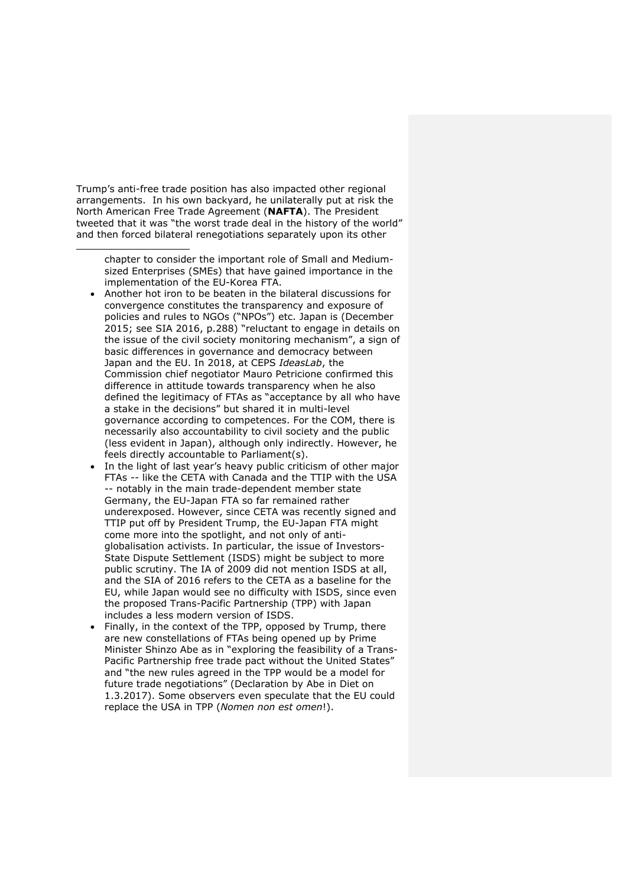Trump's anti-free trade position has also impacted other regional arrangements. In his own backyard, he unilaterally put at risk the North American Free Trade Agreement (**NAFTA**). The President tweeted that it was "the worst trade deal in the history of the world" and then forced bilateral renegotiations separately upon its other

---

chapter to consider the important role of Small and Medium-sized Enterprises (SMEs) that have gained importance in the implementation of the EU-Korea FTA.

- Another hot iron to be beaten in the bilateral discussions for convergence constitutes the transparency and exposure of policies and rules to NGOs ("NPOs") etc. Japan is (December 2015; see SIA 2016, p.288) "reluctant to engage in details on the issue of the civil society monitoring mechanism", a sign of basic differences in governance and democracy between Japan and the EU. In 2018, at CEPS *IdeasLab*, the Commission chief negotiator Mauro Petricione confirmed this difference in attitude towards transparency when he also defined the legitimacy of FTAs as "acceptance by all who have a stake in the decisions" but shared it in multi-level governance according to competences. For the COM, there is necessarily also accountability to civil society and the public (less evident in Japan), although only indirectly. However, he feels directly accountable to Parliament(s).
- In the light of last year's heavy public criticism of other major FTAs -- like the CETA with Canada and the TTIP with the USA -- notably in the main trade-dependent member state Germany, the EU-Japan FTA so far remained rather underexposed. However, since CETA was recently signed and TTIP put off by President Trump, the EU-Japan FTA might come more into the spotlight, and not only of anti-globalisation activists. In particular, the issue of Investors-State Dispute Settlement (ISDS) might be subject to more public scrutiny. The IA of 2009 did not mention ISDS at all, and the SIA of 2016 refers to the CETA as a baseline for the EU, while Japan would see no difficulty with ISDS, since even the proposed Trans-Pacific Partnership (TPP) with Japan includes a less modern version of ISDS.
- Finally, in the context of the TPP, opposed by Trump, there are new constellations of FTAs being opened up by Prime Minister Shinzo Abe as in "exploring the feasibility of a Trans-Pacific Partnership free trade pact without the United States" and "the new rules agreed in the TPP would be a model for future trade negotiations" (Declaration by Abe in Diet on 1.3.2017). Some observers even speculate that the EU could replace the USA in TPP (*Nomen non est omen*!).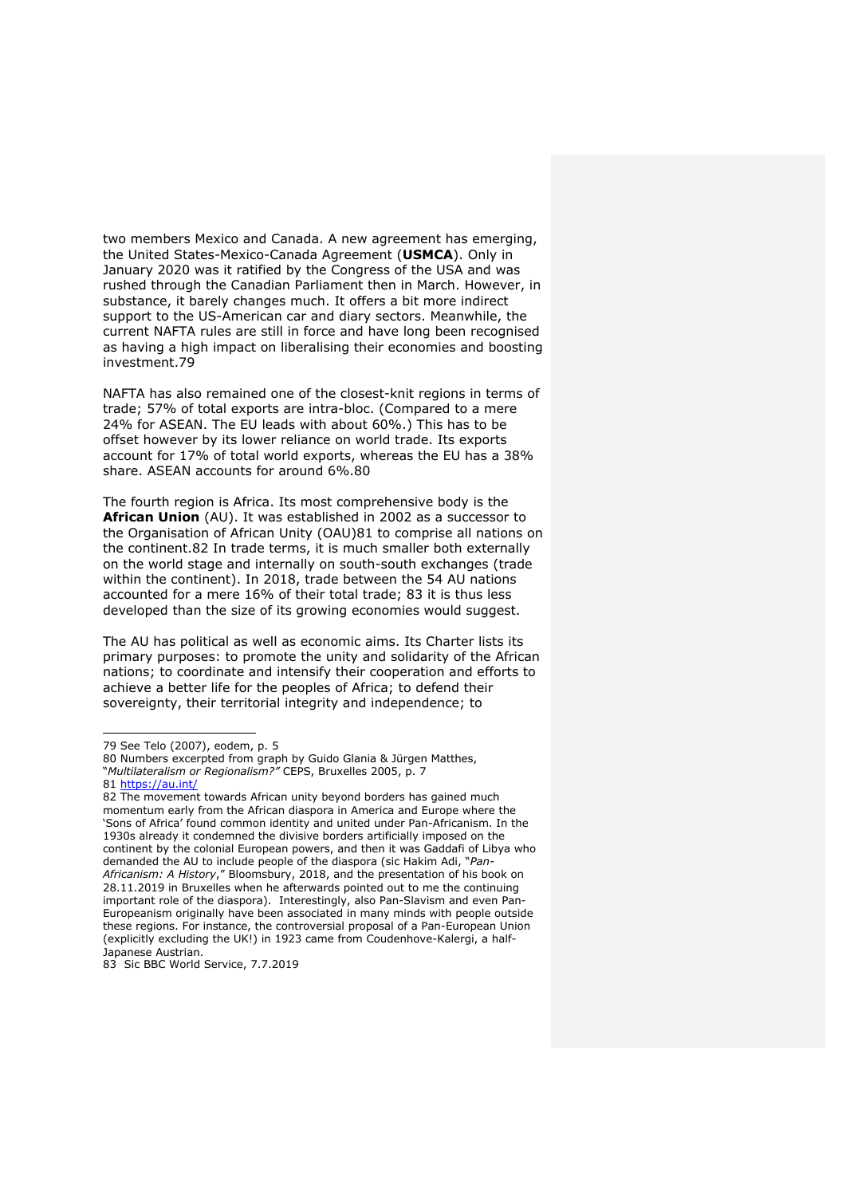two members Mexico and Canada. A new agreement has emerging, the United States-Mexico-Canada Agreement (**USMCA**). Only in January 2020 was it ratified by the Congress of the USA and was rushed through the Canadian Parliament then in March. However, in substance, it barely changes much. It offers a bit more indirect support to the US-American car and diary sectors. Meanwhile, the current NAFTA rules are still in force and have long been recognised as having a high impact on liberalising their economies and boosting investment.[79]

NAFTA has also remained one of the closest-knit regions in terms of trade; 57% of total exports are intra-bloc. (Compared to a mere 24% for ASEAN. The EU leads with about 60%.) This has to be offset however by its lower reliance on world trade. Its exports account for 17% of total world exports, whereas the EU has a 38% share. ASEAN accounts for around 6%.[80]

The fourth region is Africa. Its most comprehensive body is the **African Union** (AU). It was established in 2002 as a successor to the Organisation of African Unity (OAU)[81] to comprise all nations on the continent.[82] In trade terms, it is much smaller both externally on the world stage and internally on south-south exchanges (trade within the continent). In 2018, trade between the 54 AU nations accounted for a mere 16% of their total trade; [83] it is thus less developed than the size of its growing economies would suggest.

The AU has political as well as economic aims. Its Charter lists its primary purposes: to promote the unity and solidarity of the African nations; to coordinate and intensify their cooperation and efforts to achieve a better life for the peoples of Africa; to defend their sovereignty, their territorial integrity and independence; to

---

79 See Telo (2007), eodem, p. 5

80 Numbers excerpted from graph by Guido Glania & Jürgen Matthes, "*Multilateralism or Regionalism?"* CEPS, Bruxelles 2005, p. 7

81 https://au.int/

82 The movement towards African unity beyond borders has gained much momentum early from the African diaspora in America and Europe where the 'Sons of Africa' found common identity and united under Pan-Africanism. In the 1930s already it condemned the divisive borders artificially imposed on the continent by the colonial European powers, and then it was Gaddafi of Libya who demanded the AU to include people of the diaspora (sic Hakim Adi, "*Pan-Africanism: A History*," Bloomsbury, 2018, and the presentation of his book on 28.11.2019 in Bruxelles when he afterwards pointed out to me the continuing important role of the diaspora). Interestingly, also Pan-Slavism and even Pan-Europeanism originally have been associated in many minds with people outside these regions. For instance, the controversial proposal of a Pan-European Union (explicitly excluding the UK!) in 1923 came from Coudenhove-Kalergi, a half-Japanese Austrian.

83 Sic BBC World Service, 7.7.2019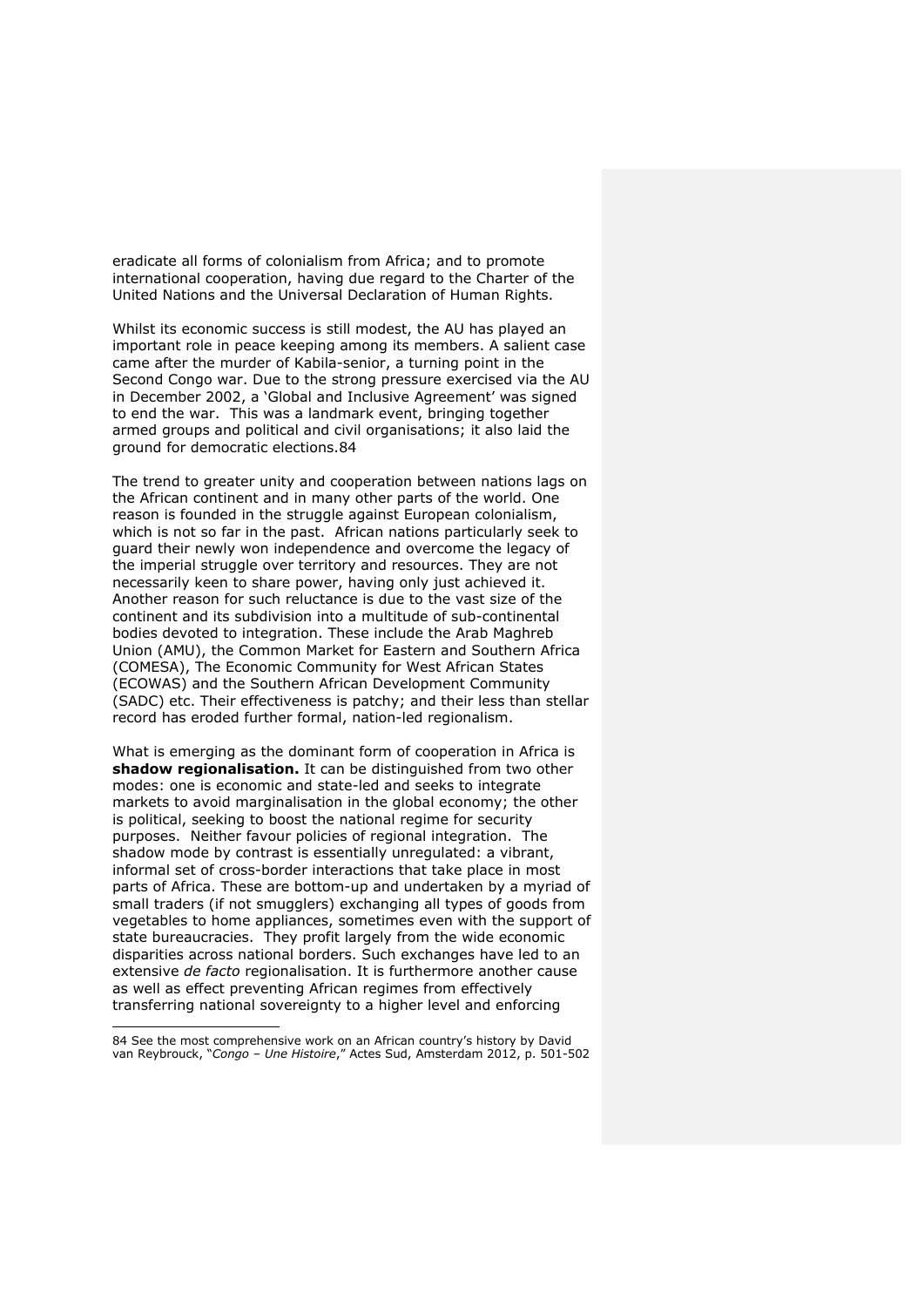eradicate all forms of colonialism from Africa; and to promote international cooperation, having due regard to the Charter of the United Nations and the Universal Declaration of Human Rights.

Whilst its economic success is still modest, the AU has played an important role in peace keeping among its members. A salient case came after the murder of Kabila-senior, a turning point in the Second Congo war. Due to the strong pressure exercised via the AU in December 2002, a 'Global and Inclusive Agreement' was signed to end the war. This was a landmark event, bringing together armed groups and political and civil organisations; it also laid the ground for democratic elections.84

The trend to greater unity and cooperation between nations lags on the African continent and in many other parts of the world. One reason is founded in the struggle against European colonialism, which is not so far in the past. African nations particularly seek to guard their newly won independence and overcome the legacy of the imperial struggle over territory and resources. They are not necessarily keen to share power, having only just achieved it. Another reason for such reluctance is due to the vast size of the continent and its subdivision into a multitude of sub-continental bodies devoted to integration. These include the Arab Maghreb Union (AMU), the Common Market for Eastern and Southern Africa (COMESA), The Economic Community for West African States (ECOWAS) and the Southern African Development Community (SADC) etc. Their effectiveness is patchy; and their less than stellar record has eroded further formal, nation-led regionalism.

What is emerging as the dominant form of cooperation in Africa is **shadow regionalisation.** It can be distinguished from two other modes: one is economic and state-led and seeks to integrate markets to avoid marginalisation in the global economy; the other is political, seeking to boost the national regime for security purposes. Neither favour policies of regional integration. The shadow mode by contrast is essentially unregulated: a vibrant, informal set of cross-border interactions that take place in most parts of Africa. These are bottom-up and undertaken by a myriad of small traders (if not smugglers) exchanging all types of goods from vegetables to home appliances, sometimes even with the support of state bureaucracies. They profit largely from the wide economic disparities across national borders. Such exchanges have led to an extensive *de facto* regionalisation. It is furthermore another cause as well as effect preventing African regimes from effectively transferring national sovereignty to a higher level and enforcing

84 See the most comprehensive work on an African country's history by David van Reybrouck, "*Congo – Une Histoire*," Actes Sud, Amsterdam 2012, p. 501-502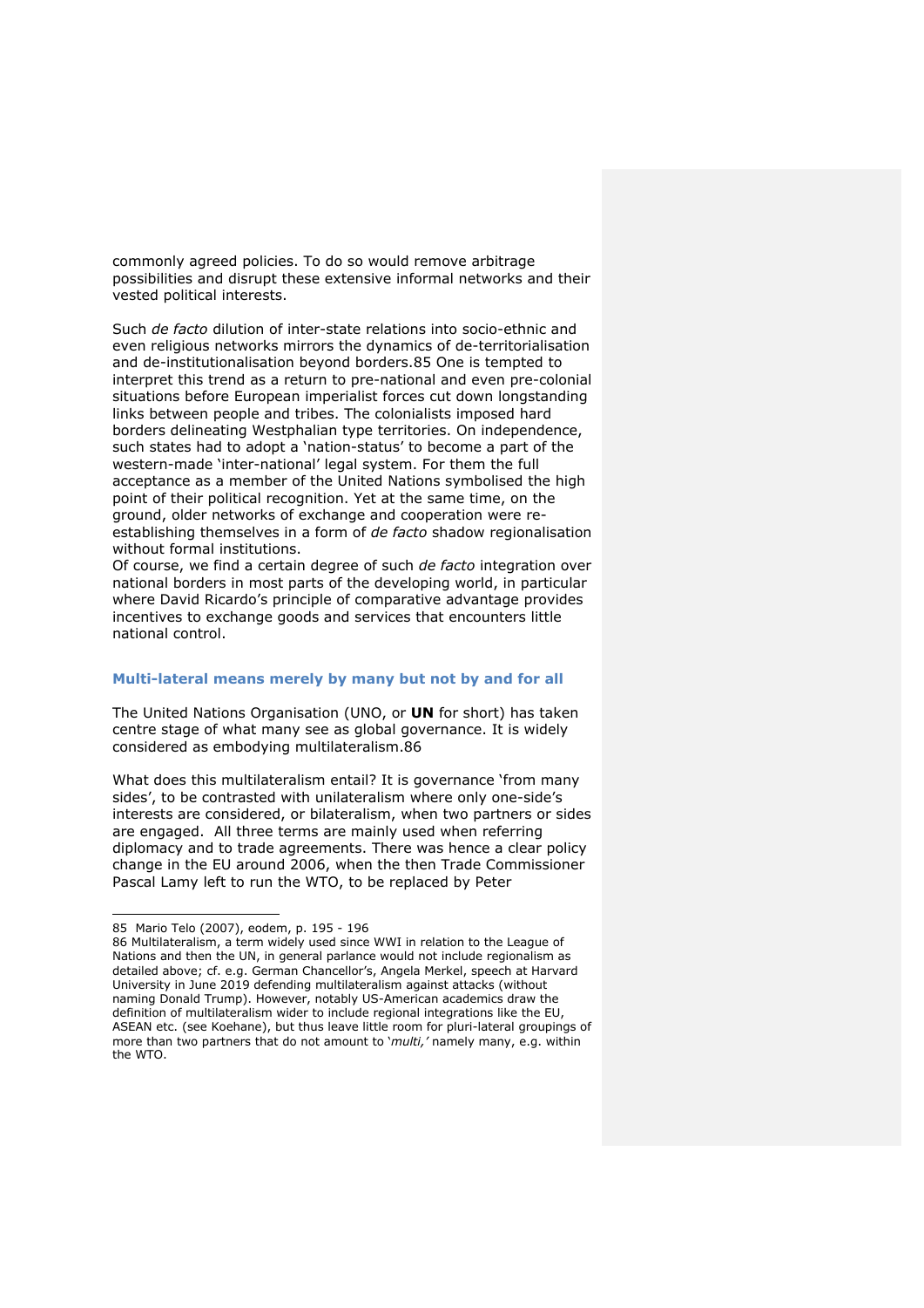commonly agreed policies. To do so would remove arbitrage possibilities and disrupt these extensive informal networks and their vested political interests.

Such *de facto* dilution of inter-state relations into socio-ethnic and even religious networks mirrors the dynamics of de-territorialisation and de-institutionalisation beyond borders.85 One is tempted to interpret this trend as a return to pre-national and even pre-colonial situations before European imperialist forces cut down longstanding links between people and tribes. The colonialists imposed hard borders delineating Westphalian type territories. On independence, such states had to adopt a 'nation-status' to become a part of the western-made 'inter-national' legal system. For them the full acceptance as a member of the United Nations symbolised the high point of their political recognition. Yet at the same time, on the ground, older networks of exchange and cooperation were re-establishing themselves in a form of *de facto* shadow regionalisation without formal institutions.
Of course, we find a certain degree of such *de facto* integration over national borders in most parts of the developing world, in particular where David Ricardo's principle of comparative advantage provides incentives to exchange goods and services that encounters little national control.

### Multi-lateral means merely by many but not by and for all

The United Nations Organisation (UNO, or **UN** for short) has taken centre stage of what many see as global governance. It is widely considered as embodying multilateralism.86

What does this multilateralism entail? It is governance 'from many sides', to be contrasted with unilateralism where only one-side's interests are considered, or bilateralism, when two partners or sides are engaged. All three terms are mainly used when referring diplomacy and to trade agreements. There was hence a clear policy change in the EU around 2006, when the then Trade Commissioner Pascal Lamy left to run the WTO, to be replaced by Peter

---

85 Mario Telo (2007), eodem, p. 195 - 196

86 Multilateralism, a term widely used since WWI in relation to the League of Nations and then the UN, in general parlance would not include regionalism as detailed above; cf. e.g. German Chancellor's, Angela Merkel, speech at Harvard University in June 2019 defending multilateralism against attacks (without naming Donald Trump). However, notably US-American academics draw the definition of multilateralism wider to include regional integrations like the EU, ASEAN etc. (see Koehane), but thus leave little room for pluri-lateral groupings of more than two partners that do not amount to '*multi,'* namely many, e.g. within the WTO.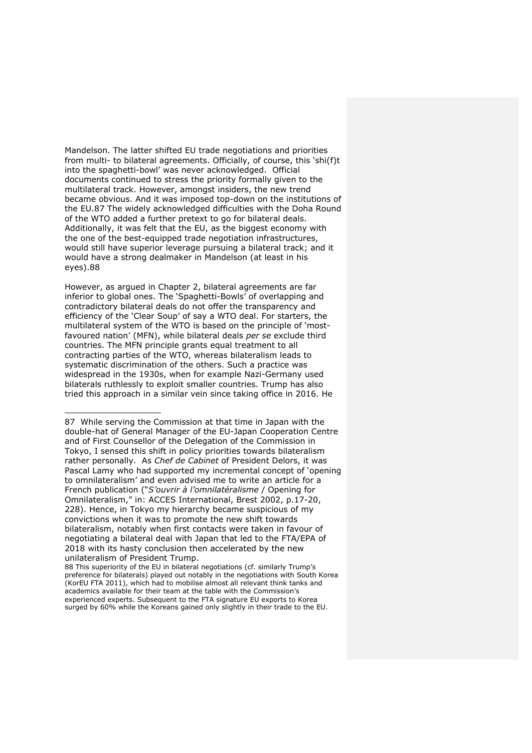Mandelson. The latter shifted EU trade negotiations and priorities from multi- to bilateral agreements. Officially, of course, this 'shi(f)t into the spaghetti-bowl' was never acknowledged. Official documents continued to stress the priority formally given to the multilateral track. However, amongst insiders, the new trend became obvious. And it was imposed top-down on the institutions of the EU.87 The widely acknowledged difficulties with the Doha Round of the WTO added a further pretext to go for bilateral deals. Additionally, it was felt that the EU, as the biggest economy with the one of the best-equipped trade negotiation infrastructures, would still have superior leverage pursuing a bilateral track; and it would have a strong dealmaker in Mandelson (at least in his eyes).88

However, as argued in Chapter 2, bilateral agreements are far inferior to global ones. The 'Spaghetti-Bowls' of overlapping and contradictory bilateral deals do not offer the transparency and efficiency of the 'Clear Soup' of say a WTO deal. For starters, the multilateral system of the WTO is based on the principle of 'most-favoured nation' (MFN), while bilateral deals *per se* exclude third countries. The MFN principle grants equal treatment to all contracting parties of the WTO, whereas bilateralism leads to systematic discrimination of the others. Such a practice was widespread in the 1930s, when for example Nazi-Germany used bilaterals ruthlessly to exploit smaller countries. Trump has also tried this approach in a similar vein since taking office in 2016. He

---

87 While serving the Commission at that time in Japan with the double-hat of General Manager of the EU-Japan Cooperation Centre and of First Counsellor of the Delegation of the Commission in Tokyo, I sensed this shift in policy priorities towards bilateralism rather personally. As *Chef de Cabinet* of President Delors, it was Pascal Lamy who had supported my incremental concept of 'opening to omnilateralism' and even advised me to write an article for a French publication ("*S'ouvrir à l'omnilatéralisme* / Opening for Omnilateralism," in: ACCES International, Brest 2002, p.17-20, 228). Hence, in Tokyo my hierarchy became suspicious of my convictions when it was to promote the new shift towards bilateralism, notably when first contacts were taken in favour of negotiating a bilateral deal with Japan that led to the FTA/EPA of 2018 with its hasty conclusion then accelerated by the new unilateralism of President Trump.

88 This superiority of the EU in bilateral negotiations (cf. similarly Trump's preference for bilaterals) played out notably in the negotiations with South Korea (KorEU FTA 2011), which had to mobilise almost all relevant think tanks and academics available for their team at the table with the Commission's experienced experts. Subsequent to the FTA signature EU exports to Korea surged by 60% while the Koreans gained only slightly in their trade to the EU.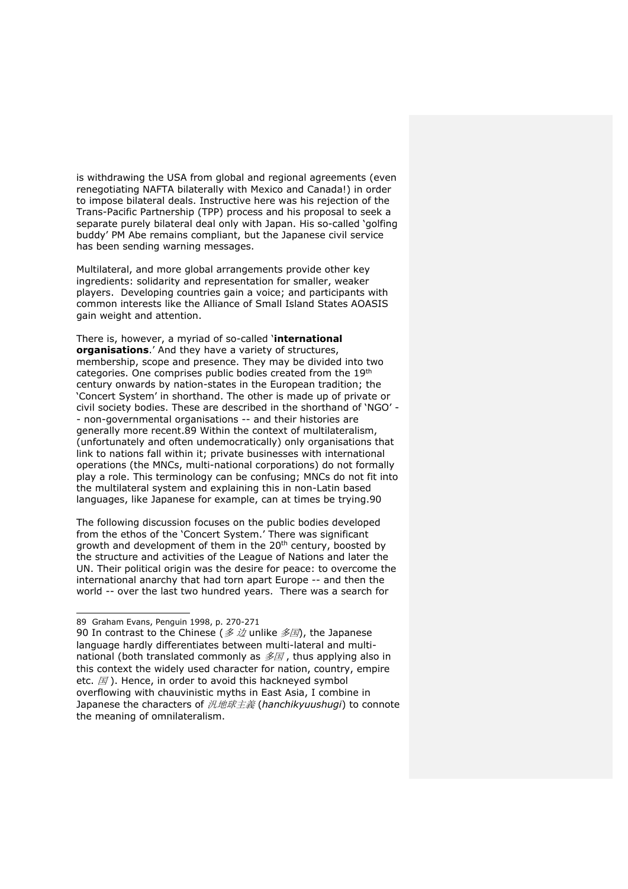is withdrawing the USA from global and regional agreements (even renegotiating NAFTA bilaterally with Mexico and Canada!) in order to impose bilateral deals. Instructive here was his rejection of the Trans-Pacific Partnership (TPP) process and his proposal to seek a separate purely bilateral deal only with Japan. His so-called 'golfing buddy' PM Abe remains compliant, but the Japanese civil service has been sending warning messages.

Multilateral, and more global arrangements provide other key ingredients: solidarity and representation for smaller, weaker players. Developing countries gain a voice; and participants with common interests like the Alliance of Small Island States AOASIS gain weight and attention.

There is, however, a myriad of so-called '**international organisations**.' And they have a variety of structures, membership, scope and presence. They may be divided into two categories. One comprises public bodies created from the 19th century onwards by nation-states in the European tradition; the 'Concert System' in shorthand. The other is made up of private or civil society bodies. These are described in the shorthand of 'NGO' -- non-governmental organisations -- and their histories are generally more recent.89 Within the context of multilateralism, (unfortunately and often undemocratically) only organisations that link to nations fall within it; private businesses with international operations (the MNCs, multi-national corporations) do not formally play a role. This terminology can be confusing; MNCs do not fit into the multilateral system and explaining this in non-Latin based languages, like Japanese for example, can at times be trying.90

The following discussion focuses on the public bodies developed from the ethos of the 'Concert System.' There was significant growth and development of them in the 20th century, boosted by the structure and activities of the League of Nations and later the UN. Their political origin was the desire for peace: to overcome the international anarchy that had torn apart Europe -- and then the world -- over the last two hundred years. There was a search for

---

89 Graham Evans, Penguin 1998, p. 270-271

90 In contrast to the Chinese (*多边* unlike *多国*), the Japanese language hardly differentiates between multi-lateral and multi-national (both translated commonly as *多国*, thus applying also in this context the widely used character for nation, country, empire etc. *国*). Hence, in order to avoid this hackneyed symbol overflowing with chauvinistic myths in East Asia, I combine in Japanese the characters of *汎地球主義* (*hanchikyuushugi*) to connote the meaning of omnilateralism.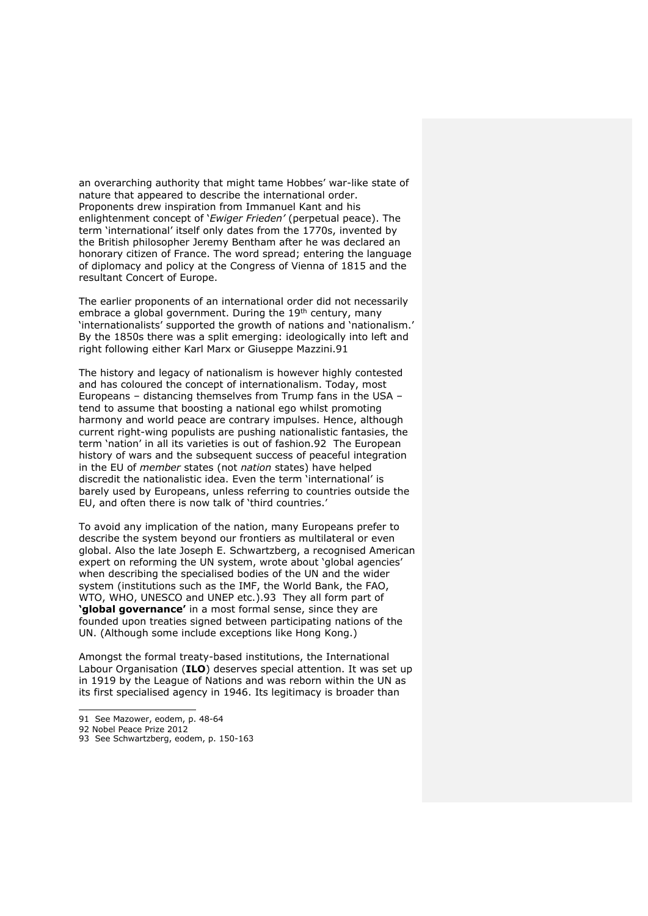an overarching authority that might tame Hobbes' war-like state of nature that appeared to describe the international order. Proponents drew inspiration from Immanuel Kant and his enlightenment concept of '*Ewiger Frieden'* (perpetual peace). The term 'international' itself only dates from the 1770s, invented by the British philosopher Jeremy Bentham after he was declared an honorary citizen of France. The word spread; entering the language of diplomacy and policy at the Congress of Vienna of 1815 and the resultant Concert of Europe.

The earlier proponents of an international order did not necessarily embrace a global government. During the 19th century, many 'internationalists' supported the growth of nations and 'nationalism.' By the 1850s there was a split emerging: ideologically into left and right following either Karl Marx or Giuseppe Mazzini.[91]

The history and legacy of nationalism is however highly contested and has coloured the concept of internationalism. Today, most Europeans – distancing themselves from Trump fans in the USA – tend to assume that boosting a national ego whilst promoting harmony and world peace are contrary impulses. Hence, although current right-wing populists are pushing nationalistic fantasies, the term 'nation' in all its varieties is out of fashion.[92] The European history of wars and the subsequent success of peaceful integration in the EU of *member* states (not *nation* states) have helped discredit the nationalistic idea. Even the term 'international' is barely used by Europeans, unless referring to countries outside the EU, and often there is now talk of 'third countries.'

To avoid any implication of the nation, many Europeans prefer to describe the system beyond our frontiers as multilateral or even global. Also the late Joseph E. Schwartzberg, a recognised American expert on reforming the UN system, wrote about 'global agencies' when describing the specialised bodies of the UN and the wider system (institutions such as the IMF, the World Bank, the FAO, WTO, WHO, UNESCO and UNEP etc.).[93] They all form part of **'global governance'** in a most formal sense, since they are founded upon treaties signed between participating nations of the UN. (Although some include exceptions like Hong Kong.)

Amongst the formal treaty-based institutions, the International Labour Organisation (**ILO**) deserves special attention. It was set up in 1919 by the League of Nations and was reborn within the UN as its first specialised agency in 1946. Its legitimacy is broader than

---

91 See Mazower, eodem, p. 48-64

92 Nobel Peace Prize 2012

93 See Schwartzberg, eodem, p. 150-163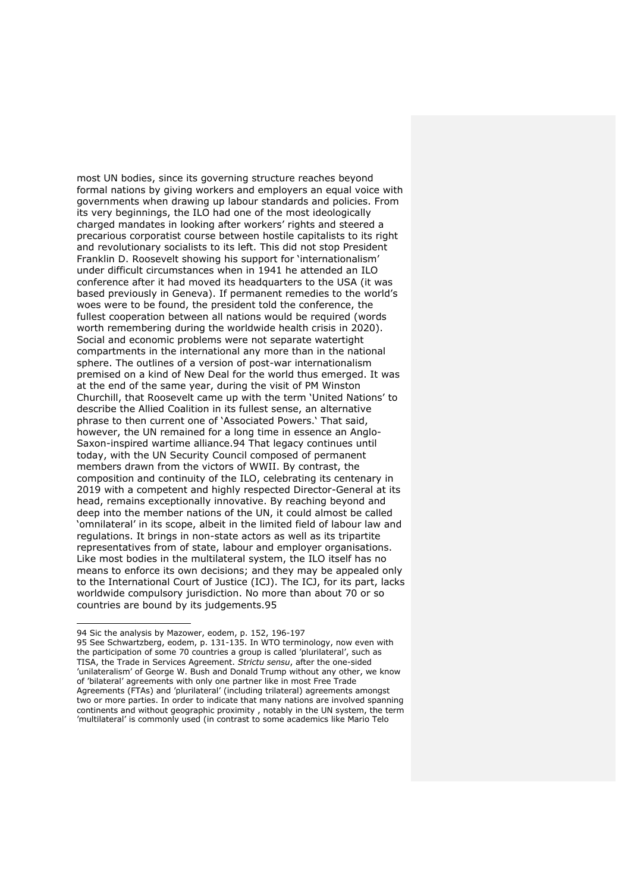most UN bodies, since its governing structure reaches beyond formal nations by giving workers and employers an equal voice with governments when drawing up labour standards and policies. From its very beginnings, the ILO had one of the most ideologically charged mandates in looking after workers' rights and steered a precarious corporatist course between hostile capitalists to its right and revolutionary socialists to its left. This did not stop President Franklin D. Roosevelt showing his support for 'internationalism' under difficult circumstances when in 1941 he attended an ILO conference after it had moved its headquarters to the USA (it was based previously in Geneva). If permanent remedies to the world's woes were to be found, the president told the conference, the fullest cooperation between all nations would be required (words worth remembering during the worldwide health crisis in 2020). Social and economic problems were not separate watertight compartments in the international any more than in the national sphere. The outlines of a version of post-war internationalism premised on a kind of New Deal for the world thus emerged. It was at the end of the same year, during the visit of PM Winston Churchill, that Roosevelt came up with the term 'United Nations' to describe the Allied Coalition in its fullest sense, an alternative phrase to then current one of 'Associated Powers.' That said, however, the UN remained for a long time in essence an Anglo-Saxon-inspired wartime alliance.[94] That legacy continues until today, with the UN Security Council composed of permanent members drawn from the victors of WWII. By contrast, the composition and continuity of the ILO, celebrating its centenary in 2019 with a competent and highly respected Director-General at its head, remains exceptionally innovative. By reaching beyond and deep into the member nations of the UN, it could almost be called 'omnilateral' in its scope, albeit in the limited field of labour law and regulations. It brings in non-state actors as well as its tripartite representatives from of state, labour and employer organisations. Like most bodies in the multilateral system, the ILO itself has no means to enforce its own decisions; and they may be appealed only to the International Court of Justice (ICJ). The ICJ, for its part, lacks worldwide compulsory jurisdiction. No more than about 70 or so countries are bound by its judgements.[95]

---

94 Sic the analysis by Mazower, eodem, p. 152, 196-197

95 See Schwartzberg, eodem, p. 131-135. In WTO terminology, now even with the participation of some 70 countries a group is called 'plurilateral', such as TISA, the Trade in Services Agreement. *Strictu sensu*, after the one-sided 'unilateralism' of George W. Bush and Donald Trump without any other, we know of 'bilateral' agreements with only one partner like in most Free Trade Agreements (FTAs) and 'plurilateral' (including trilateral) agreements amongst two or more parties. In order to indicate that many nations are involved spanning continents and without geographic proximity , notably in the UN system, the term 'multilateral' is commonly used (in contrast to some academics like Mario Telo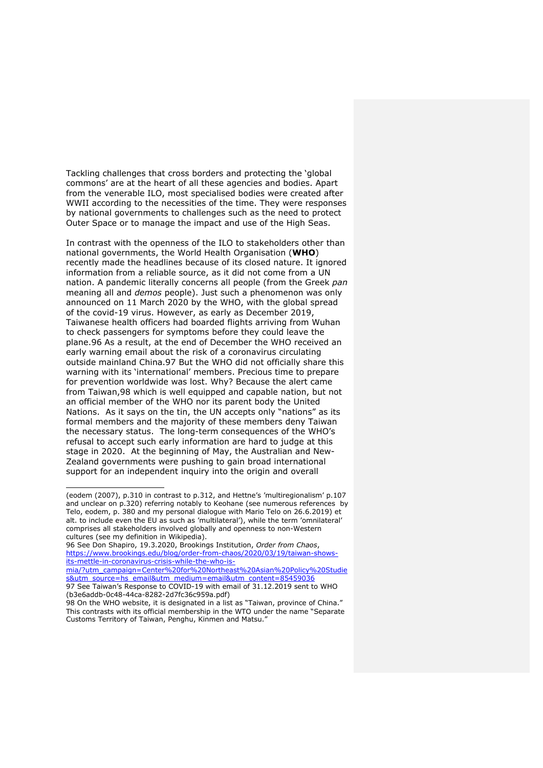Tackling challenges that cross borders and protecting the 'global commons' are at the heart of all these agencies and bodies. Apart from the venerable ILO, most specialised bodies were created after WWII according to the necessities of the time. They were responses by national governments to challenges such as the need to protect Outer Space or to manage the impact and use of the High Seas.

In contrast with the openness of the ILO to stakeholders other than national governments, the World Health Organisation (**WHO**) recently made the headlines because of its closed nature. It ignored information from a reliable source, as it did not come from a UN nation. A pandemic literally concerns all people (from the Greek *pan* meaning all and *demos* people). Just such a phenomenon was only announced on 11 March 2020 by the WHO, with the global spread of the covid-19 virus. However, as early as December 2019, Taiwanese health officers had boarded flights arriving from Wuhan to check passengers for symptoms before they could leave the plane.[96] As a result, at the end of December the WHO received an early warning email about the risk of a coronavirus circulating outside mainland China.[97] But the WHO did not officially share this warning with its 'international' members. Precious time to prepare for prevention worldwide was lost. Why? Because the alert came from Taiwan,[98] which is well equipped and capable nation, but not an official member of the WHO nor its parent body the United Nations. As it says on the tin, the UN accepts only "nations" as its formal members and the majority of these members deny Taiwan the necessary status. The long-term consequences of the WHO's refusal to accept such early information are hard to judge at this stage in 2020. At the beginning of May, the Australian and New-Zealand governments were pushing to gain broad international support for an independent inquiry into the origin and overall

---

(eodem (2007), p.310 in contrast to p.312, and Hettne's 'multiregionalism' p.107 and unclear on p.320) referring notably to Keohane (see numerous references by Telo, eodem, p. 380 and my personal dialogue with Mario Telo on 26.6.2019) et alt. to include even the EU as such as 'multilateral'), while the term 'omnilateral' comprises all stakeholders involved globally and openness to non-Western cultures (see my definition in Wikipedia).

96 See Don Shapiro, 19.3.2020, Brookings Institution, *Order from Chaos*, https://www.brookings.edu/blog/order-from-chaos/2020/03/19/taiwan-shows-its-mettle-in-coronavirus-crisis-while-the-who-is-mia/?utm_campaign=Center%20for%20Northeast%20Asian%20Policy%20Studies&utm_source=hs_email&utm_medium=email&utm_content=85459036

97 See Taiwan's Response to COVID-19 with email of 31.12.2019 sent to WHO (b3e6addb-0c48-44ca-8282-2d7fc36c959a.pdf)

98 On the WHO website, it is designated in a list as "Taiwan, province of China." This contrasts with its official membership in the WTO under the name "Separate Customs Territory of Taiwan, Penghu, Kinmen and Matsu."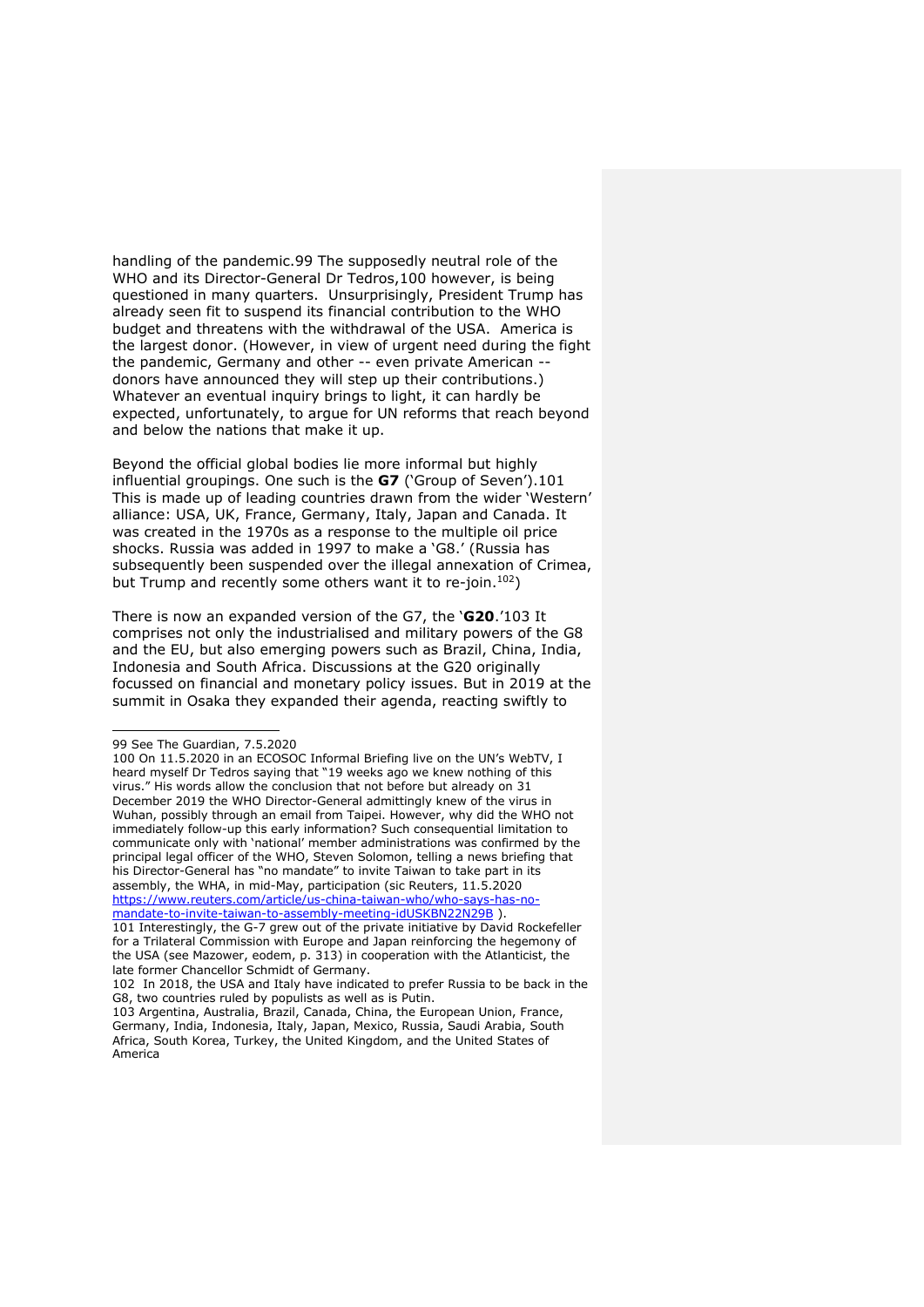handling of the pandemic.[99] The supposedly neutral role of the WHO and its Director-General Dr Tedros,[100] however, is being questioned in many quarters. Unsurprisingly, President Trump has already seen fit to suspend its financial contribution to the WHO budget and threatens with the withdrawal of the USA. America is the largest donor. (However, in view of urgent need during the fight the pandemic, Germany and other -- even private American -- donors have announced they will step up their contributions.) Whatever an eventual inquiry brings to light, it can hardly be expected, unfortunately, to argue for UN reforms that reach beyond and below the nations that make it up.

Beyond the official global bodies lie more informal but highly influential groupings. One such is the **G7** ('Group of Seven').[101] This is made up of leading countries drawn from the wider 'Western' alliance: USA, UK, France, Germany, Italy, Japan and Canada. It was created in the 1970s as a response to the multiple oil price shocks. Russia was added in 1997 to make a 'G8.' (Russia has subsequently been suspended over the illegal annexation of Crimea, but Trump and recently some others want it to re-join.[102])

There is now an expanded version of the G7, the '**G20**.'[103] It comprises not only the industrialised and military powers of the G8 and the EU, but also emerging powers such as Brazil, China, India, Indonesia and South Africa. Discussions at the G20 originally focussed on financial and monetary policy issues. But in 2019 at the summit in Osaka they expanded their agenda, reacting swiftly to

---

99 See The Guardian, 7.5.2020

100 On 11.5.2020 in an ECOSOC Informal Briefing live on the UN's WebTV, I heard myself Dr Tedros saying that "19 weeks ago we knew nothing of this virus." His words allow the conclusion that not before but already on 31 December 2019 the WHO Director-General admittingly knew of the virus in Wuhan, possibly through an email from Taipei. However, why did the WHO not immediately follow-up this early information? Such consequential limitation to communicate only with 'national' member administrations was confirmed by the principal legal officer of the WHO, Steven Solomon, telling a news briefing that his Director-General has "no mandate" to invite Taiwan to take part in its assembly, the WHA, in mid-May, participation (sic Reuters, 11.5.2020 https://www.reuters.com/article/us-china-taiwan-who/who-says-has-no-mandate-to-invite-taiwan-to-assembly-meeting-idUSKBN22N29B ).

101 Interestingly, the G-7 grew out of the private initiative by David Rockefeller for a Trilateral Commission with Europe and Japan reinforcing the hegemony of the USA (see Mazower, eodem, p. 313) in cooperation with the Atlanticist, the late former Chancellor Schmidt of Germany.

102 In 2018, the USA and Italy have indicated to prefer Russia to be back in the G8, two countries ruled by populists as well as is Putin.

103 Argentina, Australia, Brazil, Canada, China, the European Union, France, Germany, India, Indonesia, Italy, Japan, Mexico, Russia, Saudi Arabia, South Africa, South Korea, Turkey, the United Kingdom, and the United States of America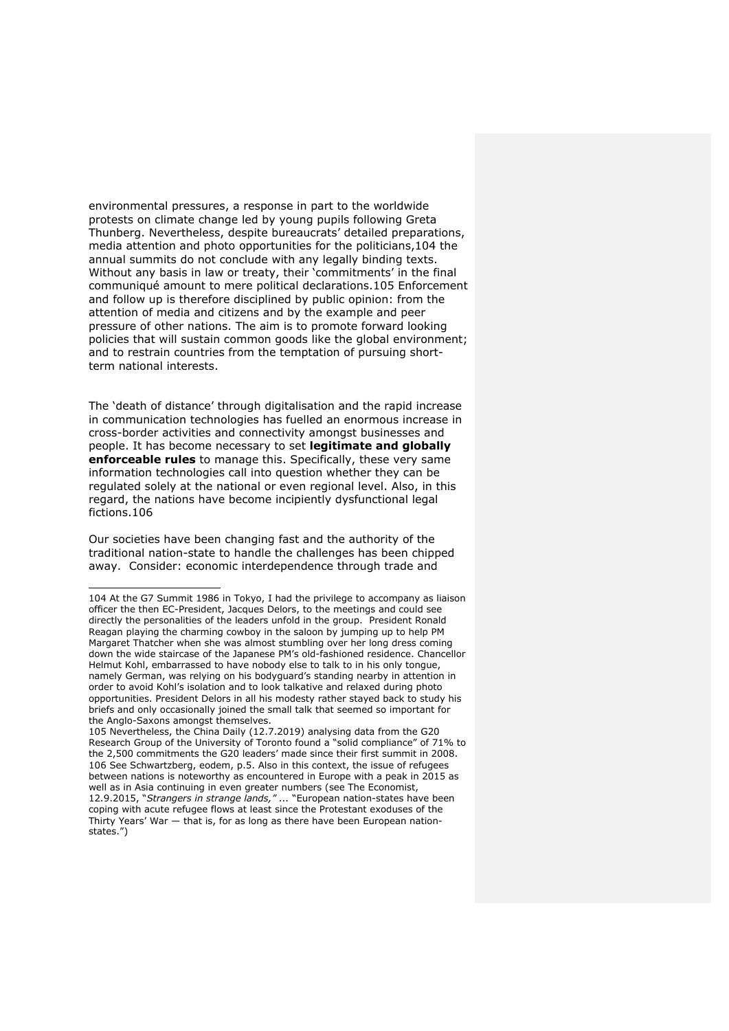environmental pressures, a response in part to the worldwide protests on climate change led by young pupils following Greta Thunberg. Nevertheless, despite bureaucrats' detailed preparations, media attention and photo opportunities for the politicians,[104] the annual summits do not conclude with any legally binding texts. Without any basis in law or treaty, their 'commitments' in the final communiqué amount to mere political declarations.[105] Enforcement and follow up is therefore disciplined by public opinion: from the attention of media and citizens and by the example and peer pressure of other nations. The aim is to promote forward looking policies that will sustain common goods like the global environment; and to restrain countries from the temptation of pursuing short-term national interests.

The 'death of distance' through digitalisation and the rapid increase in communication technologies has fuelled an enormous increase in cross-border activities and connectivity amongst businesses and people. It has become necessary to set **legitimate and globally enforceable rules** to manage this. Specifically, these very same information technologies call into question whether they can be regulated solely at the national or even regional level. Also, in this regard, the nations have become incipiently dysfunctional legal fictions.[106]

Our societies have been changing fast and the authority of the traditional nation-state to handle the challenges has been chipped away. Consider: economic interdependence through trade and

---

104 At the G7 Summit 1986 in Tokyo, I had the privilege to accompany as liaison officer the then EC-President, Jacques Delors, to the meetings and could see directly the personalities of the leaders unfold in the group. President Ronald Reagan playing the charming cowboy in the saloon by jumping up to help PM Margaret Thatcher when she was almost stumbling over her long dress coming down the wide staircase of the Japanese PM's old-fashioned residence. Chancellor Helmut Kohl, embarrassed to have nobody else to talk to in his only tongue, namely German, was relying on his bodyguard's standing nearby in attention in order to avoid Kohl's isolation and to look talkative and relaxed during photo opportunities. President Delors in all his modesty rather stayed back to study his briefs and only occasionally joined the small talk that seemed so important for the Anglo-Saxons amongst themselves.

105 Nevertheless, the China Daily (12.7.2019) analysing data from the G20 Research Group of the University of Toronto found a "solid compliance" of 71% to the 2,500 commitments the G20 leaders' made since their first summit in 2008.

106 See Schwartzberg, eodem, p.5. Also in this context, the issue of refugees between nations is noteworthy as encountered in Europe with a peak in 2015 as well as in Asia continuing in even greater numbers (see The Economist, 12.9.2015, "*Strangers in strange lands," ...* "European nation-states have been coping with acute refugee flows at least since the Protestant exoduses of the Thirty Years' War — that is, for as long as there have been European nation-states.")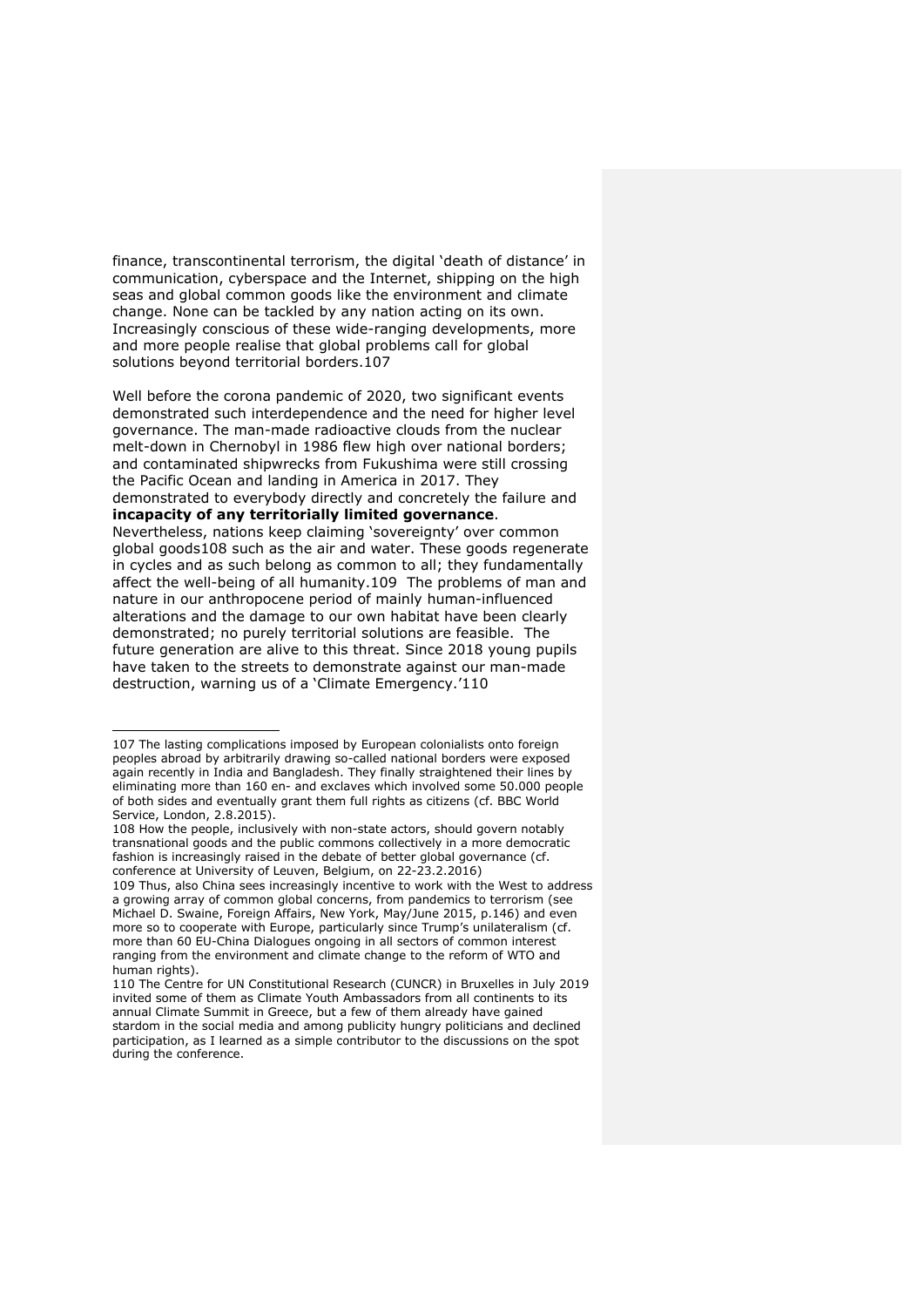finance, transcontinental terrorism, the digital 'death of distance' in communication, cyberspace and the Internet, shipping on the high seas and global common goods like the environment and climate change. None can be tackled by any nation acting on its own. Increasingly conscious of these wide-ranging developments, more and more people realise that global problems call for global solutions beyond territorial borders.[107]

Well before the corona pandemic of 2020, two significant events demonstrated such interdependence and the need for higher level governance. The man-made radioactive clouds from the nuclear melt-down in Chernobyl in 1986 flew high over national borders; and contaminated shipwrecks from Fukushima were still crossing the Pacific Ocean and landing in America in 2017. They demonstrated to everybody directly and concretely the failure and **incapacity of any territorially limited governance**. Nevertheless, nations keep claiming 'sovereignty' over common global goods[108] such as the air and water. These goods regenerate in cycles and as such belong as common to all; they fundamentally affect the well-being of all humanity.[109] The problems of man and nature in our anthropocene period of mainly human-influenced alterations and the damage to our own habitat have been clearly demonstrated; no purely territorial solutions are feasible. The future generation are alive to this threat. Since 2018 young pupils have taken to the streets to demonstrate against our man-made destruction, warning us of a 'Climate Emergency.'[110]

---

107 The lasting complications imposed by European colonialists onto foreign peoples abroad by arbitrarily drawing so-called national borders were exposed again recently in India and Bangladesh. They finally straightened their lines by eliminating more than 160 en- and exclaves which involved some 50.000 people of both sides and eventually grant them full rights as citizens (cf. BBC World Service, London, 2.8.2015).

108 How the people, inclusively with non-state actors, should govern notably transnational goods and the public commons collectively in a more democratic fashion is increasingly raised in the debate of better global governance (cf. conference at University of Leuven, Belgium, on 22-23.2.2016)

109 Thus, also China sees increasingly incentive to work with the West to address a growing array of common global concerns, from pandemics to terrorism (see Michael D. Swaine, Foreign Affairs, New York, May/June 2015, p.146) and even more so to cooperate with Europe, particularly since Trump's unilateralism (cf. more than 60 EU-China Dialogues ongoing in all sectors of common interest ranging from the environment and climate change to the reform of WTO and human rights).

110 The Centre for UN Constitutional Research (CUNCR) in Bruxelles in July 2019 invited some of them as Climate Youth Ambassadors from all continents to its annual Climate Summit in Greece, but a few of them already have gained stardom in the social media and among publicity hungry politicians and declined participation, as I learned as a simple contributor to the discussions on the spot during the conference.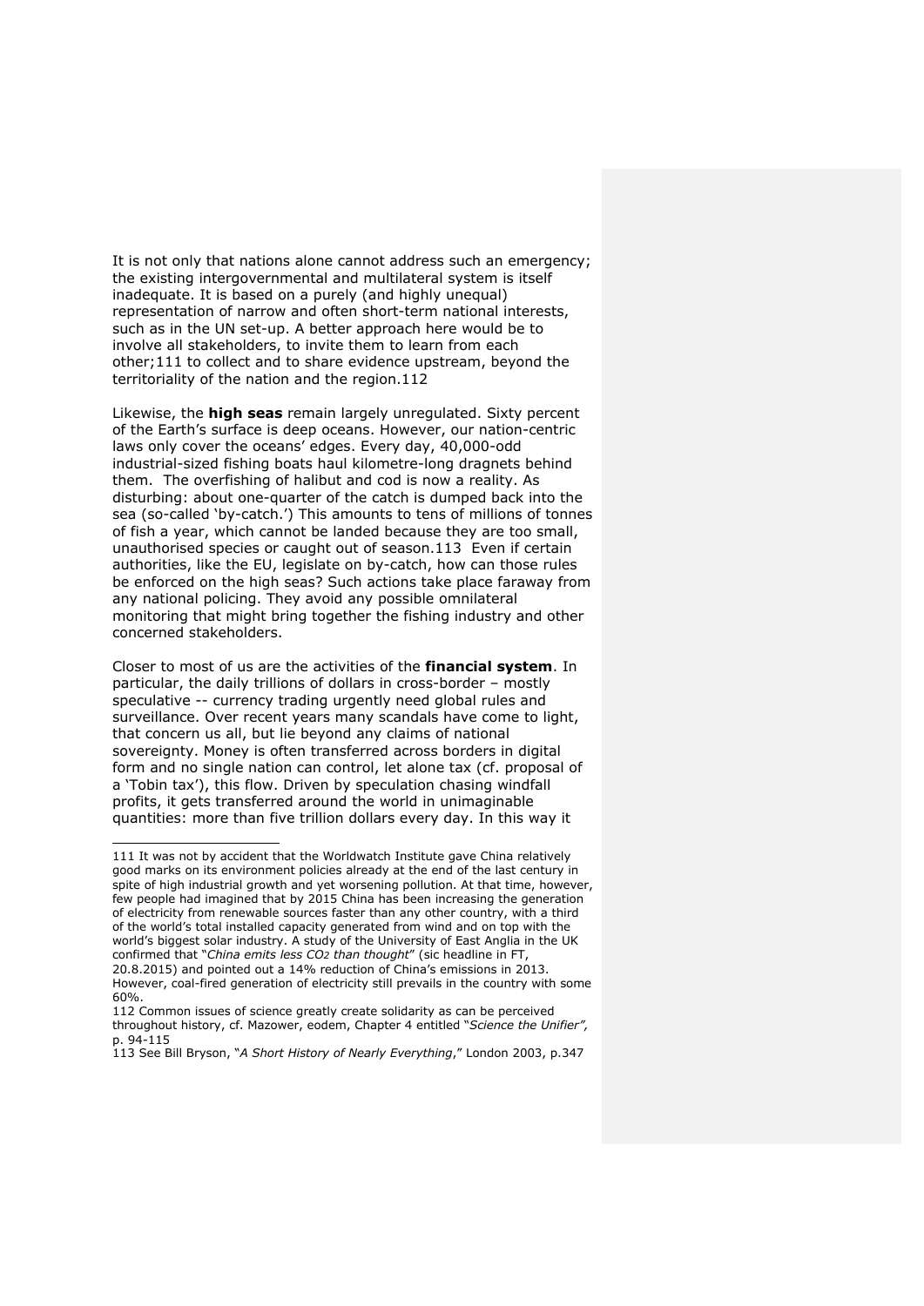It is not only that nations alone cannot address such an emergency; the existing intergovernmental and multilateral system is itself inadequate. It is based on a purely (and highly unequal) representation of narrow and often short-term national interests, such as in the UN set-up. A better approach here would be to involve all stakeholders, to invite them to learn from each other;[111] to collect and to share evidence upstream, beyond the territoriality of the nation and the region.[112]

Likewise, the **high seas** remain largely unregulated. Sixty percent of the Earth's surface is deep oceans. However, our nation-centric laws only cover the oceans' edges. Every day, 40,000-odd industrial-sized fishing boats haul kilometre-long dragnets behind them. The overfishing of halibut and cod is now a reality. As disturbing: about one-quarter of the catch is dumped back into the sea (so-called 'by-catch.') This amounts to tens of millions of tonnes of fish a year, which cannot be landed because they are too small, unauthorised species or caught out of season.[113] Even if certain authorities, like the EU, legislate on by-catch, how can those rules be enforced on the high seas? Such actions take place faraway from any national policing. They avoid any possible omnilateral monitoring that might bring together the fishing industry and other concerned stakeholders.

Closer to most of us are the activities of the **financial system**. In particular, the daily trillions of dollars in cross-border – mostly speculative -- currency trading urgently need global rules and surveillance. Over recent years many scandals have come to light, that concern us all, but lie beyond any claims of national sovereignty. Money is often transferred across borders in digital form and no single nation can control, let alone tax (cf. proposal of a 'Tobin tax'), this flow. Driven by speculation chasing windfall profits, it gets transferred around the world in unimaginable quantities: more than five trillion dollars every day. In this way it

---

111 It was not by accident that the Worldwatch Institute gave China relatively good marks on its environment policies already at the end of the last century in spite of high industrial growth and yet worsening pollution. At that time, however, few people had imagined that by 2015 China has been increasing the generation of electricity from renewable sources faster than any other country, with a third of the world's total installed capacity generated from wind and on top with the world's biggest solar industry. A study of the University of East Anglia in the UK confirmed that "*China emits less $CO_2$ than thought*" (sic headline in FT, 20.8.2015) and pointed out a 14% reduction of China's emissions in 2013. However, coal-fired generation of electricity still prevails in the country with some 60%.

112 Common issues of science greatly create solidarity as can be perceived throughout history, cf. Mazower, eodem, Chapter 4 entitled "*Science the Unifier",* p. 94-115

113 See Bill Bryson, "*A Short History of Nearly Everything*," London 2003, p.347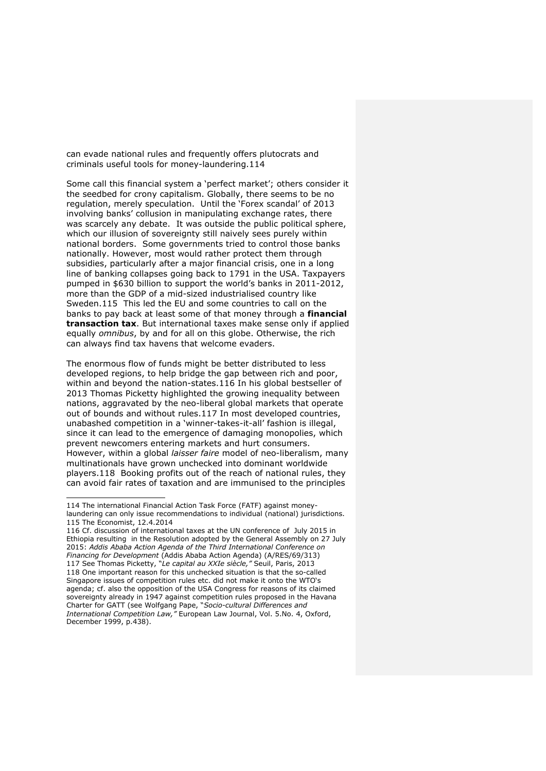can evade national rules and frequently offers plutocrats and criminals useful tools for money-laundering.[114]

Some call this financial system a 'perfect market'; others consider it the seedbed for crony capitalism. Globally, there seems to be no regulation, merely speculation. Until the 'Forex scandal' of 2013 involving banks' collusion in manipulating exchange rates, there was scarcely any debate. It was outside the public political sphere, which our illusion of sovereignty still naively sees purely within national borders. Some governments tried to control those banks nationally. However, most would rather protect them through subsidies, particularly after a major financial crisis, one in a long line of banking collapses going back to 1791 in the USA. Taxpayers pumped in $630 billion to support the world's banks in 2011-2012, more than the GDP of a mid-sized industrialised country like Sweden.[115] This led the EU and some countries to call on the banks to pay back at least some of that money through a **financial transaction tax**. But international taxes make sense only if applied equally *omnibus*, by and for all on this globe. Otherwise, the rich can always find tax havens that welcome evaders.

The enormous flow of funds might be better distributed to less developed regions, to help bridge the gap between rich and poor, within and beyond the nation-states.[116] In his global bestseller of 2013 Thomas Picketty highlighted the growing inequality between nations, aggravated by the neo-liberal global markets that operate out of bounds and without rules.[117] In most developed countries, unabashed competition in a 'winner-takes-it-all' fashion is illegal, since it can lead to the emergence of damaging monopolies, which prevent newcomers entering markets and hurt consumers. However, within a global *laisser faire* model of neo-liberalism, many multinationals have grown unchecked into dominant worldwide players.[118] Booking profits out of the reach of national rules, they can avoid fair rates of taxation and are immunised to the principles

---

114 The international Financial Action Task Force (FATF) against money-laundering can only issue recommendations to individual (national) jurisdictions.

115 The Economist, 12.4.2014

116 Cf. discussion of international taxes at the UN conference of July 2015 in Ethiopia resulting in the Resolution adopted by the General Assembly on 27 July 2015: *Addis Ababa Action Agenda of the Third International Conference on Financing for Development* (Addis Ababa Action Agenda) (A/RES/69/313)

117 See Thomas Picketty, "*Le capital au XXIe siècle,*" Seuil, Paris, 2013

118 One important reason for this unchecked situation is that the so-called Singapore issues of competition rules etc. did not make it onto the WTO's agenda; cf. also the opposition of the USA Congress for reasons of its claimed sovereignty already in 1947 against competition rules proposed in the Havana Charter for GATT (see Wolfgang Pape, "*Socio-cultural Differences and International Competition Law,*" European Law Journal, Vol. 5.No. 4, Oxford, December 1999, p.438).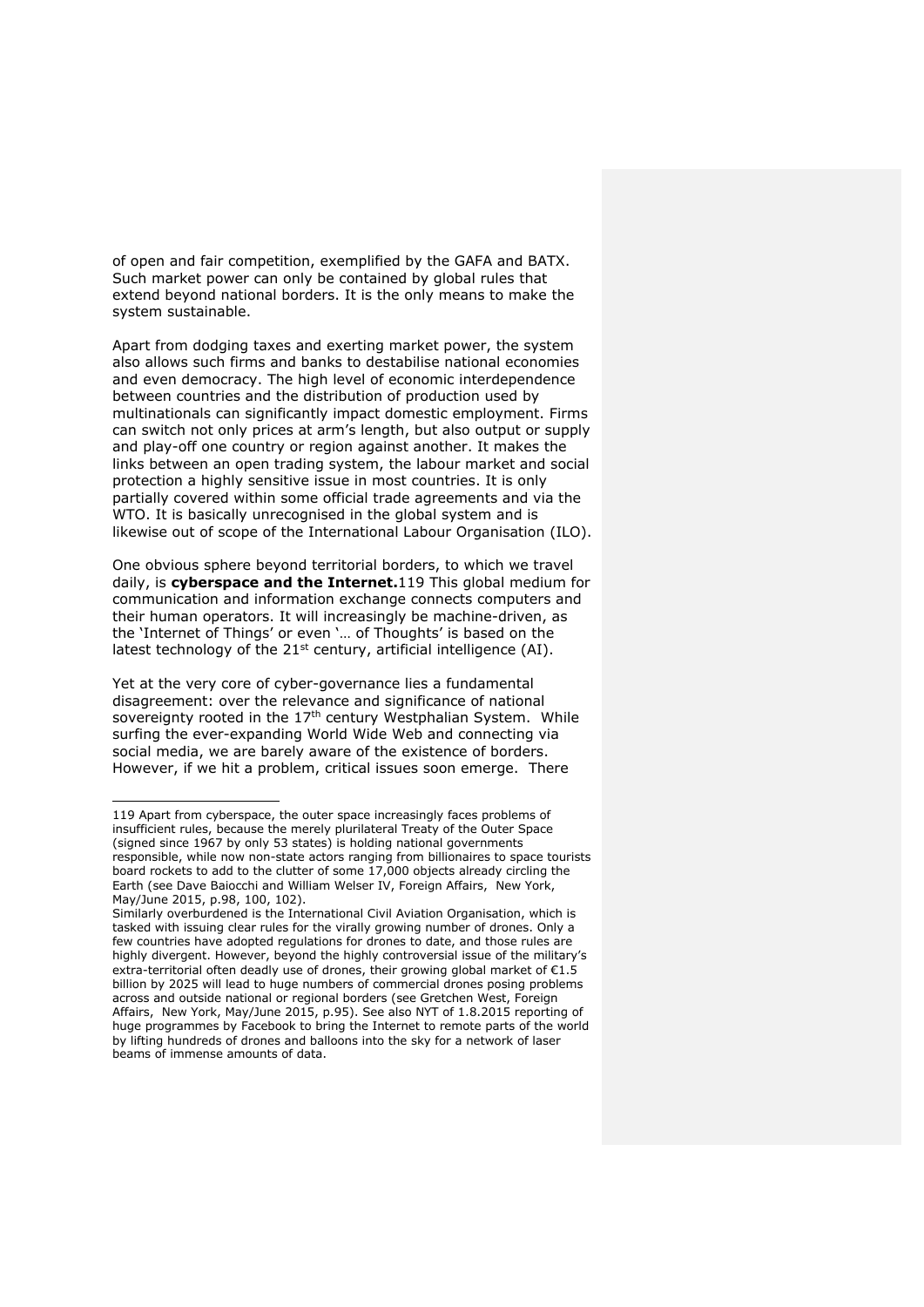of open and fair competition, exemplified by the GAFA and BATX. Such market power can only be contained by global rules that extend beyond national borders. It is the only means to make the system sustainable.

Apart from dodging taxes and exerting market power, the system also allows such firms and banks to destabilise national economies and even democracy. The high level of economic interdependence between countries and the distribution of production used by multinationals can significantly impact domestic employment. Firms can switch not only prices at arm's length, but also output or supply and play-off one country or region against another. It makes the links between an open trading system, the labour market and social protection a highly sensitive issue in most countries. It is only partially covered within some official trade agreements and via the WTO. It is basically unrecognised in the global system and is likewise out of scope of the International Labour Organisation (ILO).

One obvious sphere beyond territorial borders, to which we travel daily, is **cyberspace and the Internet.**[119] This global medium for communication and information exchange connects computers and their human operators. It will increasingly be machine-driven, as the 'Internet of Things' or even '… of Thoughts' is based on the latest technology of the 21st century, artificial intelligence (AI).

Yet at the very core of cyber-governance lies a fundamental disagreement: over the relevance and significance of national sovereignty rooted in the 17th century Westphalian System. While surfing the ever-expanding World Wide Web and connecting via social media, we are barely aware of the existence of borders. However, if we hit a problem, critical issues soon emerge. There

---

119 Apart from cyberspace, the outer space increasingly faces problems of insufficient rules, because the merely plurilateral Treaty of the Outer Space (signed since 1967 by only 53 states) is holding national governments responsible, while now non-state actors ranging from billionaires to space tourists board rockets to add to the clutter of some 17,000 objects already circling the Earth (see Dave Baiocchi and William Welser IV, Foreign Affairs, New York, May/June 2015, p.98, 100, 102).
Similarly overburdened is the International Civil Aviation Organisation, which is tasked with issuing clear rules for the virally growing number of drones. Only a few countries have adopted regulations for drones to date, and those rules are highly divergent. However, beyond the highly controversial issue of the military's extra-territorial often deadly use of drones, their growing global market of €1.5 billion by 2025 will lead to huge numbers of commercial drones posing problems across and outside national or regional borders (see Gretchen West, Foreign Affairs, New York, May/June 2015, p.95). See also NYT of 1.8.2015 reporting of huge programmes by Facebook to bring the Internet to remote parts of the world by lifting hundreds of drones and balloons into the sky for a network of laser beams of immense amounts of data.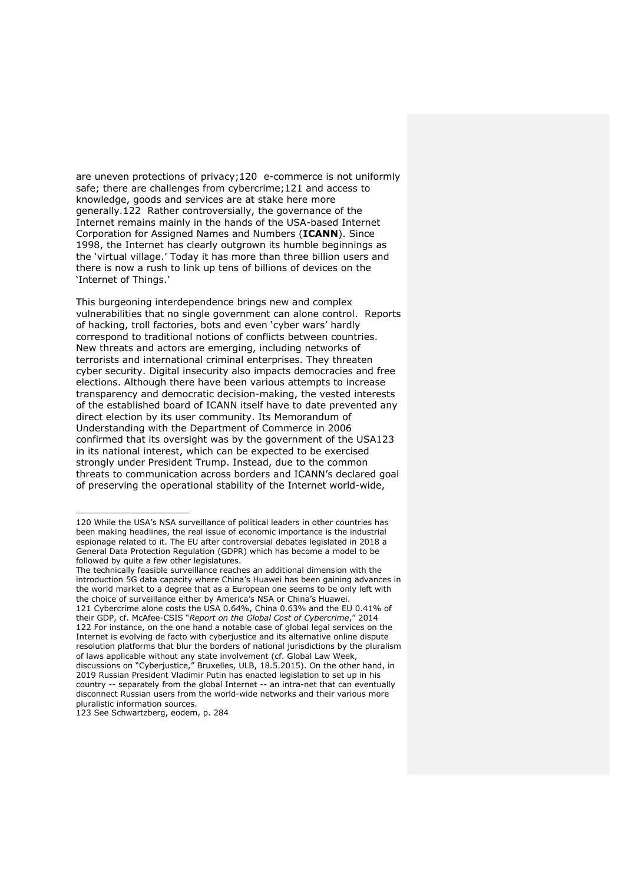are uneven protections of privacy;[120] e-commerce is not uniformly safe; there are challenges from cybercrime;[121] and access to knowledge, goods and services are at stake here more generally.[122] Rather controversially, the governance of the Internet remains mainly in the hands of the USA-based Internet Corporation for Assigned Names and Numbers (**ICANN**). Since 1998, the Internet has clearly outgrown its humble beginnings as the 'virtual village.' Today it has more than three billion users and there is now a rush to link up tens of billions of devices on the 'Internet of Things.'

This burgeoning interdependence brings new and complex vulnerabilities that no single government can alone control. Reports of hacking, troll factories, bots and even 'cyber wars' hardly correspond to traditional notions of conflicts between countries. New threats and actors are emerging, including networks of terrorists and international criminal enterprises. They threaten cyber security. Digital insecurity also impacts democracies and free elections. Although there have been various attempts to increase transparency and democratic decision-making, the vested interests of the established board of ICANN itself have to date prevented any direct election by its user community. Its Memorandum of Understanding with the Department of Commerce in 2006 confirmed that its oversight was by the government of the USA[123] in its national interest, which can be expected to be exercised strongly under President Trump. Instead, due to the common threats to communication across borders and ICANN's declared goal of preserving the operational stability of the Internet world-wide,

---

120 While the USA's NSA surveillance of political leaders in other countries has been making headlines, the real issue of economic importance is the industrial espionage related to it. The EU after controversial debates legislated in 2018 a General Data Protection Regulation (GDPR) which has become a model to be followed by quite a few other legislatures.
The technically feasible surveillance reaches an additional dimension with the introduction 5G data capacity where China's Huawei has been gaining advances in the world market to a degree that as a European one seems to be only left with the choice of surveillance either by America's NSA or China's Huawei.

121 Cybercrime alone costs the USA 0.64%, China 0.63% and the EU 0.41% of their GDP, cf. McAfee-CSIS "*Report on the Global Cost of Cybercrime*," 2014

122 For instance, on the one hand a notable case of global legal services on the Internet is evolving de facto with cyberjustice and its alternative online dispute resolution platforms that blur the borders of national jurisdictions by the pluralism of laws applicable without any state involvement (cf. Global Law Week, discussions on "Cyberjustice," Bruxelles, ULB, 18.5.2015). On the other hand, in 2019 Russian President Vladimir Putin has enacted legislation to set up in his country -- separately from the global Internet -- an intra-net that can eventually disconnect Russian users from the world-wide networks and their various more pluralistic information sources.

123 See Schwartzberg, eodem, p. 284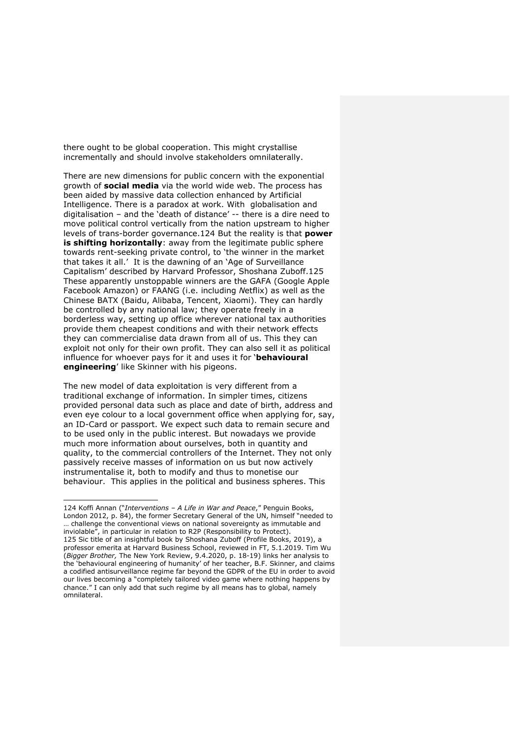there ought to be global cooperation. This might crystallise incrementally and should involve stakeholders omnilaterally.

There are new dimensions for public concern with the exponential growth of **social media** via the world wide web. The process has been aided by massive data collection enhanced by Artificial Intelligence. There is a paradox at work. With globalisation and digitalisation – and the 'death of distance' -- there is a dire need to move political control vertically from the nation upstream to higher levels of trans-border governance.[124] But the reality is that **power is shifting horizontally**: away from the legitimate public sphere towards rent-seeking private control, to 'the winner in the market that takes it all.' It is the dawning of an 'Age of Surveillance Capitalism' described by Harvard Professor, Shoshana Zuboff.[125] These apparently unstoppable winners are the GAFA (Google Apple Facebook Amazon) or FAANG (i.e. including *N*etflix) as well as the Chinese BATX (Baidu, Alibaba, Tencent, Xiaomi). They can hardly be controlled by any national law; they operate freely in a borderless way, setting up office wherever national tax authorities provide them cheapest conditions and with their network effects they can commercialise data drawn from all of us. This they can exploit not only for their own profit. They can also sell it as political influence for whoever pays for it and uses it for '**behavioural engineering**' like Skinner with his pigeons.

The new model of data exploitation is very different from a traditional exchange of information. In simpler times, citizens provided personal data such as place and date of birth, address and even eye colour to a local government office when applying for, say, an ID-Card or passport. We expect such data to remain secure and to be used only in the public interest. But nowadays we provide much more information about ourselves, both in quantity and quality, to the commercial controllers of the Internet. They not only passively receive masses of information on us but now actively instrumentalise it, both to modify and thus to monetise our behaviour. This applies in the political and business spheres. This

---

124 Koffi Annan ("*Interventions – A Life in War and Peace*," Penguin Books, London 2012, p. 84), the former Secretary General of the UN, himself "needed to … challenge the conventional views on national sovereignty as immutable and inviolable", in particular in relation to R2P (Responsibility to Protect).

125 Sic title of an insightful book by Shoshana Zuboff (Profile Books, 2019), a professor emerita at Harvard Business School, reviewed in FT, 5.1.2019. Tim Wu (*Bigger Brother,* The New York Review, 9.4.2020, p. 18-19) links her analysis to the 'behavioural engineering of humanity' of her teacher, B.F. Skinner, and claims a codified antisurveillance regime far beyond the GDPR of the EU in order to avoid our lives becoming a "completely tailored video game where nothing happens by chance." I can only add that such regime by all means has to global, namely omnilateral.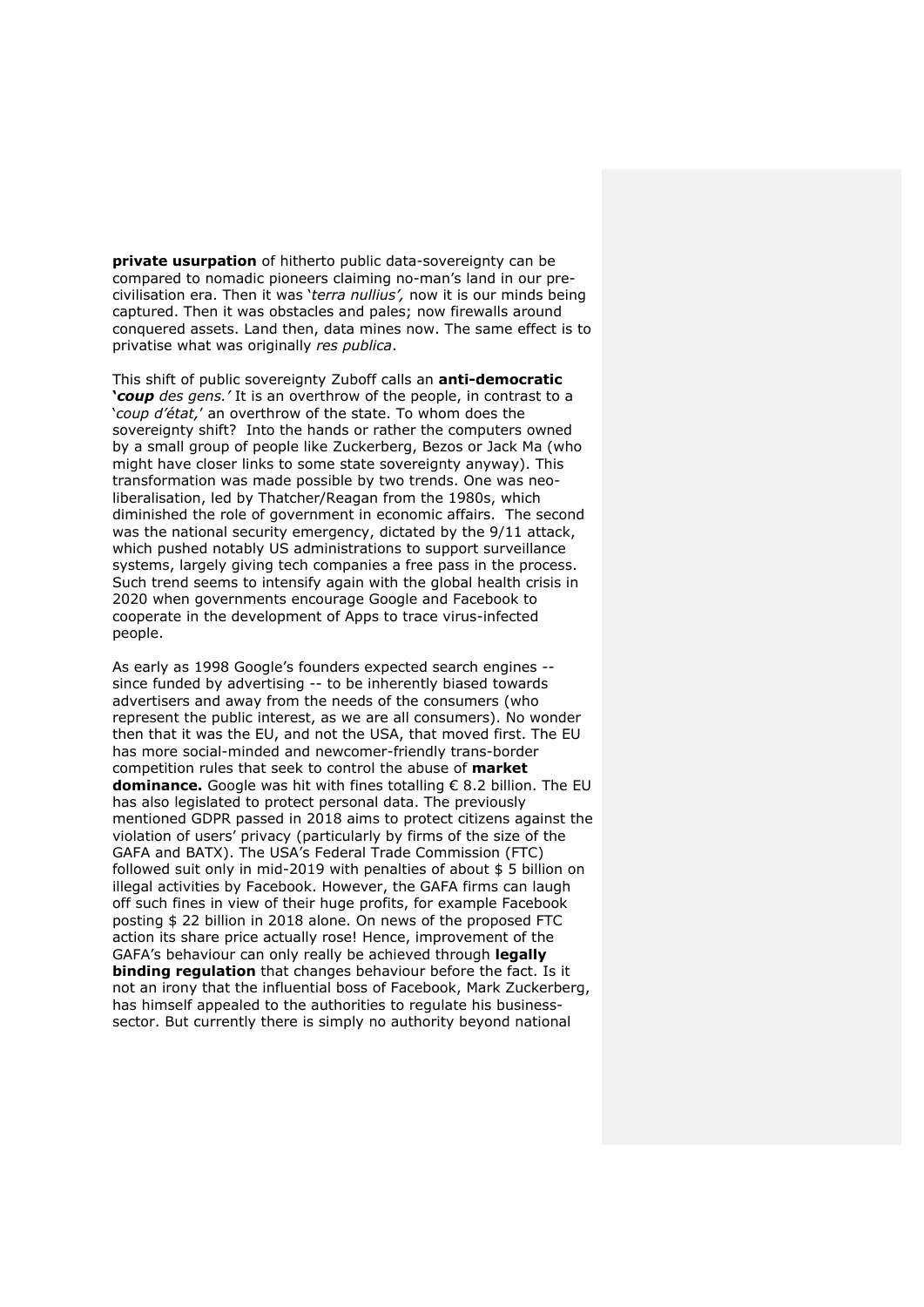**private usurpation** of hitherto public data-sovereignty can be compared to nomadic pioneers claiming no-man's land in our pre-civilisation era. Then it was '*terra nullius',* now it is our minds being captured. Then it was obstacles and pales; now firewalls around conquered assets. Land then, data mines now. The same effect is to privatise what was originally *res publica*.

This shift of public sovereignty Zuboff calls an **anti-democratic '*coup*** *des gens.'* It is an overthrow of the people, in contrast to a '*coup d'état,*' an overthrow of the state. To whom does the sovereignty shift? Into the hands or rather the computers owned by a small group of people like Zuckerberg, Bezos or Jack Ma (who might have closer links to some state sovereignty anyway). This transformation was made possible by two trends. One was neo-liberalisation, led by Thatcher/Reagan from the 1980s, which diminished the role of government in economic affairs. The second was the national security emergency, dictated by the 9/11 attack, which pushed notably US administrations to support surveillance systems, largely giving tech companies a free pass in the process. Such trend seems to intensify again with the global health crisis in 2020 when governments encourage Google and Facebook to cooperate in the development of Apps to trace virus-infected people.

As early as 1998 Google's founders expected search engines -- since funded by advertising -- to be inherently biased towards advertisers and away from the needs of the consumers (who represent the public interest, as we are all consumers). No wonder then that it was the EU, and not the USA, that moved first. The EU has more social-minded and newcomer-friendly trans-border competition rules that seek to control the abuse of **market dominance.** Google was hit with fines totalling € 8.2 billion. The EU has also legislated to protect personal data. The previously mentioned GDPR passed in 2018 aims to protect citizens against the violation of users' privacy (particularly by firms of the size of the GAFA and BATX). The USA's Federal Trade Commission (FTC) followed suit only in mid-2019 with penalties of about $ 5 billion on illegal activities by Facebook. However, the GAFA firms can laugh off such fines in view of their huge profits, for example Facebook posting $ 22 billion in 2018 alone. On news of the proposed FTC action its share price actually rose! Hence, improvement of the GAFA's behaviour can only really be achieved through **legally binding regulation** that changes behaviour before the fact. Is it not an irony that the influential boss of Facebook, Mark Zuckerberg, has himself appealed to the authorities to regulate his business-sector. But currently there is simply no authority beyond national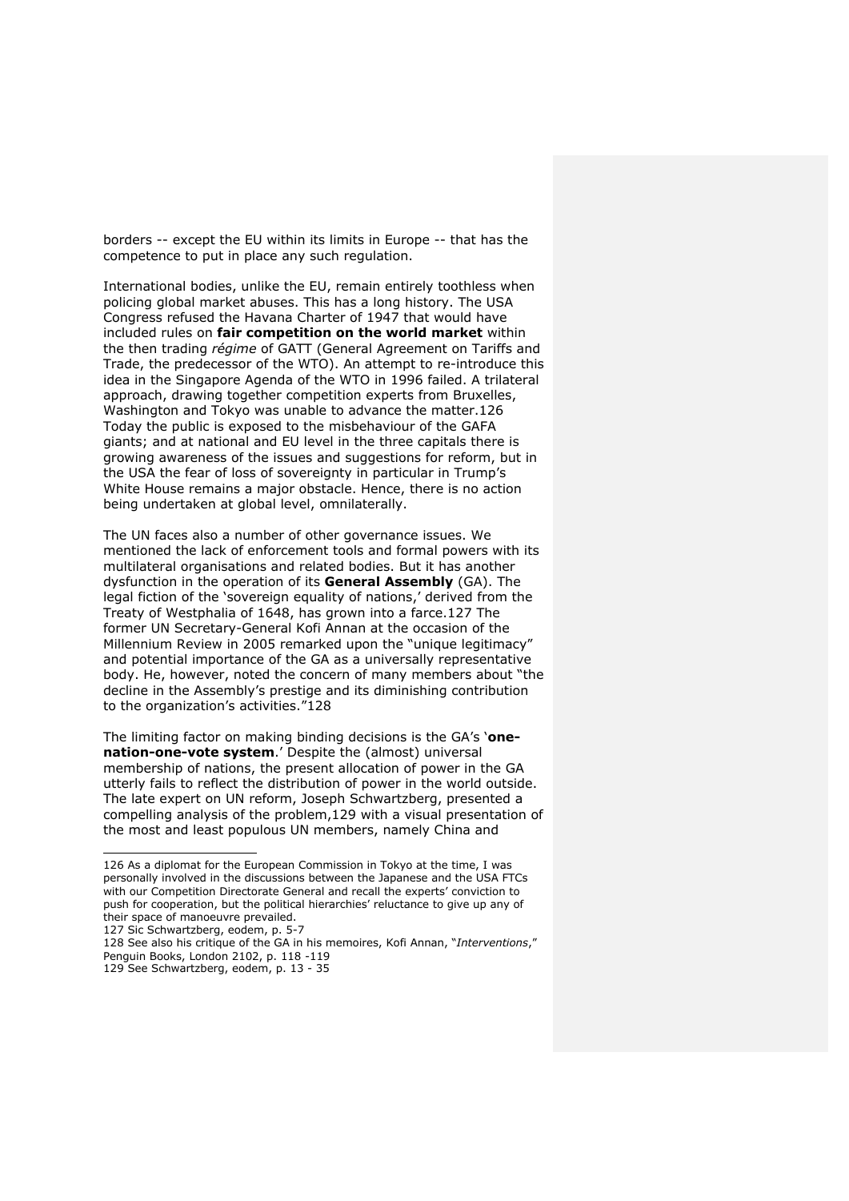borders -- except the EU within its limits in Europe -- that has the competence to put in place any such regulation.

International bodies, unlike the EU, remain entirely toothless when policing global market abuses. This has a long history. The USA Congress refused the Havana Charter of 1947 that would have included rules on **fair competition on the world market** within the then trading *régime* of GATT (General Agreement on Tariffs and Trade, the predecessor of the WTO). An attempt to re-introduce this idea in the Singapore Agenda of the WTO in 1996 failed. A trilateral approach, drawing together competition experts from Bruxelles, Washington and Tokyo was unable to advance the matter.126 Today the public is exposed to the misbehaviour of the GAFA giants; and at national and EU level in the three capitals there is growing awareness of the issues and suggestions for reform, but in the USA the fear of loss of sovereignty in particular in Trump's White House remains a major obstacle. Hence, there is no action being undertaken at global level, omnilaterally.

The UN faces also a number of other governance issues. We mentioned the lack of enforcement tools and formal powers with its multilateral organisations and related bodies. But it has another dysfunction in the operation of its **General Assembly** (GA). The legal fiction of the 'sovereign equality of nations,' derived from the Treaty of Westphalia of 1648, has grown into a farce.127 The former UN Secretary-General Kofi Annan at the occasion of the Millennium Review in 2005 remarked upon the "unique legitimacy" and potential importance of the GA as a universally representative body. He, however, noted the concern of many members about "the decline in the Assembly's prestige and its diminishing contribution to the organization's activities."128

The limiting factor on making binding decisions is the GA's '**one-nation-one-vote system**.' Despite the (almost) universal membership of nations, the present allocation of power in the GA utterly fails to reflect the distribution of power in the world outside. The late expert on UN reform, Joseph Schwartzberg, presented a compelling analysis of the problem,129 with a visual presentation of the most and least populous UN members, namely China and

---

126 As a diplomat for the European Commission in Tokyo at the time, I was personally involved in the discussions between the Japanese and the USA FTCs with our Competition Directorate General and recall the experts' conviction to push for cooperation, but the political hierarchies' reluctance to give up any of their space of manoeuvre prevailed.

127 Sic Schwartzberg, eodem, p. 5-7

128 See also his critique of the GA in his memoires, Kofi Annan, "*Interventions*," Penguin Books, London 2102, p. 118 -119

129 See Schwartzberg, eodem, p. 13 - 35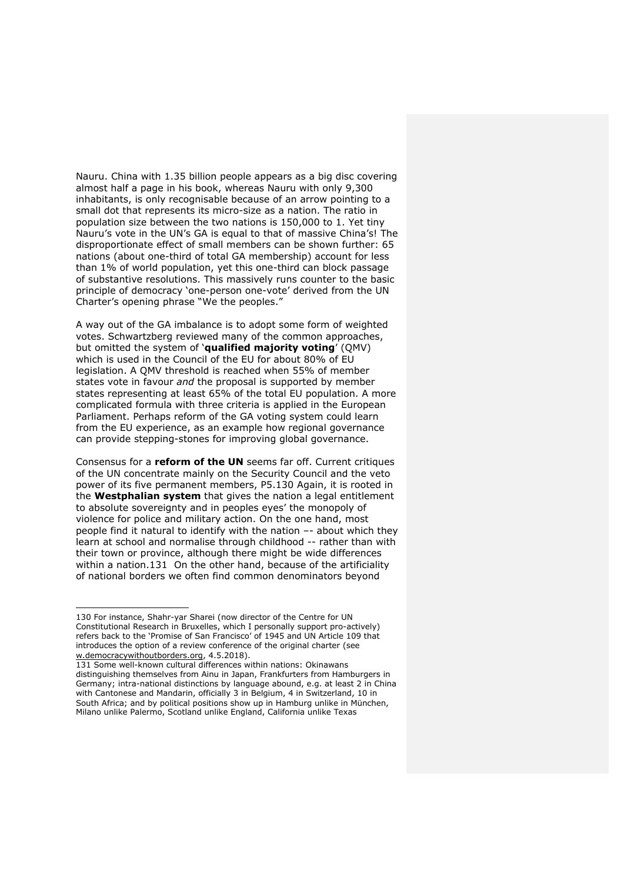Nauru. China with 1.35 billion people appears as a big disc covering almost half a page in his book, whereas Nauru with only 9,300 inhabitants, is only recognisable because of an arrow pointing to a small dot that represents its micro-size as a nation. The ratio in population size between the two nations is 150,000 to 1. Yet tiny Nauru's vote in the UN's GA is equal to that of massive China's! The disproportionate effect of small members can be shown further: 65 nations (about one-third of total GA membership) account for less than 1% of world population, yet this one-third can block passage of substantive resolutions. This massively runs counter to the basic principle of democracy 'one-person one-vote' derived from the UN Charter's opening phrase "We the peoples."

A way out of the GA imbalance is to adopt some form of weighted votes. Schwartzberg reviewed many of the common approaches, but omitted the system of '**qualified majority voting**' (QMV) which is used in the Council of the EU for about 80% of EU legislation. A QMV threshold is reached when 55% of member states vote in favour *and* the proposal is supported by member states representing at least 65% of the total EU population. A more complicated formula with three criteria is applied in the European Parliament. Perhaps reform of the GA voting system could learn from the EU experience, as an example how regional governance can provide stepping-stones for improving global governance.

Consensus for a **reform of the UN** seems far off. Current critiques of the UN concentrate mainly on the Security Council and the veto power of its five permanent members, P5.[130] Again, it is rooted in the **Westphalian system** that gives the nation a legal entitlement to absolute sovereignty and in peoples eyes' the monopoly of violence for police and military action. On the one hand, most people find it natural to identify with the nation –- about which they learn at school and normalise through childhood -- rather than with their town or province, although there might be wide differences within a nation.[131] On the other hand, because of the artificiality of national borders we often find common denominators beyond

---

[130] For instance, Shahr-yar Sharei (now director of the Centre for UN Constitutional Research in Bruxelles, which I personally support pro-actively) refers back to the 'Promise of San Francisco' of 1945 and UN Article 109 that introduces the option of a review conference of the original charter (see w.democracywithoutborders.org, 4.5.2018).

[131] Some well-known cultural differences within nations: Okinawans distinguishing themselves from Ainu in Japan, Frankfurters from Hamburgers in Germany; intra-national distinctions by language abound, e.g. at least 2 in China with Cantonese and Mandarin, officially 3 in Belgium, 4 in Switzerland, 10 in South Africa; and by political positions show up in Hamburg unlike in München, Milano unlike Palermo, Scotland unlike England, California unlike Texas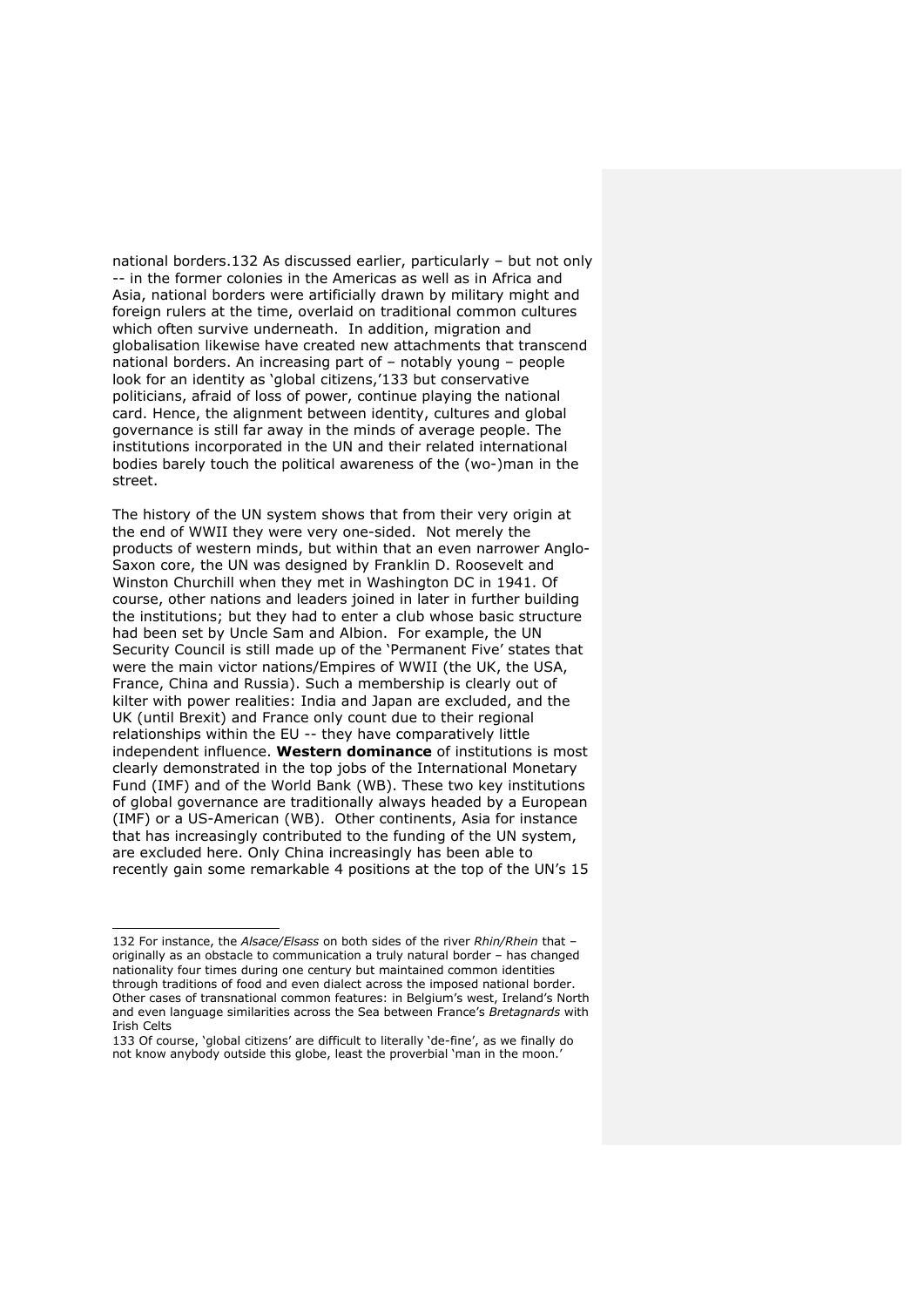national borders.[132] As discussed earlier, particularly – but not only -- in the former colonies in the Americas as well as in Africa and Asia, national borders were artificially drawn by military might and foreign rulers at the time, overlaid on traditional common cultures which often survive underneath. In addition, migration and globalisation likewise have created new attachments that transcend national borders. An increasing part of – notably young – people look for an identity as 'global citizens,'[133] but conservative politicians, afraid of loss of power, continue playing the national card. Hence, the alignment between identity, cultures and global governance is still far away in the minds of average people. The institutions incorporated in the UN and their related international bodies barely touch the political awareness of the (wo-)man in the street.

The history of the UN system shows that from their very origin at the end of WWII they were very one-sided. Not merely the products of western minds, but within that an even narrower Anglo-Saxon core, the UN was designed by Franklin D. Roosevelt and Winston Churchill when they met in Washington DC in 1941. Of course, other nations and leaders joined in later in further building the institutions; but they had to enter a club whose basic structure had been set by Uncle Sam and Albion. For example, the UN Security Council is still made up of the 'Permanent Five' states that were the main victor nations/Empires of WWII (the UK, the USA, France, China and Russia). Such a membership is clearly out of kilter with power realities: India and Japan are excluded, and the UK (until Brexit) and France only count due to their regional relationships within the EU -- they have comparatively little independent influence. **Western dominance** of institutions is most clearly demonstrated in the top jobs of the International Monetary Fund (IMF) and of the World Bank (WB). These two key institutions of global governance are traditionally always headed by a European (IMF) or a US-American (WB). Other continents, Asia for instance that has increasingly contributed to the funding of the UN system, are excluded here. Only China increasingly has been able to recently gain some remarkable 4 positions at the top of the UN's 15

---

132 For instance, the *Alsace/Elsass* on both sides of the river *Rhin/Rhein* that – originally as an obstacle to communication a truly natural border – has changed nationality four times during one century but maintained common identities through traditions of food and even dialect across the imposed national border. Other cases of transnational common features: in Belgium's west, Ireland's North and even language similarities across the Sea between France's *Bretagnards* with Irish Celts

133 Of course, 'global citizens' are difficult to literally 'de-fine', as we finally do not know anybody outside this globe, least the proverbial 'man in the moon.'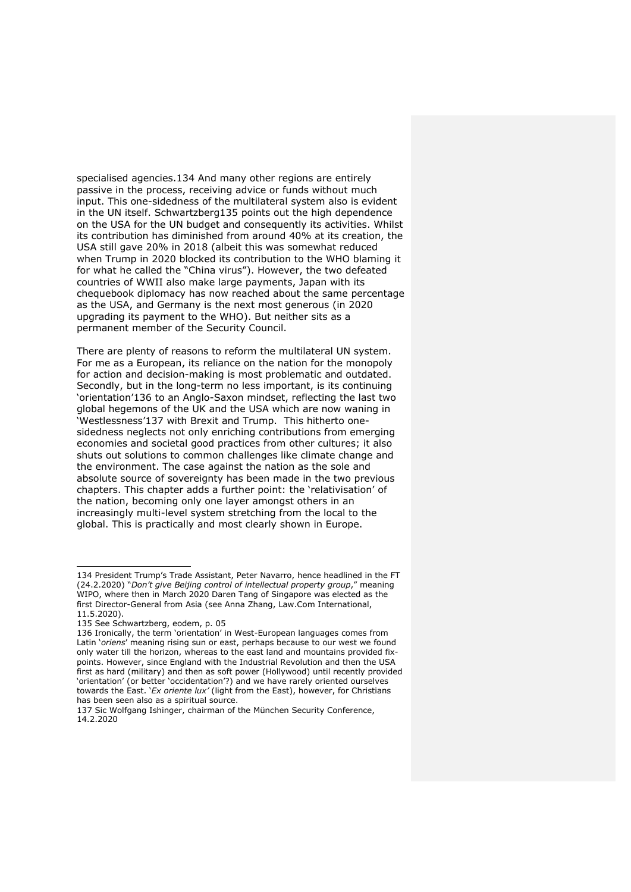specialised agencies.[134] And many other regions are entirely passive in the process, receiving advice or funds without much input. This one-sidedness of the multilateral system also is evident in the UN itself. Schwartzberg[135] points out the high dependence on the USA for the UN budget and consequently its activities. Whilst its contribution has diminished from around 40% at its creation, the USA still gave 20% in 2018 (albeit this was somewhat reduced when Trump in 2020 blocked its contribution to the WHO blaming it for what he called the "China virus"). However, the two defeated countries of WWII also make large payments, Japan with its chequebook diplomacy has now reached about the same percentage as the USA, and Germany is the next most generous (in 2020 upgrading its payment to the WHO). But neither sits as a permanent member of the Security Council.

There are plenty of reasons to reform the multilateral UN system. For me as a European, its reliance on the nation for the monopoly for action and decision-making is most problematic and outdated. Secondly, but in the long-term no less important, is its continuing 'orientation'[136] to an Anglo-Saxon mindset, reflecting the last two global hegemons of the UK and the USA which are now waning in 'Westlessness'[137] with Brexit and Trump. This hitherto one-sidedness neglects not only enriching contributions from emerging economies and societal good practices from other cultures; it also shuts out solutions to common challenges like climate change and the environment. The case against the nation as the sole and absolute source of sovereignty has been made in the two previous chapters. This chapter adds a further point: the 'relativisation' of the nation, becoming only one layer amongst others in an increasingly multi-level system stretching from the local to the global. This is practically and most clearly shown in Europe.

---

134 President Trump's Trade Assistant, Peter Navarro, hence headlined in the FT (24.2.2020) "*Don't give Beijing control of intellectual property group*," meaning WIPO, where then in March 2020 Daren Tang of Singapore was elected as the first Director-General from Asia (see Anna Zhang, Law.Com International, 11.5.2020).

135 See Schwartzberg, eodem, p. 05

136 Ironically, the term 'orientation' in West-European languages comes from Latin '*oriens*' meaning rising sun or east, perhaps because to our west we found only water till the horizon, whereas to the east land and mountains provided fix-points. However, since England with the Industrial Revolution and then the USA first as hard (military) and then as soft power (Hollywood) until recently provided 'orientation' (or better 'occidentation'?) and we have rarely oriented ourselves towards the East. '*Ex oriente lux'* (light from the East), however, for Christians has been seen also as a spiritual source.

137 Sic Wolfgang Ishinger, chairman of the München Security Conference, 14.2.2020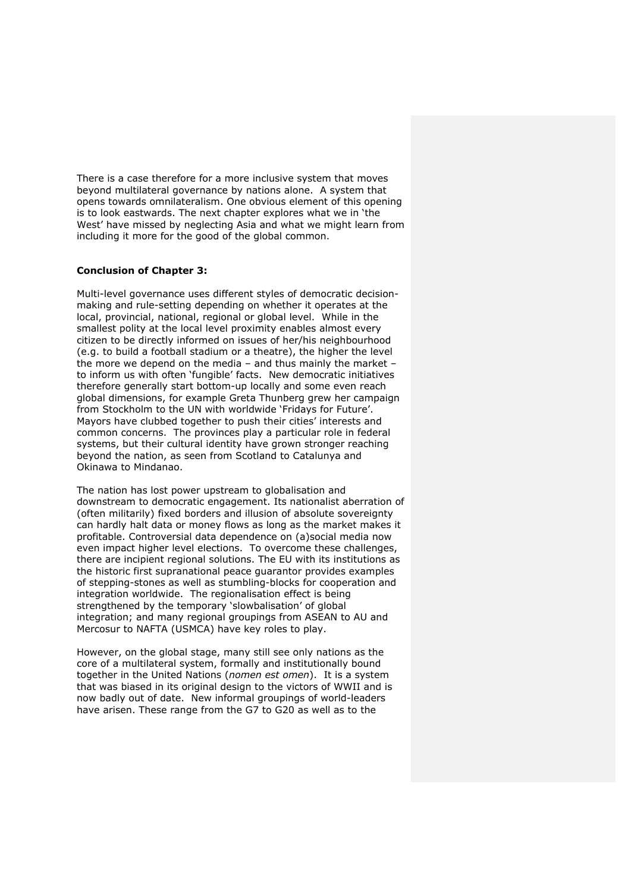There is a case therefore for a more inclusive system that moves beyond multilateral governance by nations alone. A system that opens towards omnilateralism. One obvious element of this opening is to look eastwards. The next chapter explores what we in 'the West' have missed by neglecting Asia and what we might learn from including it more for the good of the global common.

**Conclusion of Chapter 3:**

Multi-level governance uses different styles of democratic decision-making and rule-setting depending on whether it operates at the local, provincial, national, regional or global level. While in the smallest polity at the local level proximity enables almost every citizen to be directly informed on issues of her/his neighbourhood (e.g. to build a football stadium or a theatre), the higher the level the more we depend on the media – and thus mainly the market – to inform us with often 'fungible' facts. New democratic initiatives therefore generally start bottom-up locally and some even reach global dimensions, for example Greta Thunberg grew her campaign from Stockholm to the UN with worldwide 'Fridays for Future'. Mayors have clubbed together to push their cities' interests and common concerns. The provinces play a particular role in federal systems, but their cultural identity have grown stronger reaching beyond the nation, as seen from Scotland to Catalunya and Okinawa to Mindanao.

The nation has lost power upstream to globalisation and downstream to democratic engagement. Its nationalist aberration of (often militarily) fixed borders and illusion of absolute sovereignty can hardly halt data or money flows as long as the market makes it profitable. Controversial data dependence on (a)social media now even impact higher level elections. To overcome these challenges, there are incipient regional solutions. The EU with its institutions as the historic first supranational peace guarantor provides examples of stepping-stones as well as stumbling-blocks for cooperation and integration worldwide. The regionalisation effect is being strengthened by the temporary 'slowbalisation' of global integration; and many regional groupings from ASEAN to AU and Mercosur to NAFTA (USMCA) have key roles to play.

However, on the global stage, many still see only nations as the core of a multilateral system, formally and institutionally bound together in the United Nations (*nomen est omen*). It is a system that was biased in its original design to the victors of WWII and is now badly out of date. New informal groupings of world-leaders have arisen. These range from the G7 to G20 as well as to the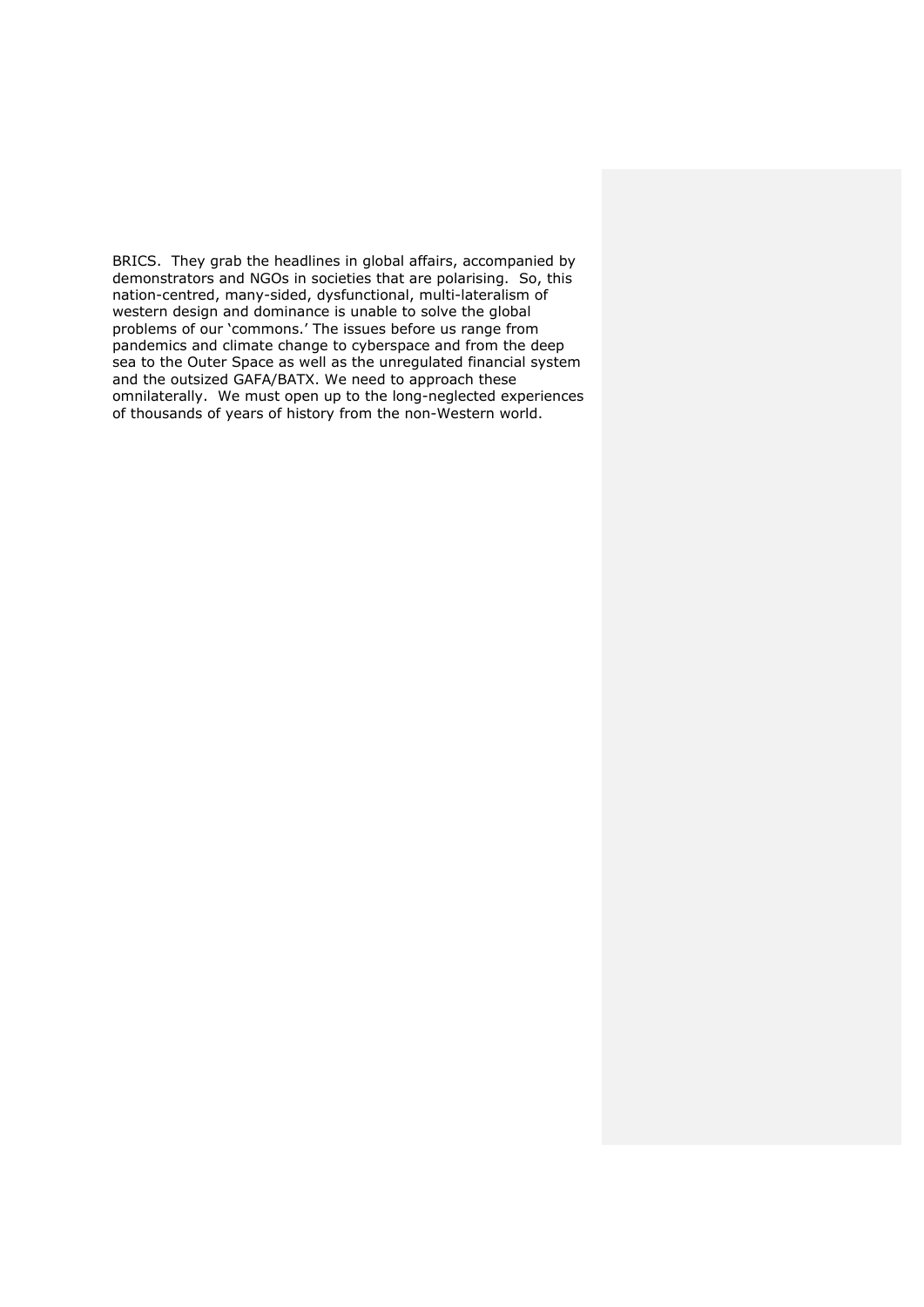BRICS. They grab the headlines in global affairs, accompanied by demonstrators and NGOs in societies that are polarising. So, this nation-centred, many-sided, dysfunctional, multi-lateralism of western design and dominance is unable to solve the global problems of our 'commons.' The issues before us range from pandemics and climate change to cyberspace and from the deep sea to the Outer Space as well as the unregulated financial system and the outsized GAFA/BATX. We need to approach these omnilaterally. We must open up to the long-neglected experiences of thousands of years of history from the non-Western world.